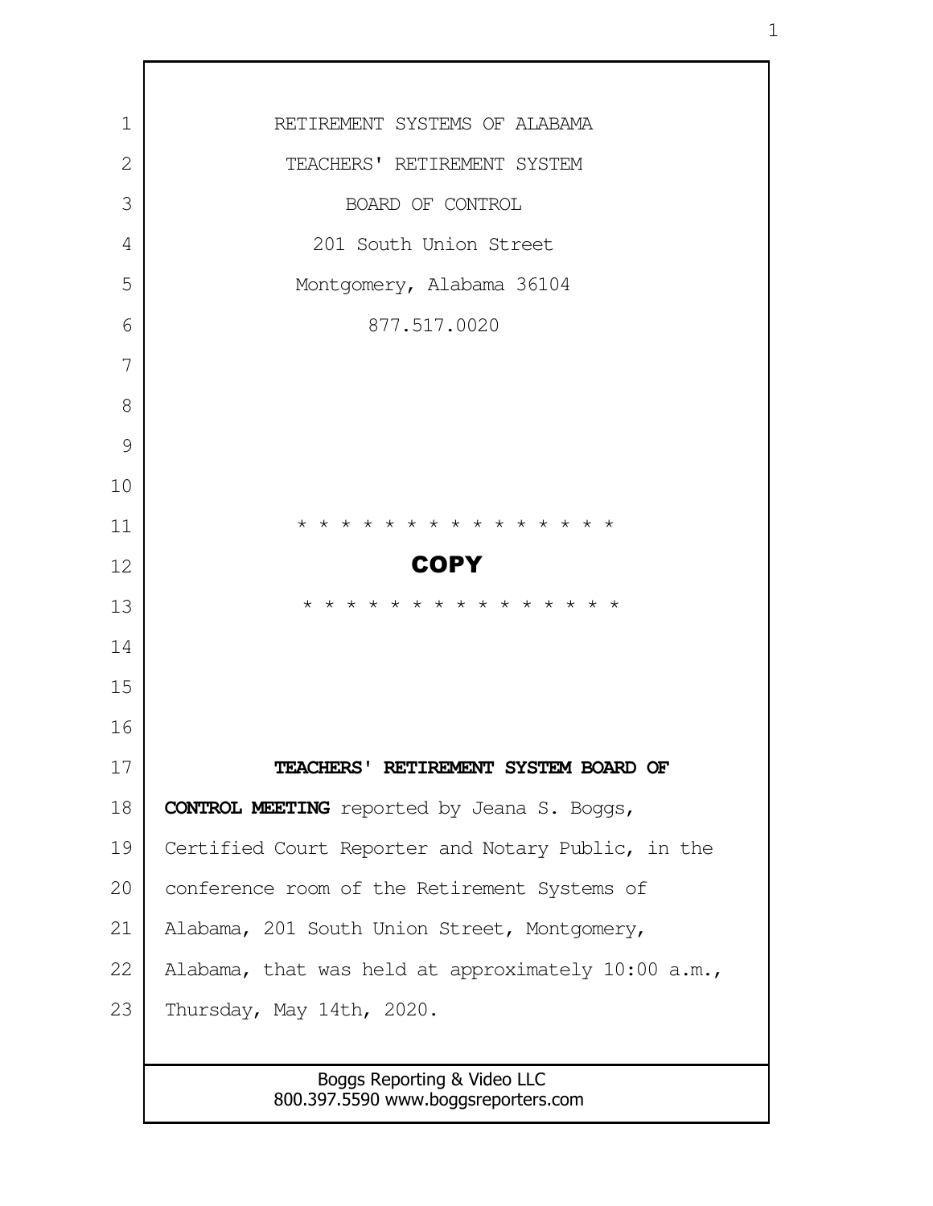RETIREMENT SYSTEMS OF ALABAMA

TEACHERS' RETIREMENT SYSTEM

BOARD OF CONTROL

201 South Union Street

Montgomery, Alabama 36104

877.517.0020

* * * * * * * * * * * * * * * *

**COPY**

* * * * * * * * * * * * * * * *

**TEACHERS' RETIREMENT SYSTEM BOARD OF CONTROL MEETING** reported by Jeana S. Boggs, Certified Court Reporter and Notary Public, in the conference room of the Retirement Systems of Alabama, 201 South Union Street, Montgomery, Alabama, that was held at approximately 10:00 a.m., Thursday, May 14th, 2020.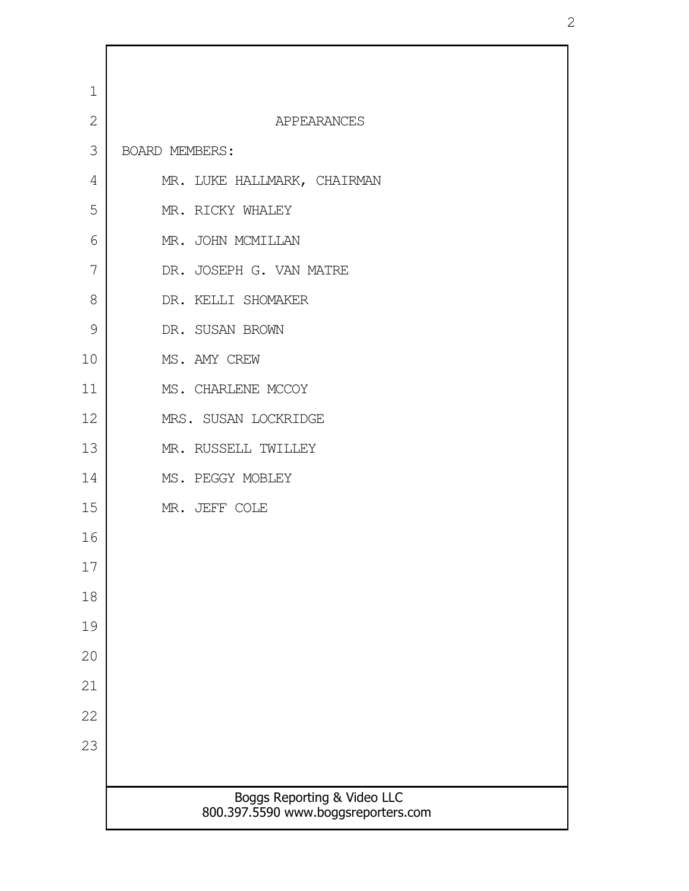## APPEARANCES

BOARD MEMBERS:

- MR. LUKE HALLMARK, CHAIRMAN
- MR. RICKY WHALEY
- MR. JOHN MCMILLAN
- DR. JOSEPH G. VAN MATRE
- DR. KELLI SHOMAKER
- DR. SUSAN BROWN
- MS. AMY CREW
- MS. CHARLENE MCCOY
- MRS. SUSAN LOCKRIDGE
- MR. RUSSELL TWILLEY
- MS. PEGGY MOBLEY
- MR. JEFF COLE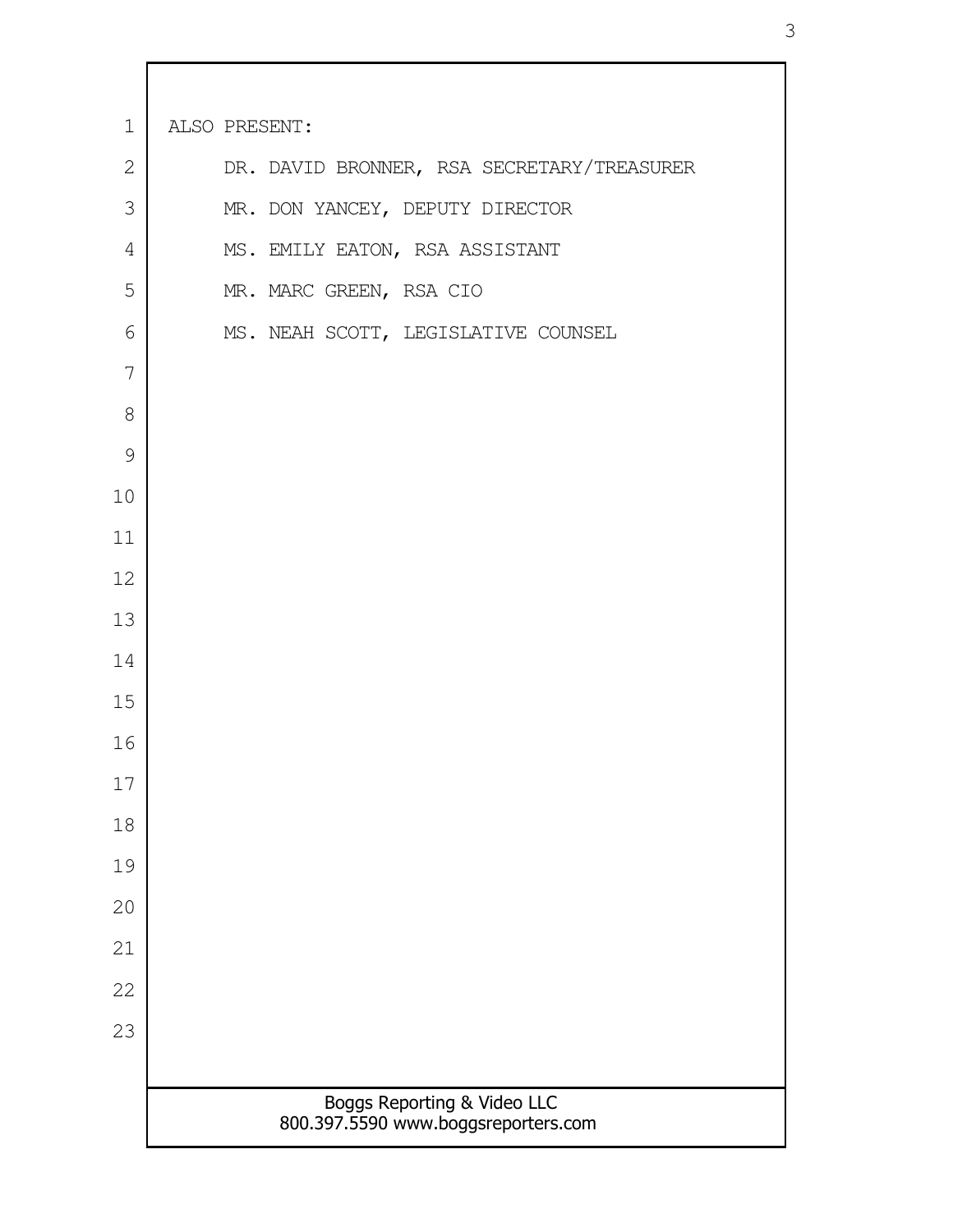ALSO PRESENT:

DR. DAVID BRONNER, RSA SECRETARY/TREASURER

MR. DON YANCEY, DEPUTY DIRECTOR

MS. EMILY EATON, RSA ASSISTANT

MR. MARC GREEN, RSA CIO

MS. NEAH SCOTT, LEGISLATIVE COUNSEL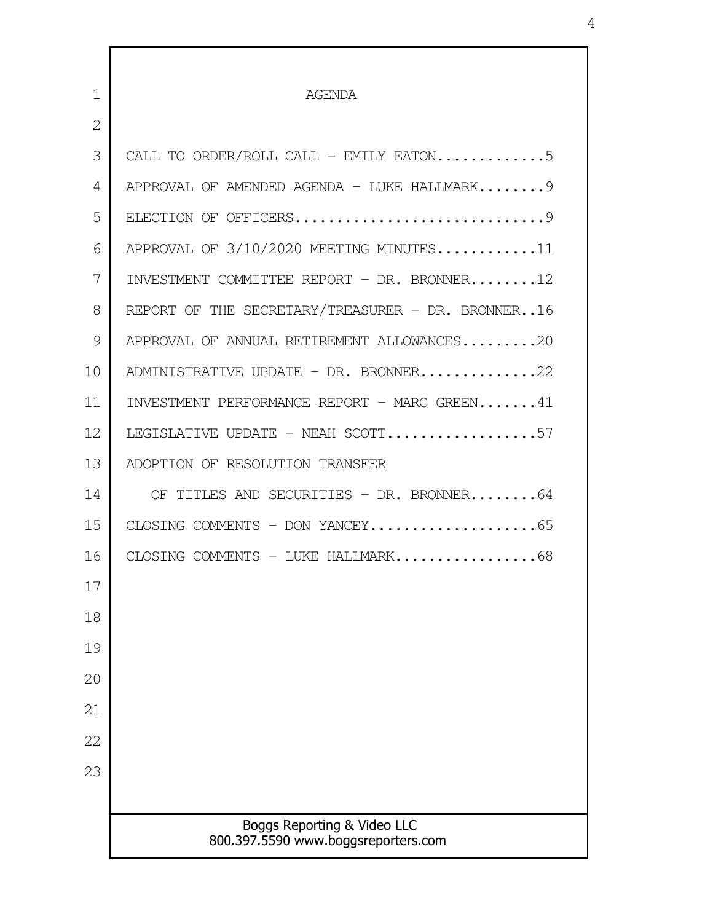# AGENDA

CALL TO ORDER/ROLL CALL - EMILY EATON.............5

APPROVAL OF AMENDED AGENDA - LUKE HALLMARK........9

ELECTION OF OFFICERS..............................9

APPROVAL OF 3/10/2020 MEETING MINUTES............11

INVESTMENT COMMITTEE REPORT - DR. BRONNER........12

REPORT OF THE SECRETARY/TREASURER - DR. BRONNER..16

APPROVAL OF ANNUAL RETIREMENT ALLOWANCES.........20

ADMINISTRATIVE UPDATE - DR. BRONNER..............22

INVESTMENT PERFORMANCE REPORT - MARC GREEN.......41

LEGISLATIVE UPDATE - NEAH SCOTT..................57

ADOPTION OF RESOLUTION TRANSFER
OF TITLES AND SECURITIES - DR. BRONNER........64

CLOSING COMMENTS - DON YANCEY....................65

CLOSING COMMENTS - LUKE HALLMARK.................68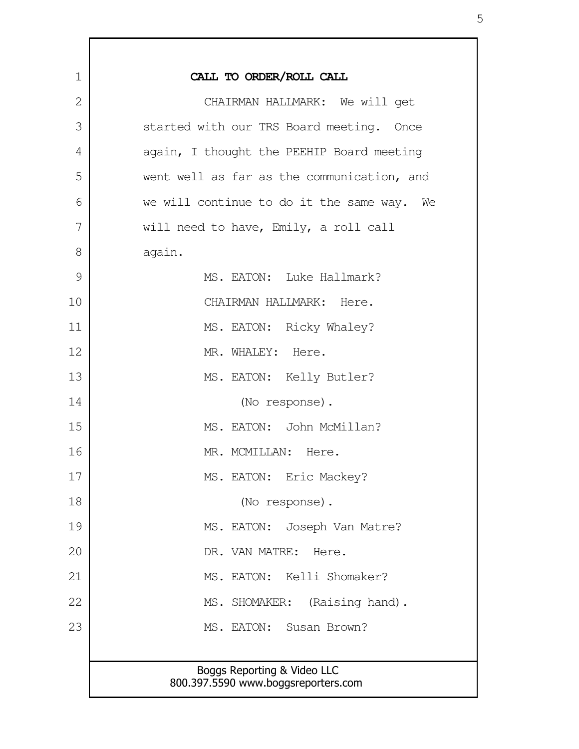**CALL TO ORDER/ROLL CALL**

CHAIRMAN HALLMARK: We will get started with our TRS Board meeting. Once again, I thought the PEEHIP Board meeting went well as far as the communication, and we will continue to do it the same way. We will need to have, Emily, a roll call again.

MS. EATON: Luke Hallmark?

CHAIRMAN HALLMARK: Here.

MS. EATON: Ricky Whaley?

MR. WHALEY: Here.

MS. EATON: Kelly Butler?

(No response).

MS. EATON: John McMillan?

MR. MCMILLAN: Here.

MS. EATON: Eric Mackey?

(No response).

MS. EATON: Joseph Van Matre?

DR. VAN MATRE: Here.

MS. EATON: Kelli Shomaker?

MS. SHOMAKER: (Raising hand).

MS. EATON: Susan Brown?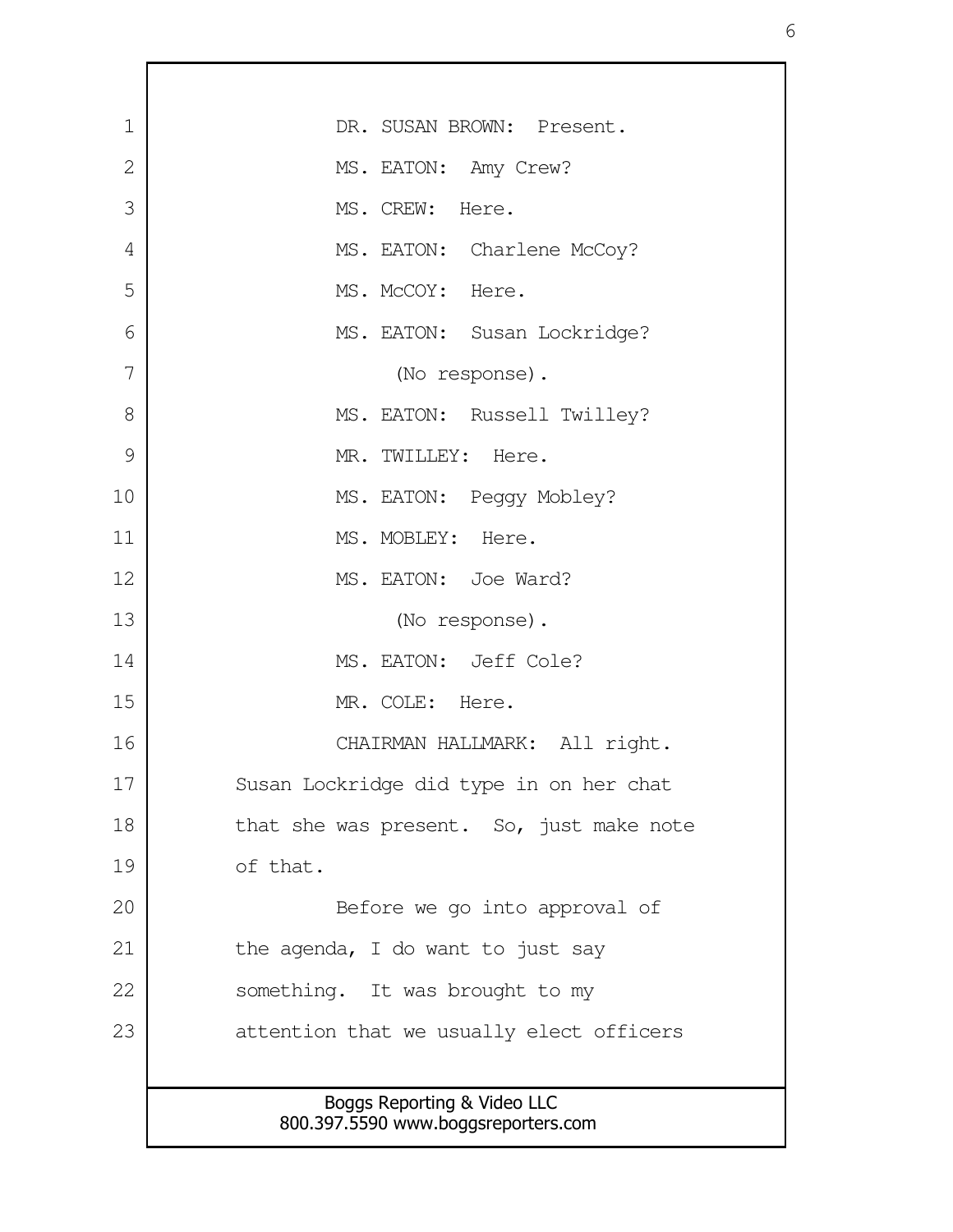DR. SUSAN BROWN: Present.

MS. EATON: Amy Crew?

MS. CREW: Here.

MS. EATON: Charlene McCoy?

MS. McCOY: Here.

MS. EATON: Susan Lockridge?

(No response).

MS. EATON: Russell Twilley?

MR. TWILLEY: Here.

MS. EATON: Peggy Mobley?

MS. MOBLEY: Here.

MS. EATON: Joe Ward?

(No response).

MS. EATON: Jeff Cole?

MR. COLE: Here.

CHAIRMAN HALLMARK: All right. Susan Lockridge did type in on her chat that she was present. So, just make note of that.

Before we go into approval of the agenda, I do want to just say something. It was brought to my attention that we usually elect officers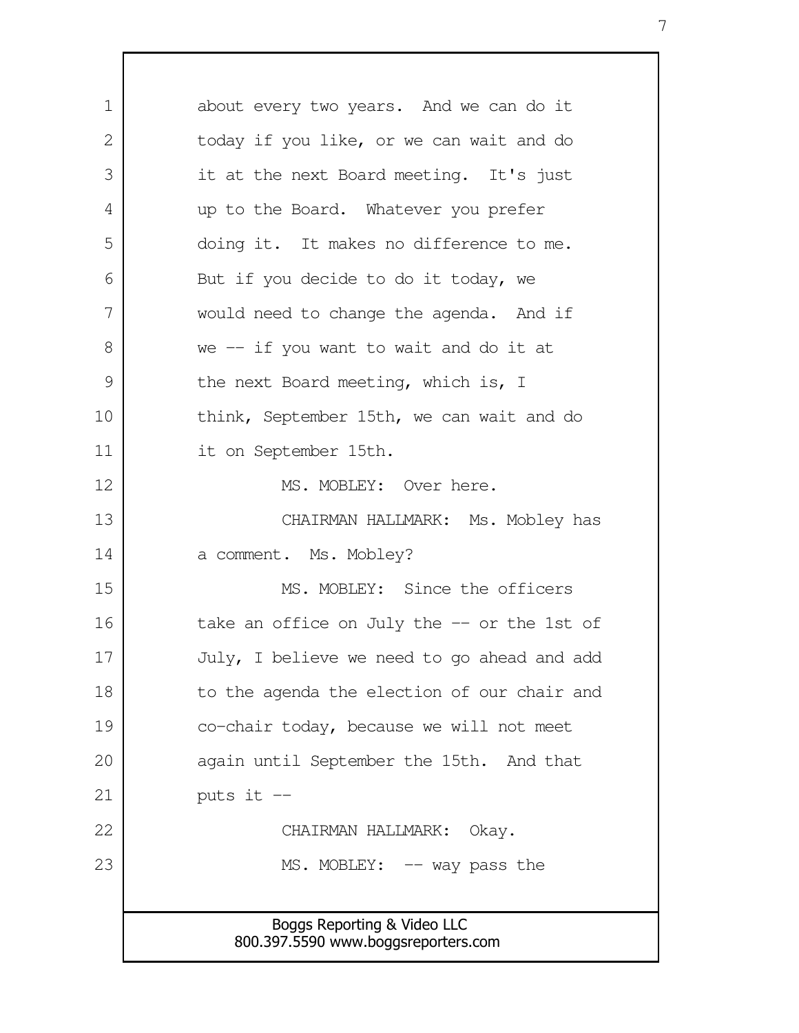about every two years. And we can do it today if you like, or we can wait and do it at the next Board meeting. It's just up to the Board. Whatever you prefer doing it. It makes no difference to me. But if you decide to do it today, we would need to change the agenda. And if we -- if you want to wait and do it at the next Board meeting, which is, I think, September 15th, we can wait and do it on September 15th.

MS. MOBLEY: Over here.

CHAIRMAN HALLMARK: Ms. Mobley has a comment. Ms. Mobley?

MS. MOBLEY: Since the officers take an office on July the -- or the 1st of July, I believe we need to go ahead and add to the agenda the election of our chair and co-chair today, because we will not meet again until September the 15th. And that puts it --

CHAIRMAN HALLMARK: Okay.

MS. MOBLEY: -- way pass the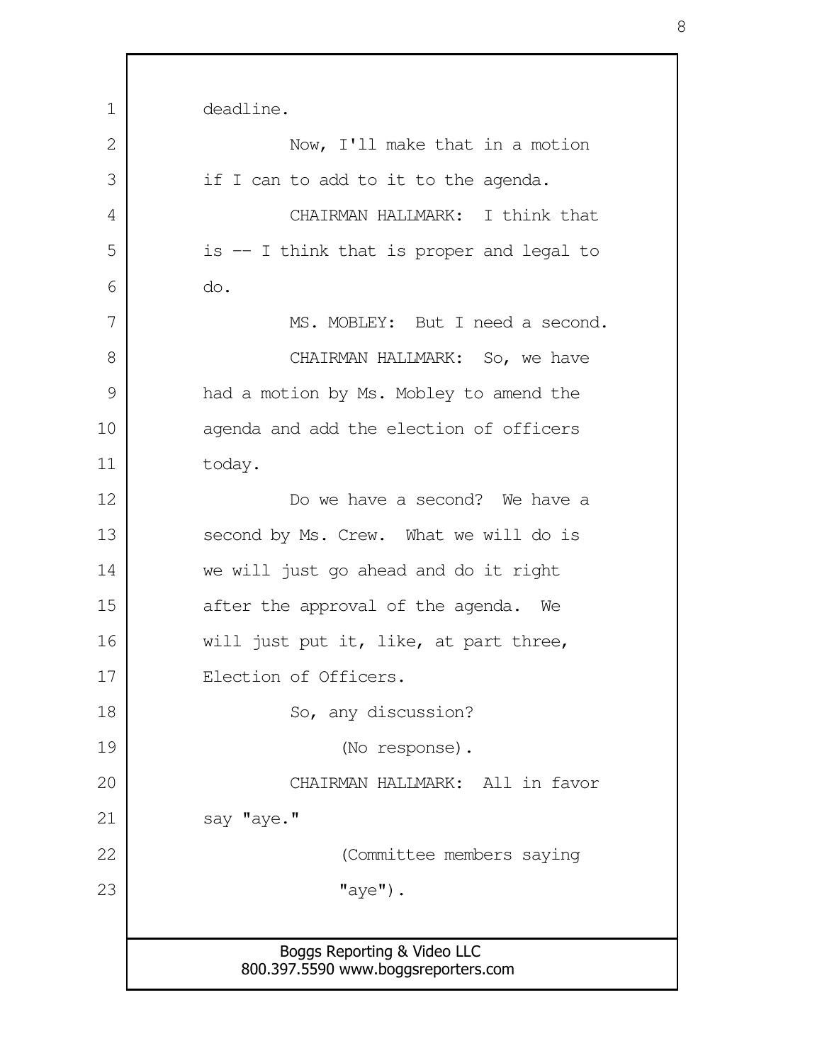deadline.

Now, I'll make that in a motion if I can to add to it to the agenda.

CHAIRMAN HALLMARK: I think that is -- I think that is proper and legal to do.

MS. MOBLEY: But I need a second.

CHAIRMAN HALLMARK: So, we have had a motion by Ms. Mobley to amend the agenda and add the election of officers today.

Do we have a second? We have a second by Ms. Crew. What we will do is we will just go ahead and do it right after the approval of the agenda. We will just put it, like, at part three, Election of Officers.

So, any discussion?

(No response).

CHAIRMAN HALLMARK: All in favor say "aye."

(Committee members saying "aye").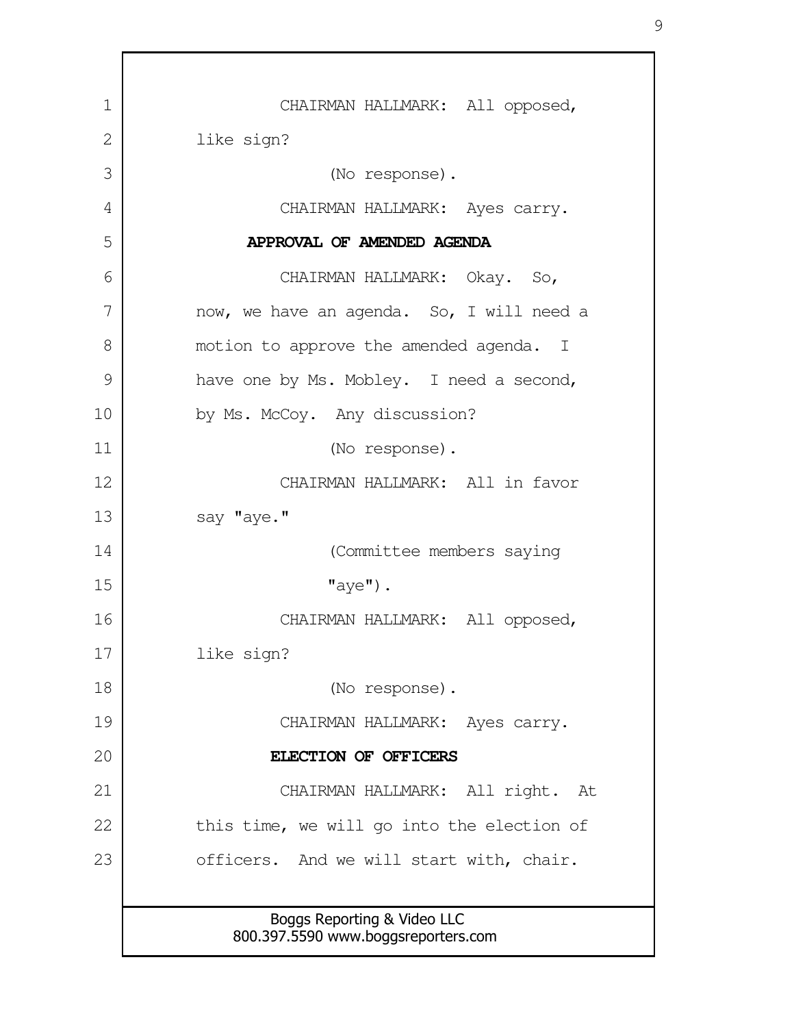CHAIRMAN HALLMARK: All opposed, like sign?

(No response).

CHAIRMAN HALLMARK: Ayes carry.

**APPROVAL OF AMENDED AGENDA**

CHAIRMAN HALLMARK: Okay. So, now, we have an agenda. So, I will need a motion to approve the amended agenda. I have one by Ms. Mobley. I need a second, by Ms. McCoy. Any discussion?

(No response).

CHAIRMAN HALLMARK: All in favor say "aye."

(Committee members saying "aye").

CHAIRMAN HALLMARK: All opposed, like sign?

(No response).

CHAIRMAN HALLMARK: Ayes carry.

**ELECTION OF OFFICERS**

CHAIRMAN HALLMARK: All right. At this time, we will go into the election of officers. And we will start with, chair.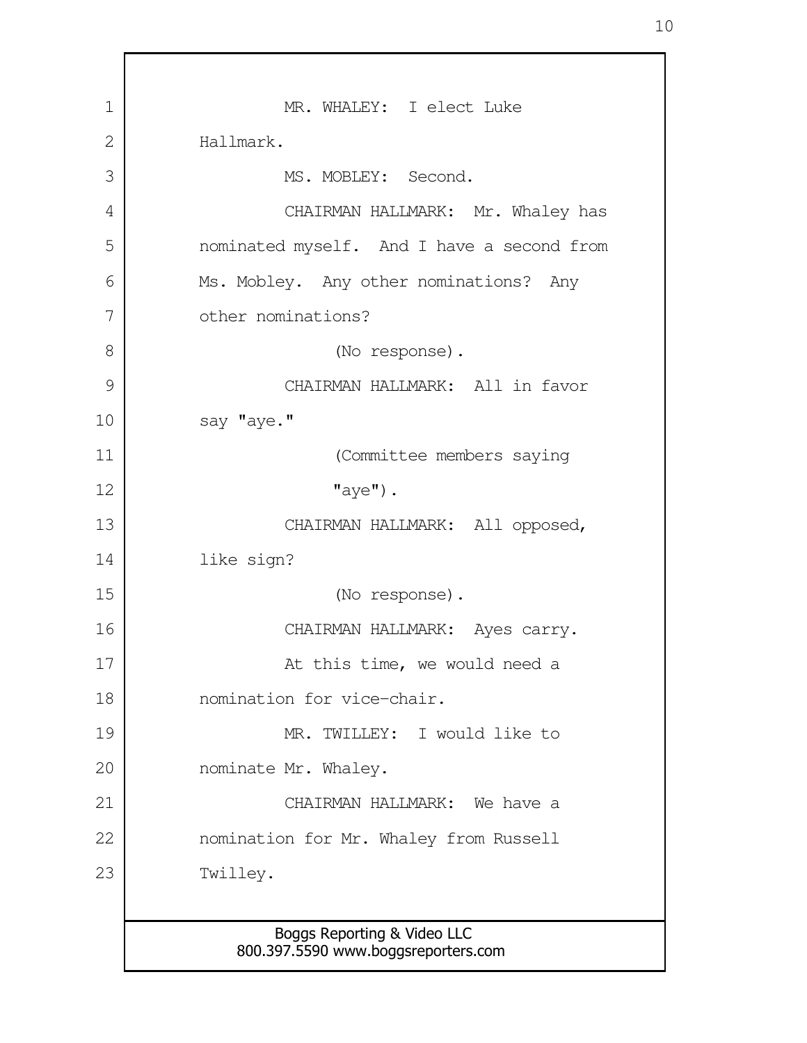MR. WHALEY: I elect Luke Hallmark.

MS. MOBLEY: Second.

CHAIRMAN HALLMARK: Mr. Whaley has nominated myself. And I have a second from Ms. Mobley. Any other nominations? Any other nominations?

(No response).

CHAIRMAN HALLMARK: All in favor say "aye."

(Committee members saying "aye").

CHAIRMAN HALLMARK: All opposed, like sign?

(No response).

CHAIRMAN HALLMARK: Ayes carry.

At this time, we would need a nomination for vice-chair.

MR. TWILLEY: I would like to nominate Mr. Whaley.

CHAIRMAN HALLMARK: We have a nomination for Mr. Whaley from Russell Twilley.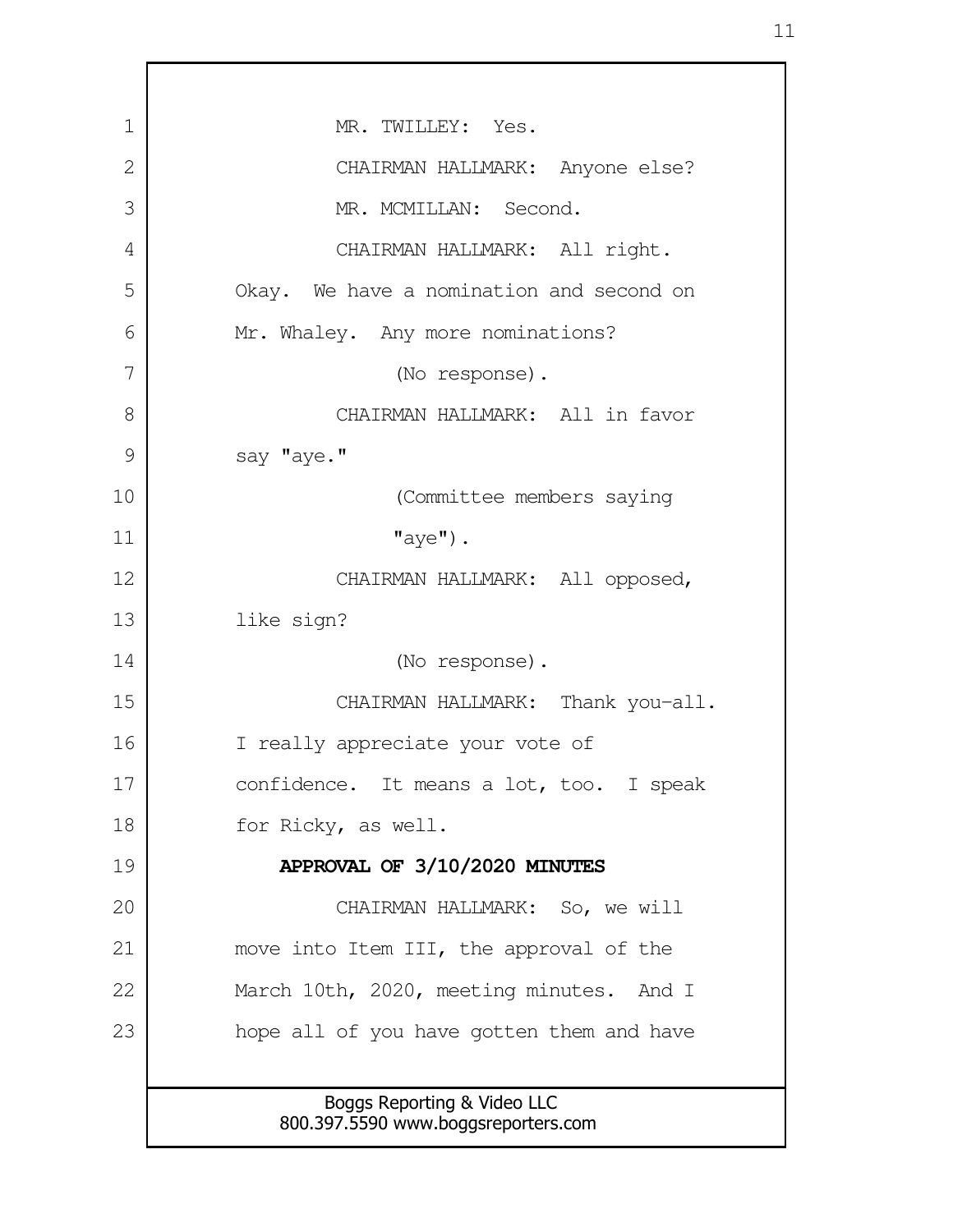MR. TWILLEY: Yes.

CHAIRMAN HALLMARK: Anyone else?

MR. MCMILLAN: Second.

CHAIRMAN HALLMARK: All right. Okay. We have a nomination and second on Mr. Whaley. Any more nominations?

(No response).

CHAIRMAN HALLMARK: All in favor say "aye."

(Committee members saying "aye").

CHAIRMAN HALLMARK: All opposed, like sign?

(No response).

CHAIRMAN HALLMARK: Thank you-all. I really appreciate your vote of confidence. It means a lot, too. I speak for Ricky, as well.

**APPROVAL OF 3/10/2020 MINUTES**

CHAIRMAN HALLMARK: So, we will move into Item III, the approval of the March 10th, 2020, meeting minutes. And I hope all of you have gotten them and have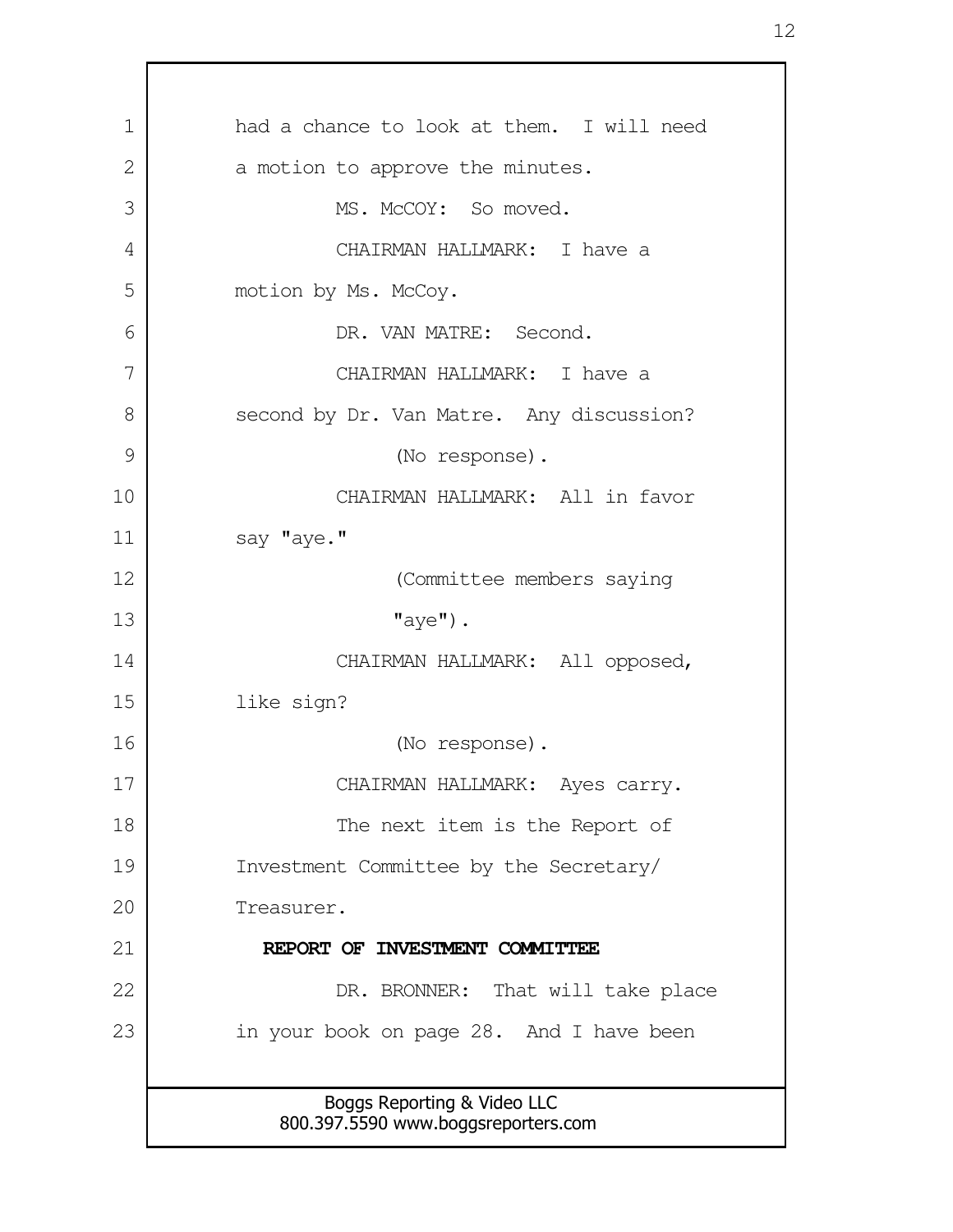had a chance to look at them. I will need a motion to approve the minutes.

MS. McCOY: So moved.

CHAIRMAN HALLMARK: I have a motion by Ms. McCoy.

DR. VAN MATRE: Second.

CHAIRMAN HALLMARK: I have a second by Dr. Van Matre. Any discussion?

(No response).

CHAIRMAN HALLMARK: All in favor say "aye."

(Committee members saying "aye").

CHAIRMAN HALLMARK: All opposed, like sign?

(No response).

CHAIRMAN HALLMARK: Ayes carry.

The next item is the Report of Investment Committee by the Secretary/ Treasurer.

**REPORT OF INVESTMENT COMMITTEE**

DR. BRONNER: That will take place in your book on page 28. And I have been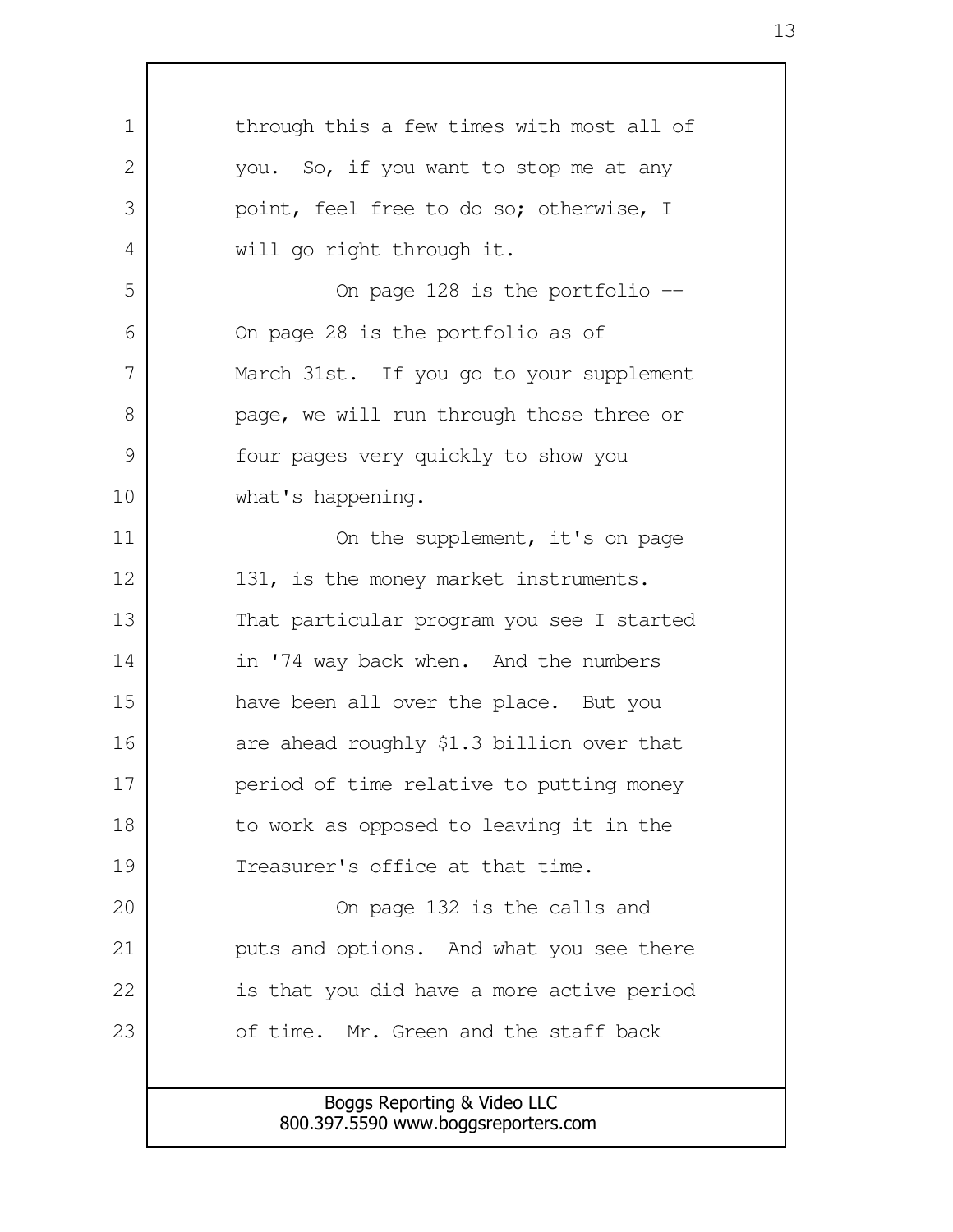through this a few times with most all of you. So, if you want to stop me at any point, feel free to do so; otherwise, I will go right through it.

On page 128 is the portfolio -- On page 28 is the portfolio as of March 31st. If you go to your supplement page, we will run through those three or four pages very quickly to show you what's happening.

On the supplement, it's on page 131, is the money market instruments. That particular program you see I started in '74 way back when. And the numbers have been all over the place. But you are ahead roughly $1.3 billion over that period of time relative to putting money to work as opposed to leaving it in the Treasurer's office at that time.

On page 132 is the calls and puts and options. And what you see there is that you did have a more active period of time. Mr. Green and the staff back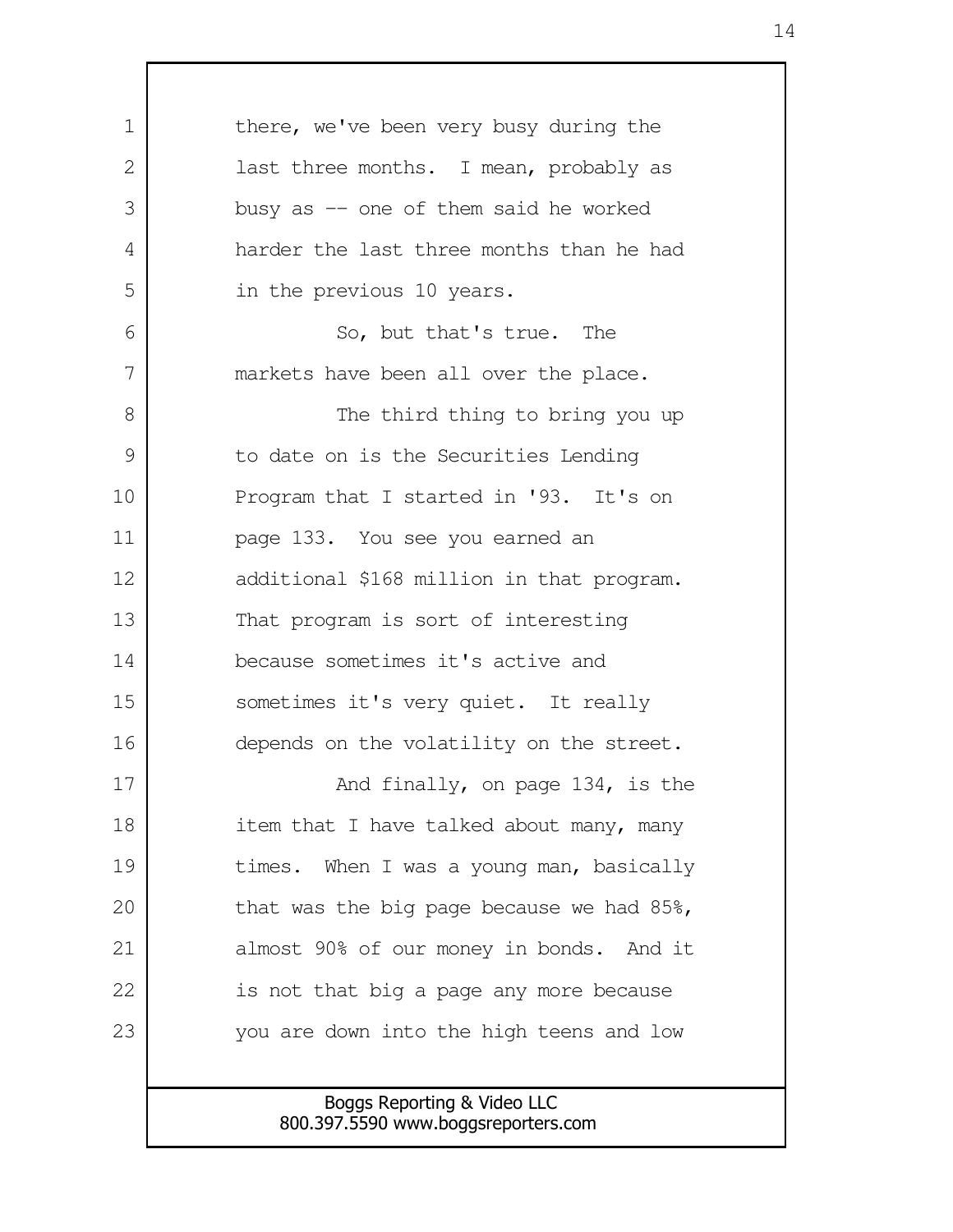there, we've been very busy during the last three months. I mean, probably as busy as -- one of them said he worked harder the last three months than he had in the previous 10 years.

So, but that's true. The markets have been all over the place.

The third thing to bring you up to date on is the Securities Lending Program that I started in '93. It's on page 133. You see you earned an additional $168 million in that program. That program is sort of interesting because sometimes it's active and sometimes it's very quiet. It really depends on the volatility on the street.

And finally, on page 134, is the item that I have talked about many, many times. When I was a young man, basically that was the big page because we had 85%, almost 90% of our money in bonds. And it is not that big a page any more because you are down into the high teens and low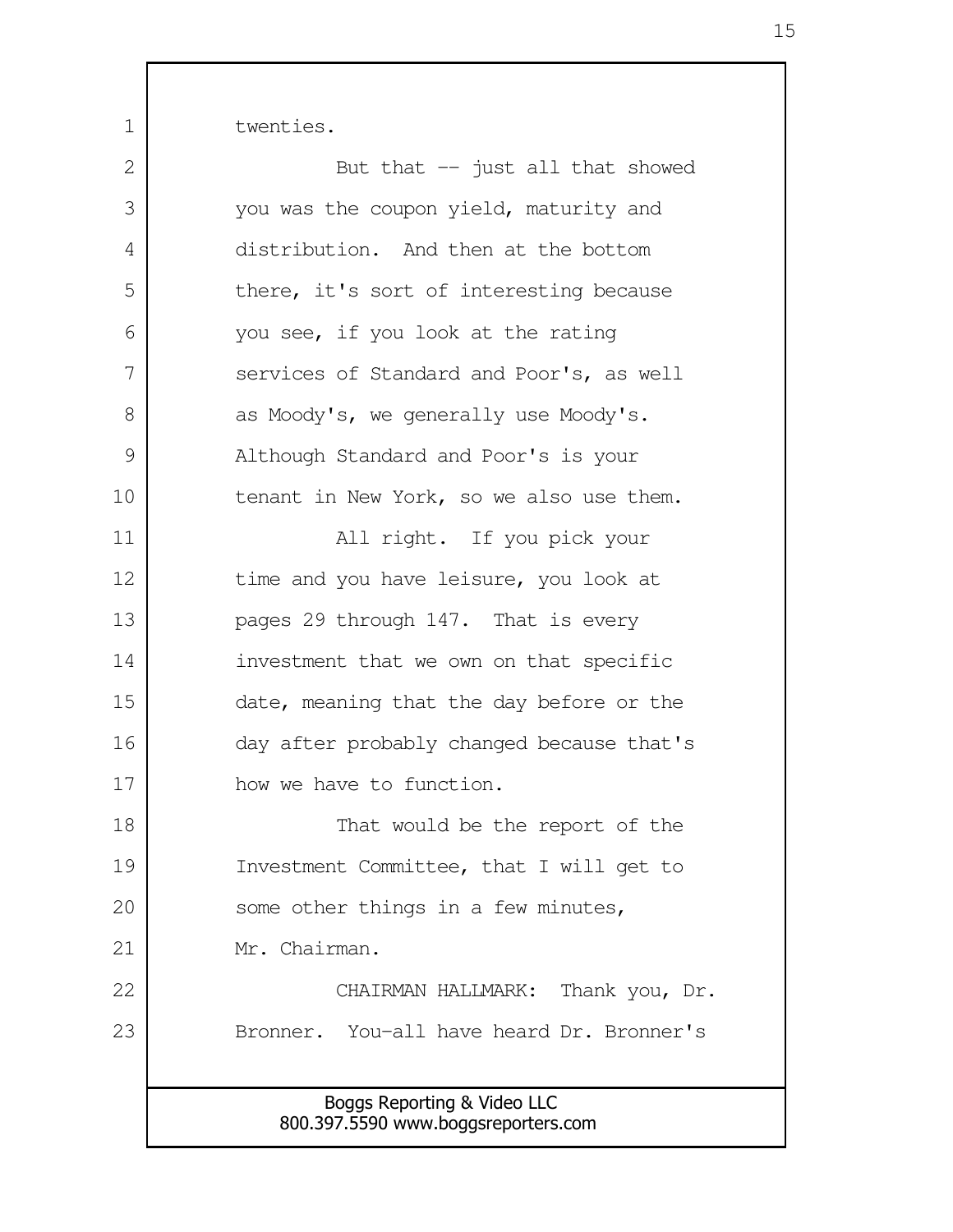twenties.

But that -- just all that showed you was the coupon yield, maturity and distribution. And then at the bottom there, it's sort of interesting because you see, if you look at the rating services of Standard and Poor's, as well as Moody's, we generally use Moody's. Although Standard and Poor's is your tenant in New York, so we also use them.

All right. If you pick your time and you have leisure, you look at pages 29 through 147. That is every investment that we own on that specific date, meaning that the day before or the day after probably changed because that's how we have to function.

That would be the report of the Investment Committee, that I will get to some other things in a few minutes, Mr. Chairman.

CHAIRMAN HALLMARK: Thank you, Dr. Bronner. You-all have heard Dr. Bronner's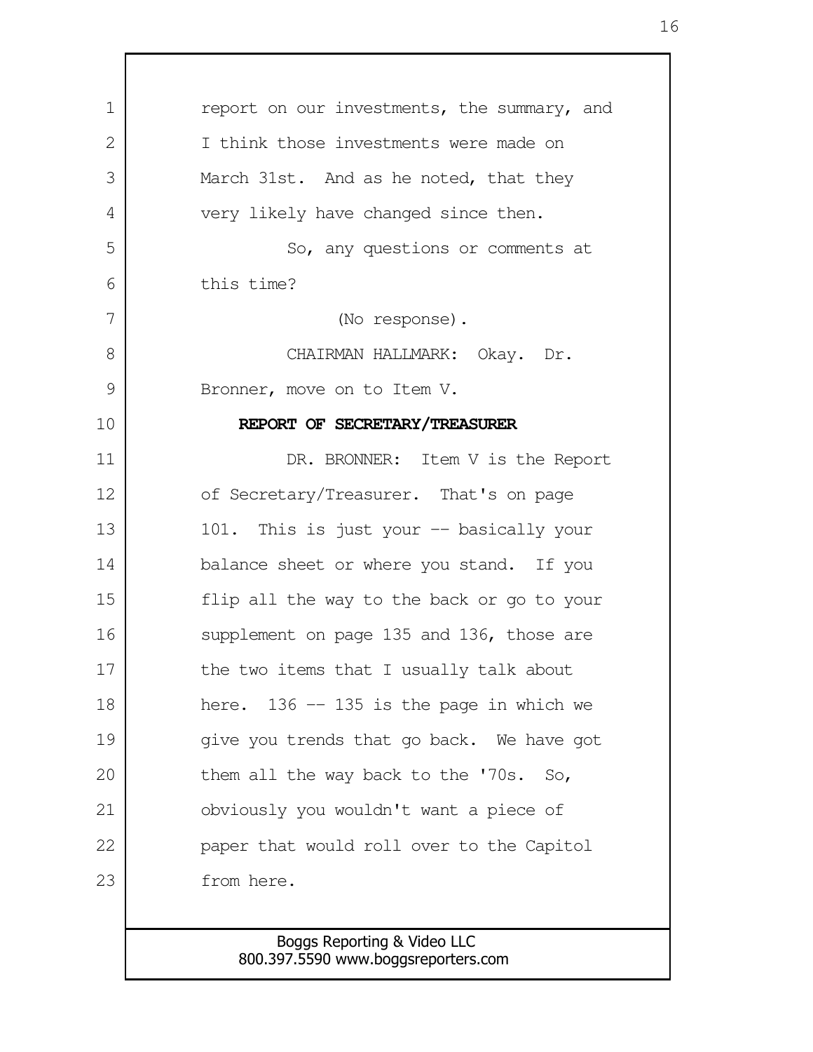report on our investments, the summary, and I think those investments were made on March 31st. And as he noted, that they very likely have changed since then.

So, any questions or comments at this time?

(No response).

CHAIRMAN HALLMARK: Okay. Dr. Bronner, move on to Item V.

**REPORT OF SECRETARY/TREASURER**

DR. BRONNER: Item V is the Report of Secretary/Treasurer. That's on page 101. This is just your -- basically your balance sheet or where you stand. If you flip all the way to the back or go to your supplement on page 135 and 136, those are the two items that I usually talk about here. 136 -- 135 is the page in which we give you trends that go back. We have got them all the way back to the '70s. So, obviously you wouldn't want a piece of paper that would roll over to the Capitol from here.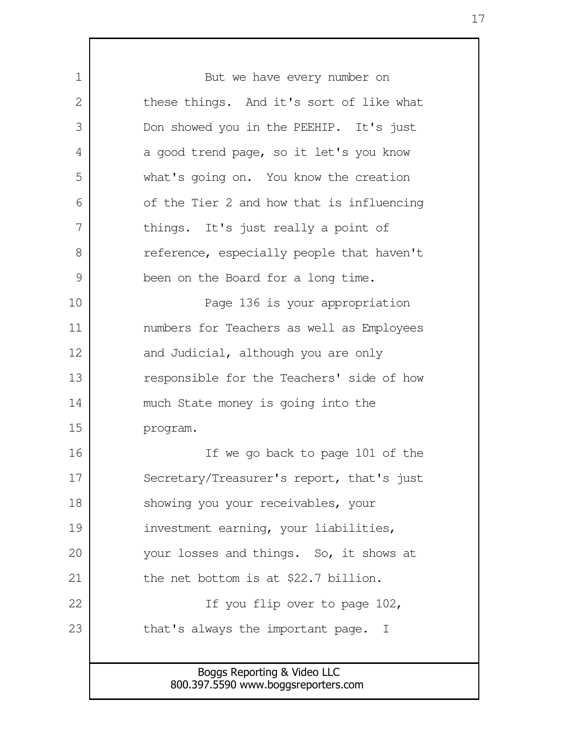But we have every number on these things. And it's sort of like what Don showed you in the PEEHIP. It's just a good trend page, so it let's you know what's going on. You know the creation of the Tier 2 and how that is influencing things. It's just really a point of reference, especially people that haven't been on the Board for a long time.

Page 136 is your appropriation numbers for Teachers as well as Employees and Judicial, although you are only responsible for the Teachers' side of how much State money is going into the program.

If we go back to page 101 of the Secretary/Treasurer's report, that's just showing you your receivables, your investment earning, your liabilities, your losses and things. So, it shows at the net bottom is at $22.7 billion.

If you flip over to page 102, that's always the important page. I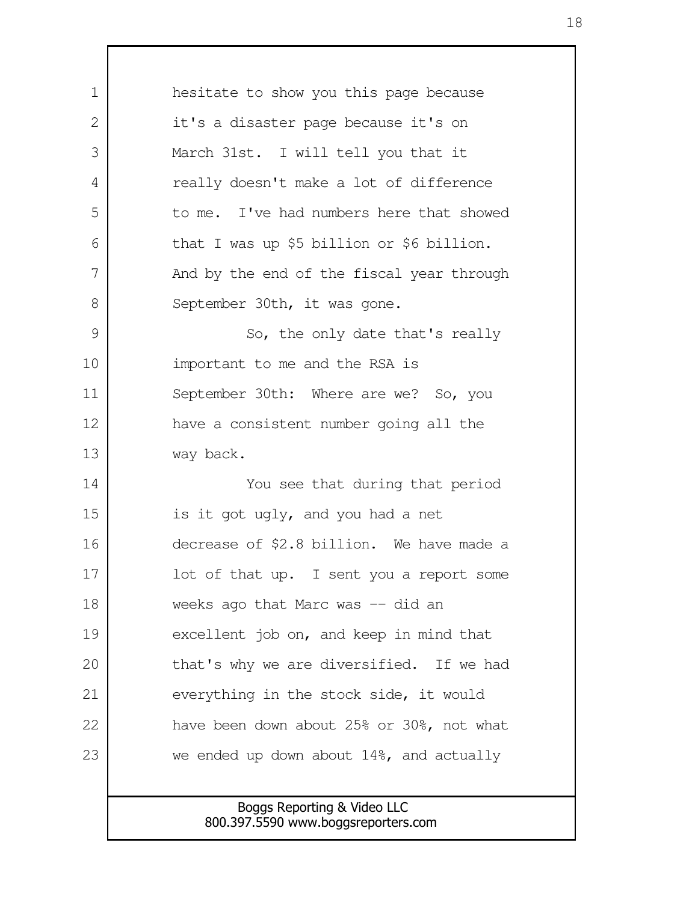hesitate to show you this page because it's a disaster page because it's on March 31st. I will tell you that it really doesn't make a lot of difference to me. I've had numbers here that showed that I was up $5 billion or $6 billion. And by the end of the fiscal year through September 30th, it was gone.

So, the only date that's really important to me and the RSA is September 30th: Where are we? So, you have a consistent number going all the way back.

You see that during that period is it got ugly, and you had a net decrease of $2.8 billion. We have made a lot of that up. I sent you a report some weeks ago that Marc was -- did an excellent job on, and keep in mind that that's why we are diversified. If we had everything in the stock side, it would have been down about 25% or 30%, not what we ended up down about 14%, and actually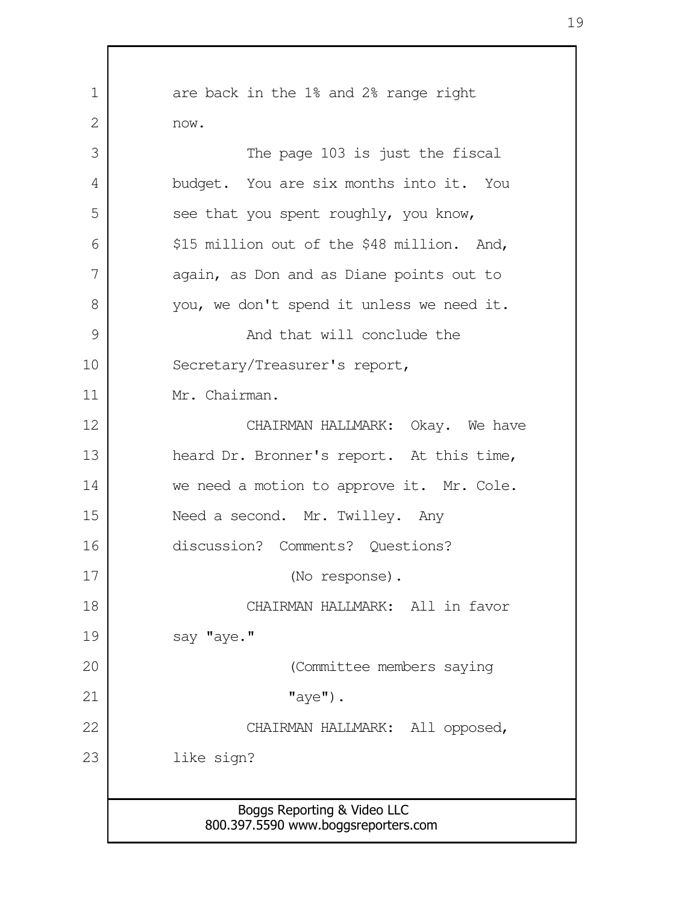are back in the 1% and 2% range right now.

The page 103 is just the fiscal budget. You are six months into it. You see that you spent roughly, you know, $15 million out of the $48 million. And, again, as Don and as Diane points out to you, we don't spend it unless we need it.

And that will conclude the Secretary/Treasurer's report, Mr. Chairman.

CHAIRMAN HALLMARK: Okay. We have heard Dr. Bronner's report. At this time, we need a motion to approve it. Mr. Cole. Need a second. Mr. Twilley. Any discussion? Comments? Questions?

(No response).

CHAIRMAN HALLMARK: All in favor say "aye."

(Committee members saying "aye").

CHAIRMAN HALLMARK: All opposed, like sign?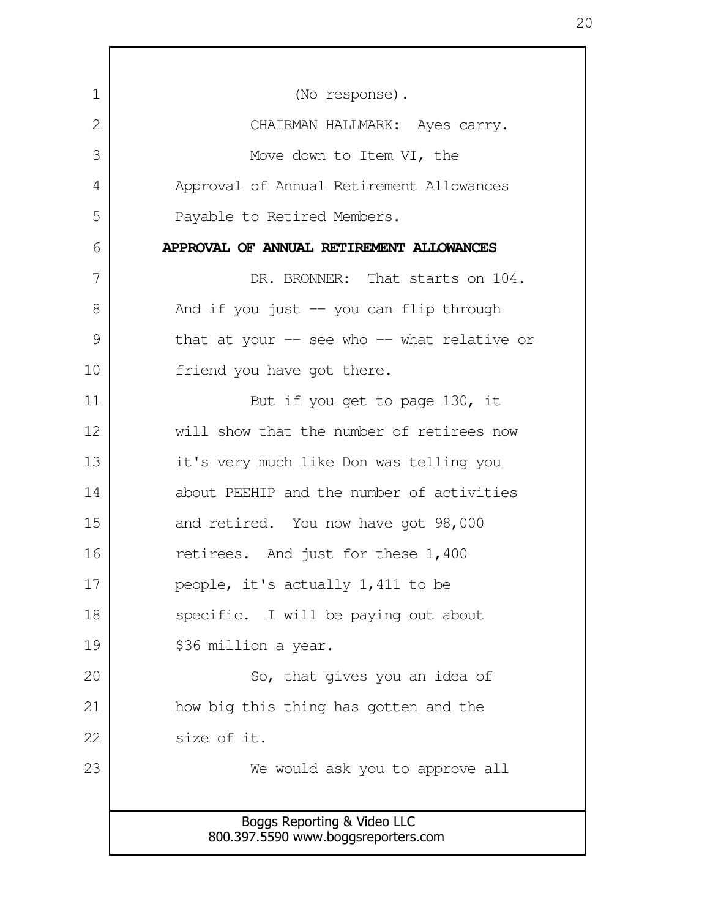(No response).

CHAIRMAN HALLMARK: Ayes carry.

Move down to Item VI, the Approval of Annual Retirement Allowances Payable to Retired Members.

**APPROVAL OF ANNUAL RETIREMENT ALLOWANCES**

DR. BRONNER: That starts on 104. And if you just -- you can flip through that at your -- see who -- what relative or friend you have got there.

But if you get to page 130, it will show that the number of retirees now it's very much like Don was telling you about PEEHIP and the number of activities and retired. You now have got 98,000 retirees. And just for these 1,400 people, it's actually 1,411 to be specific. I will be paying out about $36 million a year.

So, that gives you an idea of how big this thing has gotten and the size of it.

We would ask you to approve all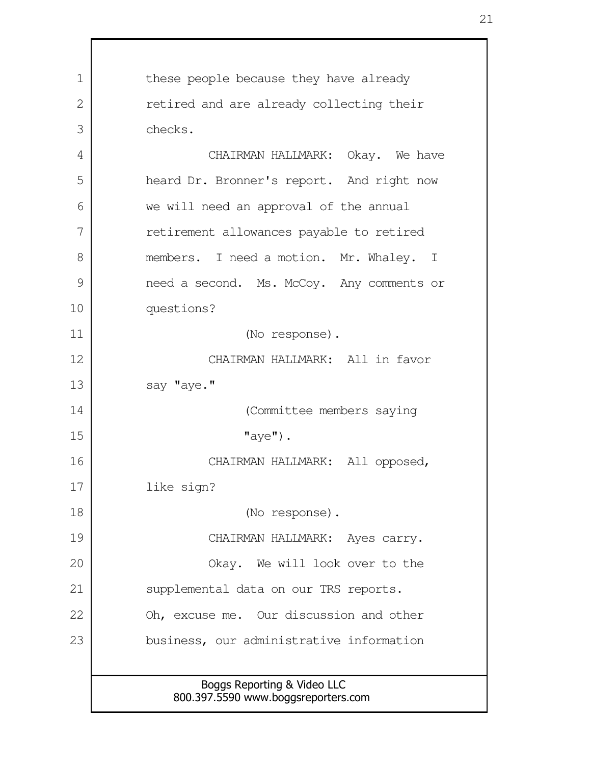these people because they have already retired and are already collecting their checks.

CHAIRMAN HALLMARK: Okay. We have heard Dr. Bronner's report. And right now we will need an approval of the annual retirement allowances payable to retired members. I need a motion. Mr. Whaley. I need a second. Ms. McCoy. Any comments or questions?

(No response).

CHAIRMAN HALLMARK: All in favor say "aye."

(Committee members saying "aye").

CHAIRMAN HALLMARK: All opposed, like sign?

(No response).

CHAIRMAN HALLMARK: Ayes carry.

Okay. We will look over to the supplemental data on our TRS reports. Oh, excuse me. Our discussion and other business, our administrative information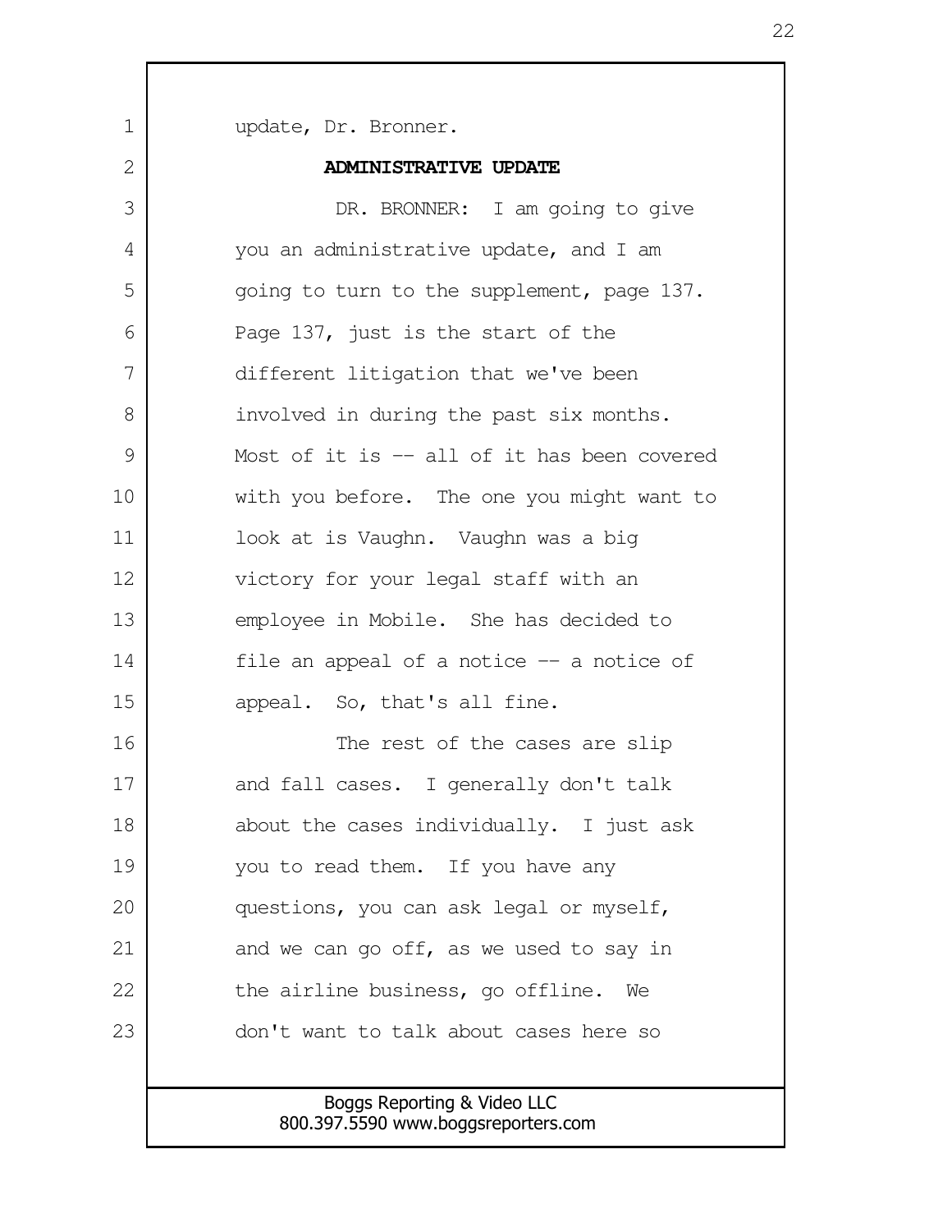update, Dr. Bronner.

**ADMINISTRATIVE UPDATE**

DR. BRONNER: I am going to give you an administrative update, and I am going to turn to the supplement, page 137. Page 137, just is the start of the different litigation that we've been involved in during the past six months. Most of it is -- all of it has been covered with you before. The one you might want to look at is Vaughn. Vaughn was a big victory for your legal staff with an employee in Mobile. She has decided to file an appeal of a notice -- a notice of appeal. So, that's all fine.

The rest of the cases are slip and fall cases. I generally don't talk about the cases individually. I just ask you to read them. If you have any questions, you can ask legal or myself, and we can go off, as we used to say in the airline business, go offline. We don't want to talk about cases here so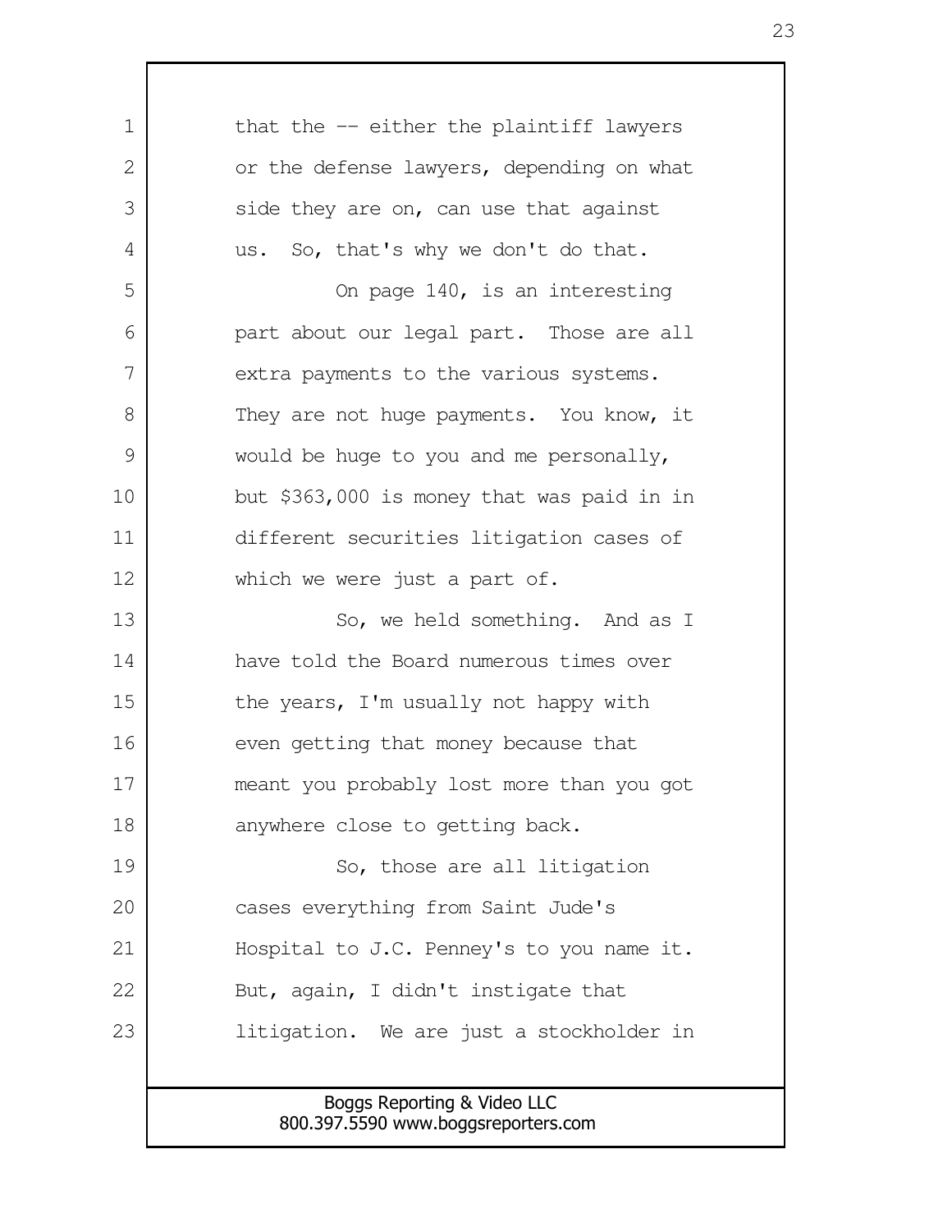that the -- either the plaintiff lawyers or the defense lawyers, depending on what side they are on, can use that against us. So, that's why we don't do that.

On page 140, is an interesting part about our legal part. Those are all extra payments to the various systems. They are not huge payments. You know, it would be huge to you and me personally, but $363,000 is money that was paid in in different securities litigation cases of which we were just a part of.

So, we held something. And as I have told the Board numerous times over the years, I'm usually not happy with even getting that money because that meant you probably lost more than you got anywhere close to getting back.

So, those are all litigation cases everything from Saint Jude's Hospital to J.C. Penney's to you name it. But, again, I didn't instigate that litigation. We are just a stockholder in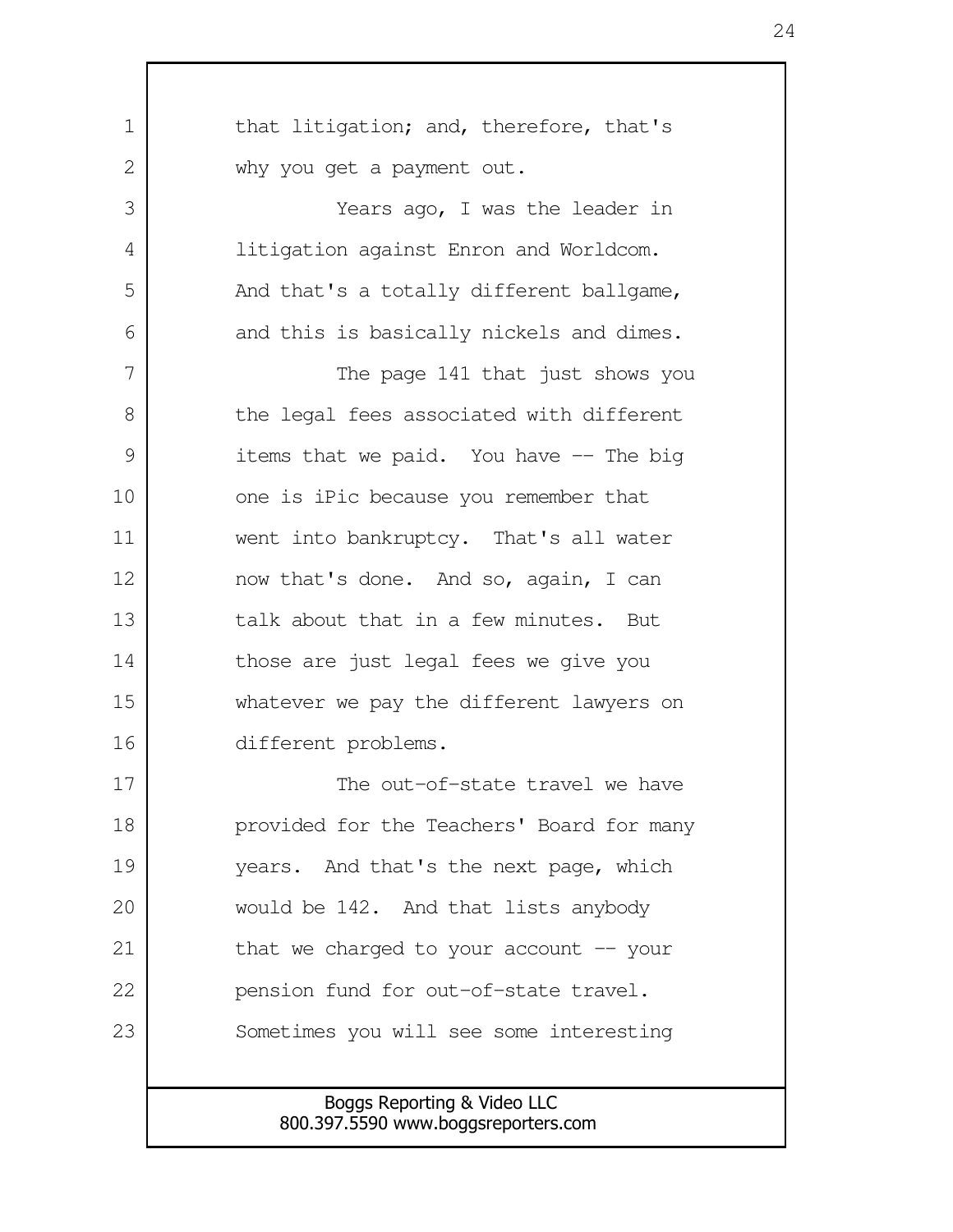that litigation; and, therefore, that's why you get a payment out.

Years ago, I was the leader in litigation against Enron and Worldcom. And that's a totally different ballgame, and this is basically nickels and dimes.

The page 141 that just shows you the legal fees associated with different items that we paid. You have -- The big one is iPic because you remember that went into bankruptcy. That's all water now that's done. And so, again, I can talk about that in a few minutes. But those are just legal fees we give you whatever we pay the different lawyers on different problems.

The out-of-state travel we have provided for the Teachers' Board for many years. And that's the next page, which would be 142. And that lists anybody that we charged to your account -- your pension fund for out-of-state travel. Sometimes you will see some interesting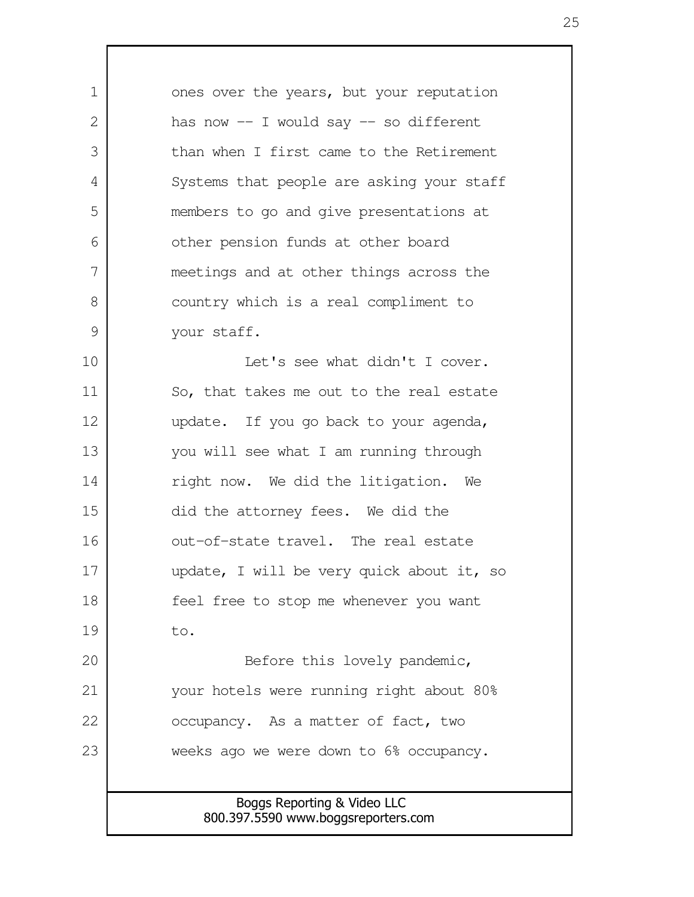ones over the years, but your reputation has now -- I would say -- so different than when I first came to the Retirement Systems that people are asking your staff members to go and give presentations at other pension funds at other board meetings and at other things across the country which is a real compliment to your staff.

Let's see what didn't I cover. So, that takes me out to the real estate update. If you go back to your agenda, you will see what I am running through right now. We did the litigation. We did the attorney fees. We did the out-of-state travel. The real estate update, I will be very quick about it, so feel free to stop me whenever you want to.

Before this lovely pandemic, your hotels were running right about 80% occupancy. As a matter of fact, two weeks ago we were down to 6% occupancy.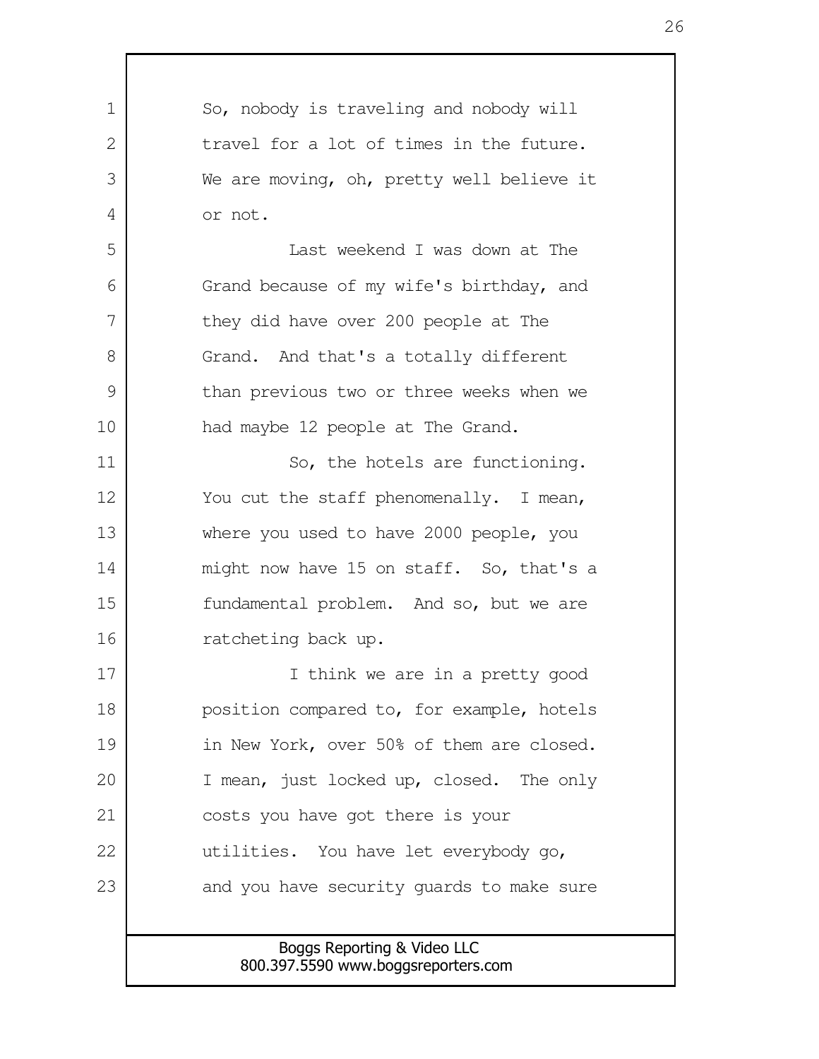So, nobody is traveling and nobody will travel for a lot of times in the future. We are moving, oh, pretty well believe it or not.

Last weekend I was down at The Grand because of my wife's birthday, and they did have over 200 people at The Grand. And that's a totally different than previous two or three weeks when we had maybe 12 people at The Grand.

So, the hotels are functioning. You cut the staff phenomenally. I mean, where you used to have 2000 people, you might now have 15 on staff. So, that's a fundamental problem. And so, but we are ratcheting back up.

I think we are in a pretty good position compared to, for example, hotels in New York, over 50% of them are closed. I mean, just locked up, closed. The only costs you have got there is your utilities. You have let everybody go, and you have security guards to make sure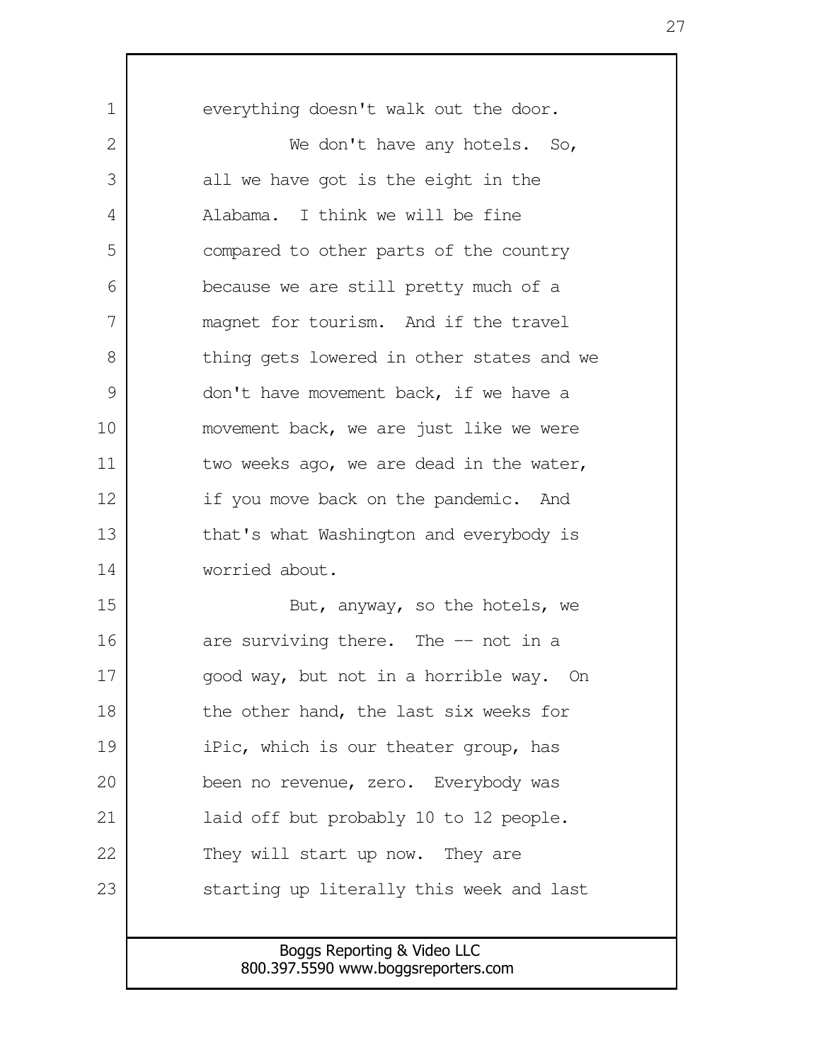everything doesn't walk out the door.

We don't have any hotels. So, all we have got is the eight in the Alabama. I think we will be fine compared to other parts of the country because we are still pretty much of a magnet for tourism. And if the travel thing gets lowered in other states and we don't have movement back, if we have a movement back, we are just like we were two weeks ago, we are dead in the water, if you move back on the pandemic. And that's what Washington and everybody is worried about.

But, anyway, so the hotels, we are surviving there. The -- not in a good way, but not in a horrible way. On the other hand, the last six weeks for iPic, which is our theater group, has been no revenue, zero. Everybody was laid off but probably 10 to 12 people. They will start up now. They are starting up literally this week and last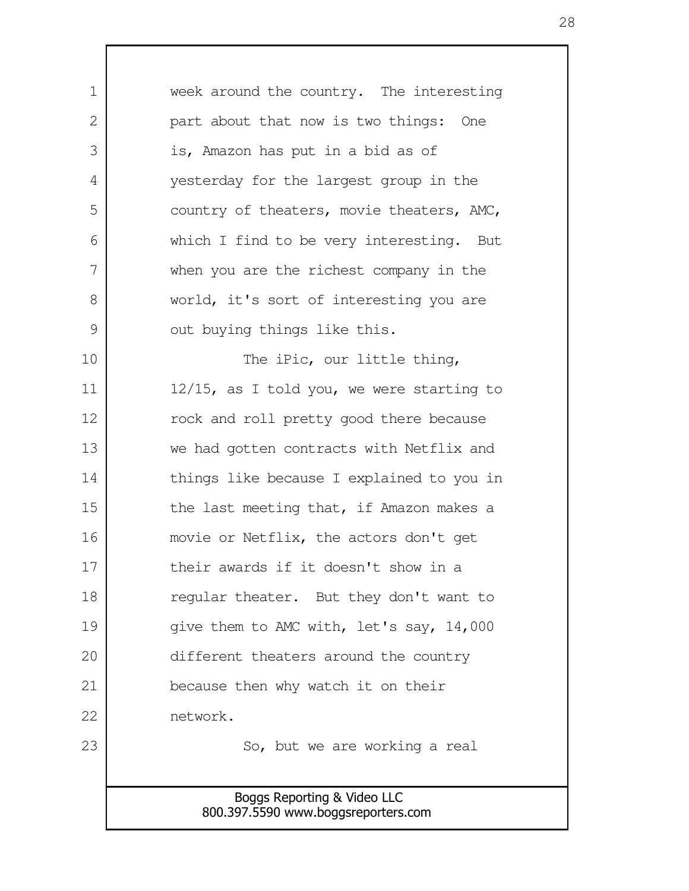week around the country. The interesting part about that now is two things: One is, Amazon has put in a bid as of yesterday for the largest group in the country of theaters, movie theaters, AMC, which I find to be very interesting. But when you are the richest company in the world, it's sort of interesting you are out buying things like this.

The iPic, our little thing, 12/15, as I told you, we were starting to rock and roll pretty good there because we had gotten contracts with Netflix and things like because I explained to you in the last meeting that, if Amazon makes a movie or Netflix, the actors don't get their awards if it doesn't show in a regular theater. But they don't want to give them to AMC with, let's say, 14,000 different theaters around the country because then why watch it on their network.

So, but we are working a real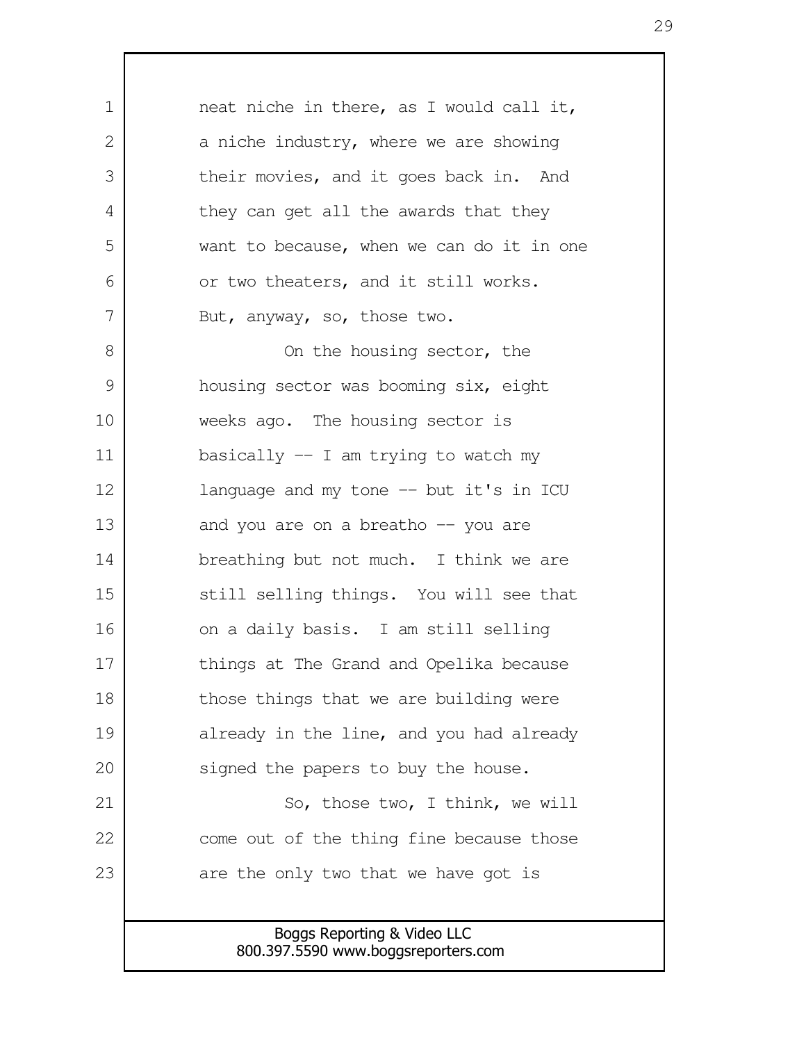neat niche in there, as I would call it, a niche industry, where we are showing their movies, and it goes back in. And they can get all the awards that they want to because, when we can do it in one or two theaters, and it still works. But, anyway, so, those two.

On the housing sector, the housing sector was booming six, eight weeks ago. The housing sector is basically -- I am trying to watch my language and my tone -- but it's in ICU and you are on a breatho -- you are breathing but not much. I think we are still selling things. You will see that on a daily basis. I am still selling things at The Grand and Opelika because those things that we are building were already in the line, and you had already signed the papers to buy the house.

So, those two, I think, we will come out of the thing fine because those are the only two that we have got is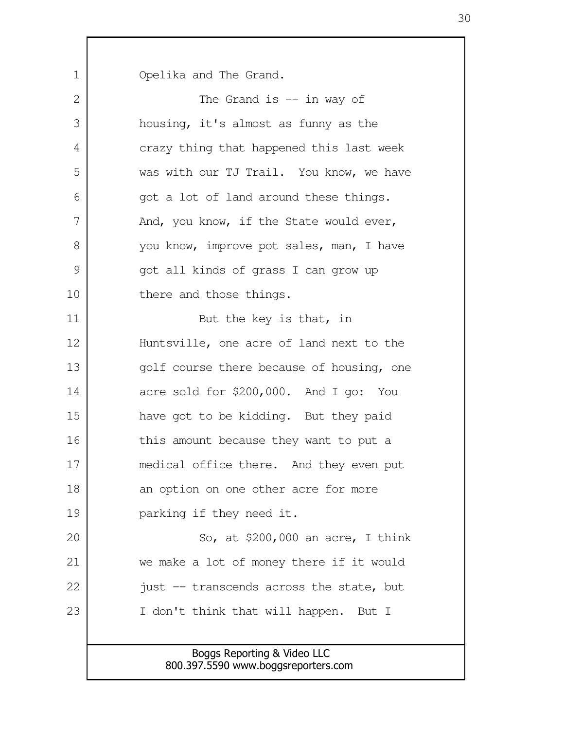Opelika and The Grand.

The Grand is -- in way of housing, it's almost as funny as the crazy thing that happened this last week was with our TJ Trail. You know, we have got a lot of land around these things. And, you know, if the State would ever, you know, improve pot sales, man, I have got all kinds of grass I can grow up there and those things.

But the key is that, in Huntsville, one acre of land next to the golf course there because of housing, one acre sold for $200,000. And I go: You have got to be kidding. But they paid this amount because they want to put a medical office there. And they even put an option on one other acre for more parking if they need it.

So, at $200,000 an acre, I think we make a lot of money there if it would just -- transcends across the state, but I don't think that will happen. But I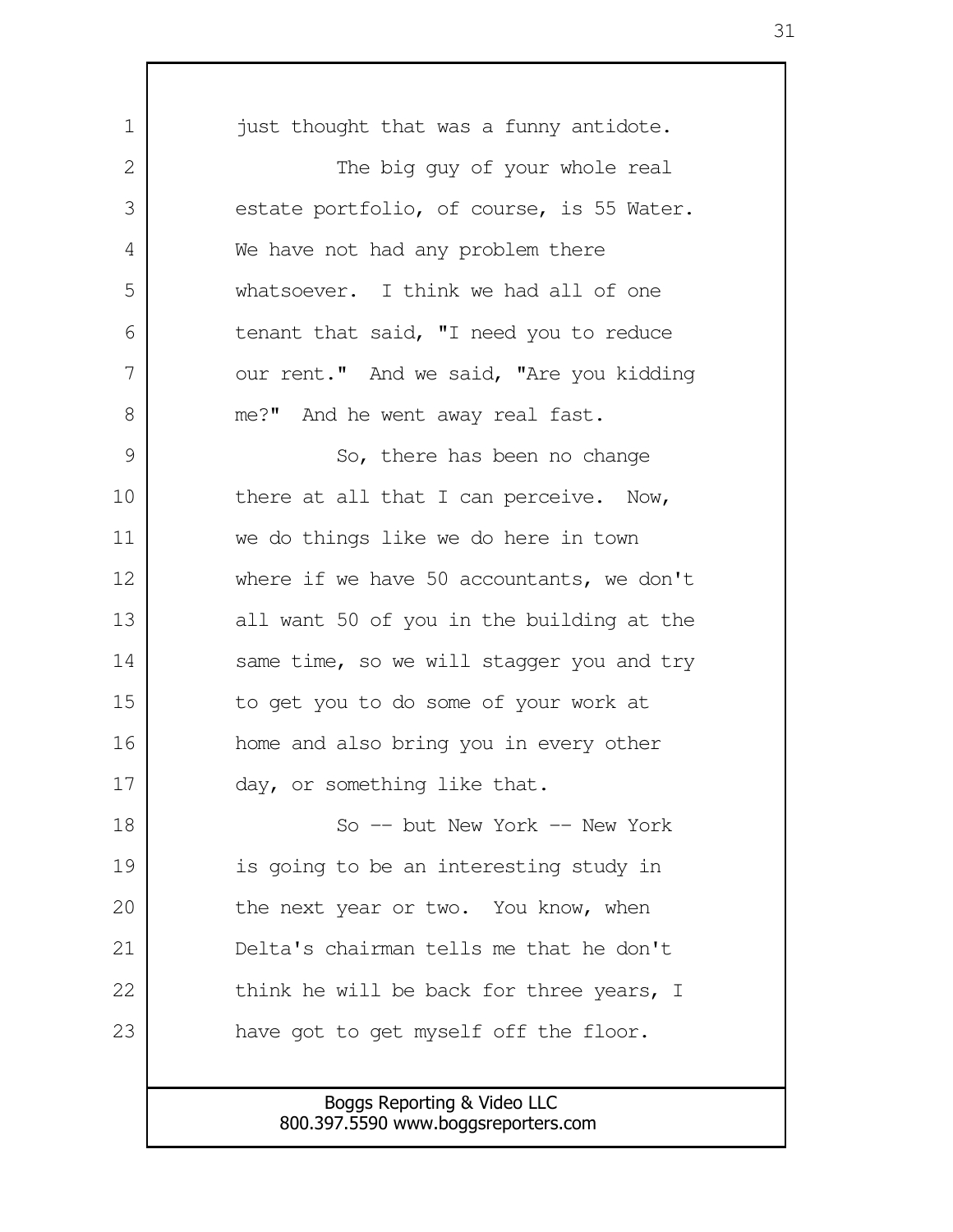just thought that was a funny antidote.

The big guy of your whole real estate portfolio, of course, is 55 Water. We have not had any problem there whatsoever. I think we had all of one tenant that said, "I need you to reduce our rent." And we said, "Are you kidding me?" And he went away real fast.

So, there has been no change there at all that I can perceive. Now, we do things like we do here in town where if we have 50 accountants, we don't all want 50 of you in the building at the same time, so we will stagger you and try to get you to do some of your work at home and also bring you in every other day, or something like that.

So -- but New York -- New York is going to be an interesting study in the next year or two. You know, when Delta's chairman tells me that he don't think he will be back for three years, I have got to get myself off the floor.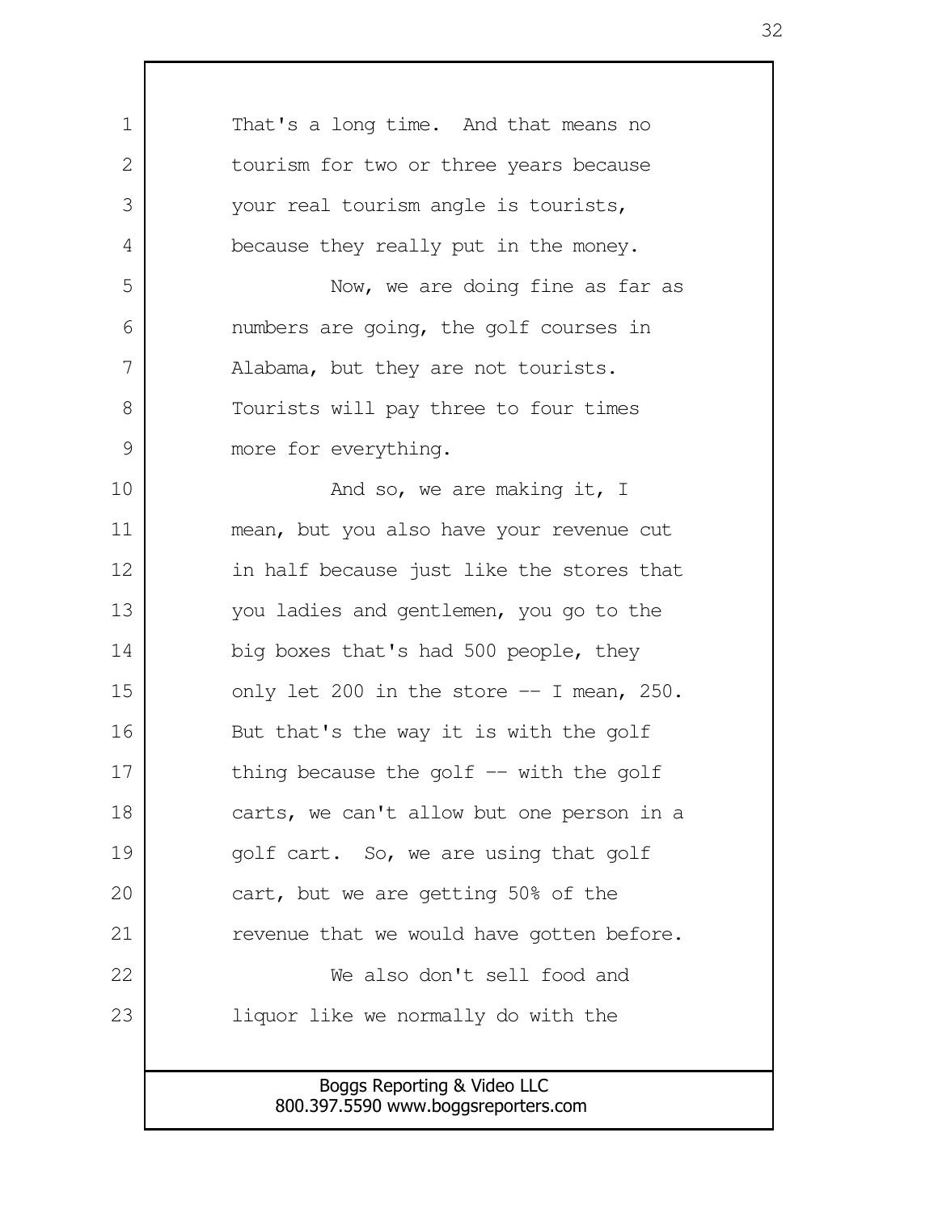That's a long time. And that means no tourism for two or three years because your real tourism angle is tourists, because they really put in the money.

Now, we are doing fine as far as numbers are going, the golf courses in Alabama, but they are not tourists. Tourists will pay three to four times more for everything.

And so, we are making it, I mean, but you also have your revenue cut in half because just like the stores that you ladies and gentlemen, you go to the big boxes that's had 500 people, they only let 200 in the store -- I mean, 250. But that's the way it is with the golf thing because the golf -- with the golf carts, we can't allow but one person in a golf cart. So, we are using that golf cart, but we are getting 50% of the revenue that we would have gotten before.

We also don't sell food and liquor like we normally do with the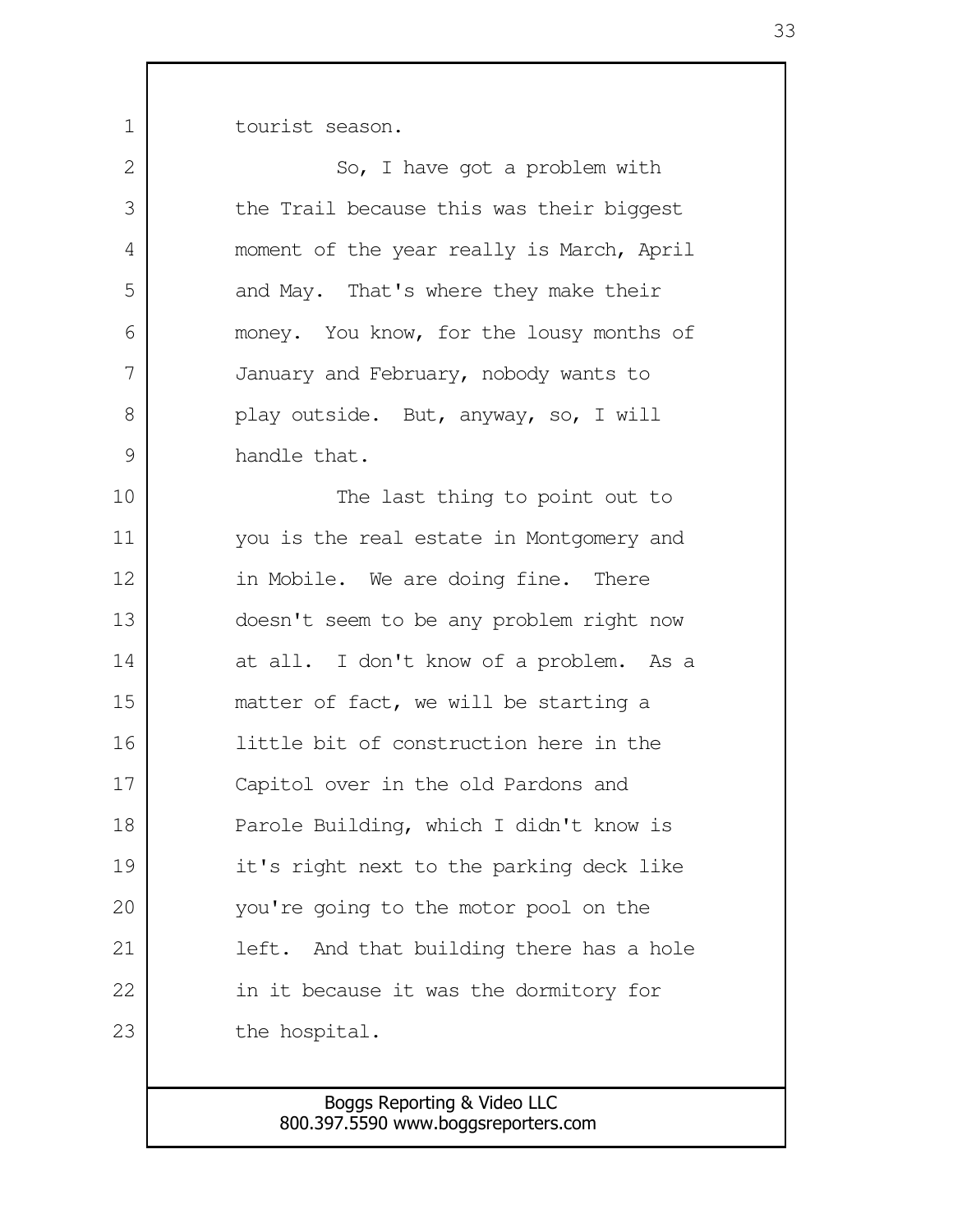tourist season.

So, I have got a problem with the Trail because this was their biggest moment of the year really is March, April and May. That's where they make their money. You know, for the lousy months of January and February, nobody wants to play outside. But, anyway, so, I will handle that.

The last thing to point out to you is the real estate in Montgomery and in Mobile. We are doing fine. There doesn't seem to be any problem right now at all. I don't know of a problem. As a matter of fact, we will be starting a little bit of construction here in the Capitol over in the old Pardons and Parole Building, which I didn't know is it's right next to the parking deck like you're going to the motor pool on the left. And that building there has a hole in it because it was the dormitory for the hospital.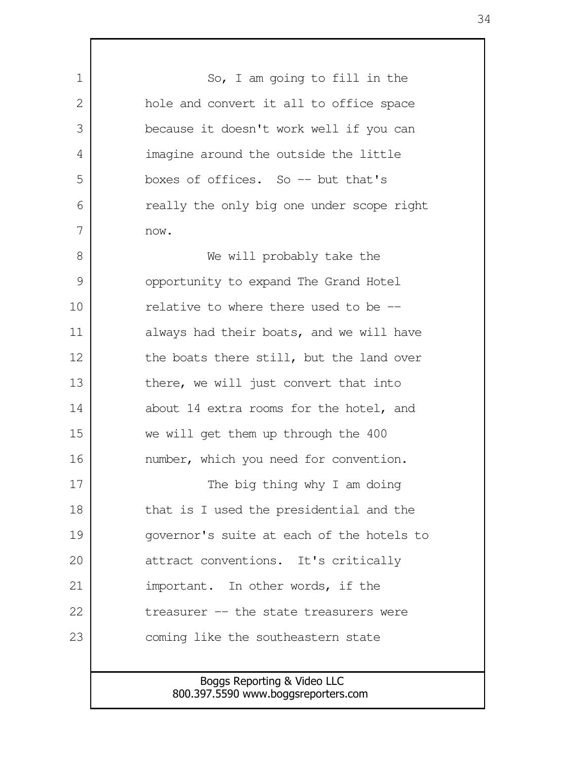So, I am going to fill in the hole and convert it all to office space because it doesn't work well if you can imagine around the outside the little boxes of offices. So -- but that's really the only big one under scope right now.

We will probably take the opportunity to expand The Grand Hotel relative to where there used to be -- always had their boats, and we will have the boats there still, but the land over there, we will just convert that into about 14 extra rooms for the hotel, and we will get them up through the 400 number, which you need for convention.

The big thing why I am doing that is I used the presidential and the governor's suite at each of the hotels to attract conventions. It's critically important. In other words, if the treasurer -- the state treasurers were coming like the southeastern state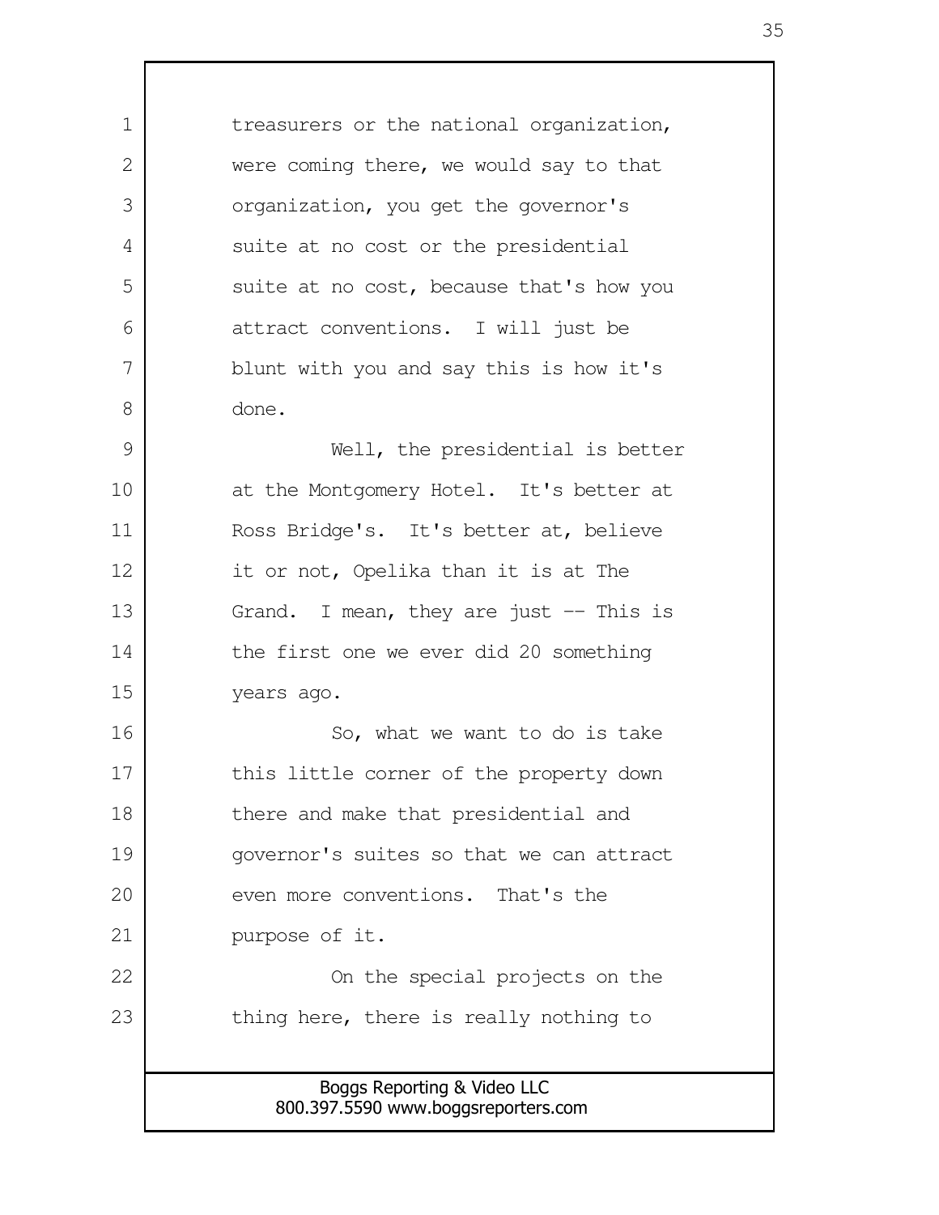treasurers or the national organization, were coming there, we would say to that organization, you get the governor's suite at no cost or the presidential suite at no cost, because that's how you attract conventions. I will just be blunt with you and say this is how it's done.

Well, the presidential is better at the Montgomery Hotel. It's better at Ross Bridge's. It's better at, believe it or not, Opelika than it is at The Grand. I mean, they are just -- This is the first one we ever did 20 something years ago.

So, what we want to do is take this little corner of the property down there and make that presidential and governor's suites so that we can attract even more conventions. That's the purpose of it.

On the special projects on the thing here, there is really nothing to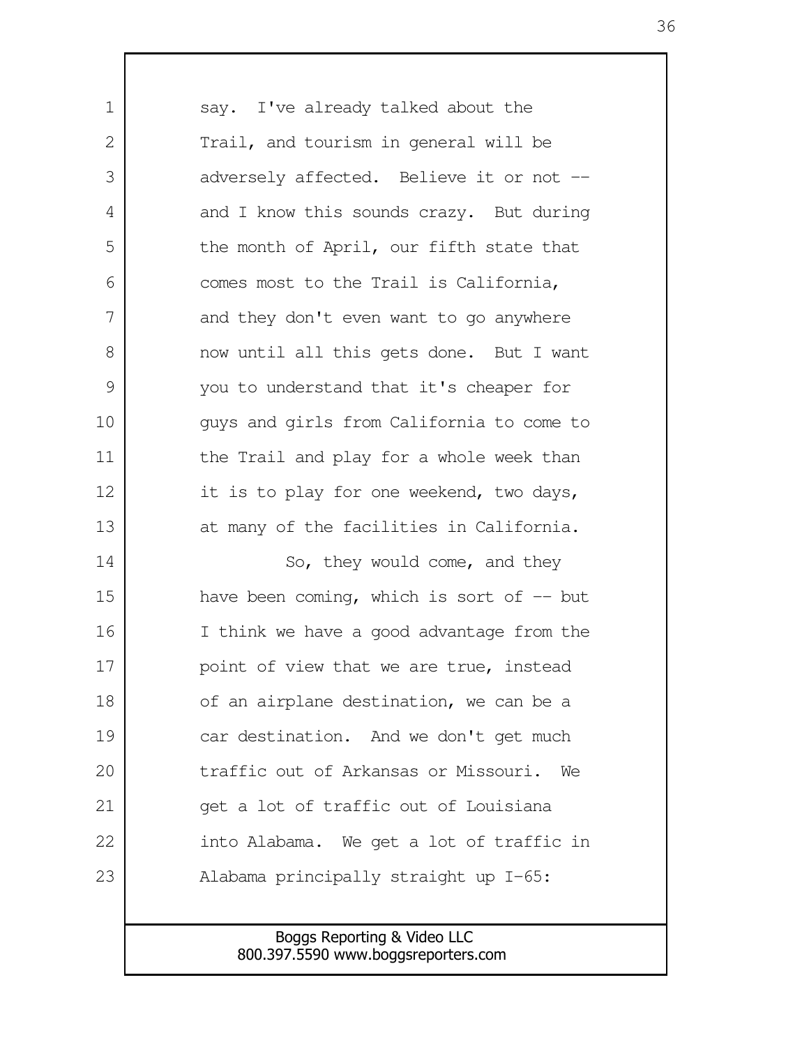say. I've already talked about the Trail, and tourism in general will be adversely affected. Believe it or not -- and I know this sounds crazy. But during the month of April, our fifth state that comes most to the Trail is California, and they don't even want to go anywhere now until all this gets done. But I want you to understand that it's cheaper for guys and girls from California to come to the Trail and play for a whole week than it is to play for one weekend, two days, at many of the facilities in California.

So, they would come, and they have been coming, which is sort of -- but I think we have a good advantage from the point of view that we are true, instead of an airplane destination, we can be a car destination. And we don't get much traffic out of Arkansas or Missouri. We get a lot of traffic out of Louisiana into Alabama. We get a lot of traffic in Alabama principally straight up I-65: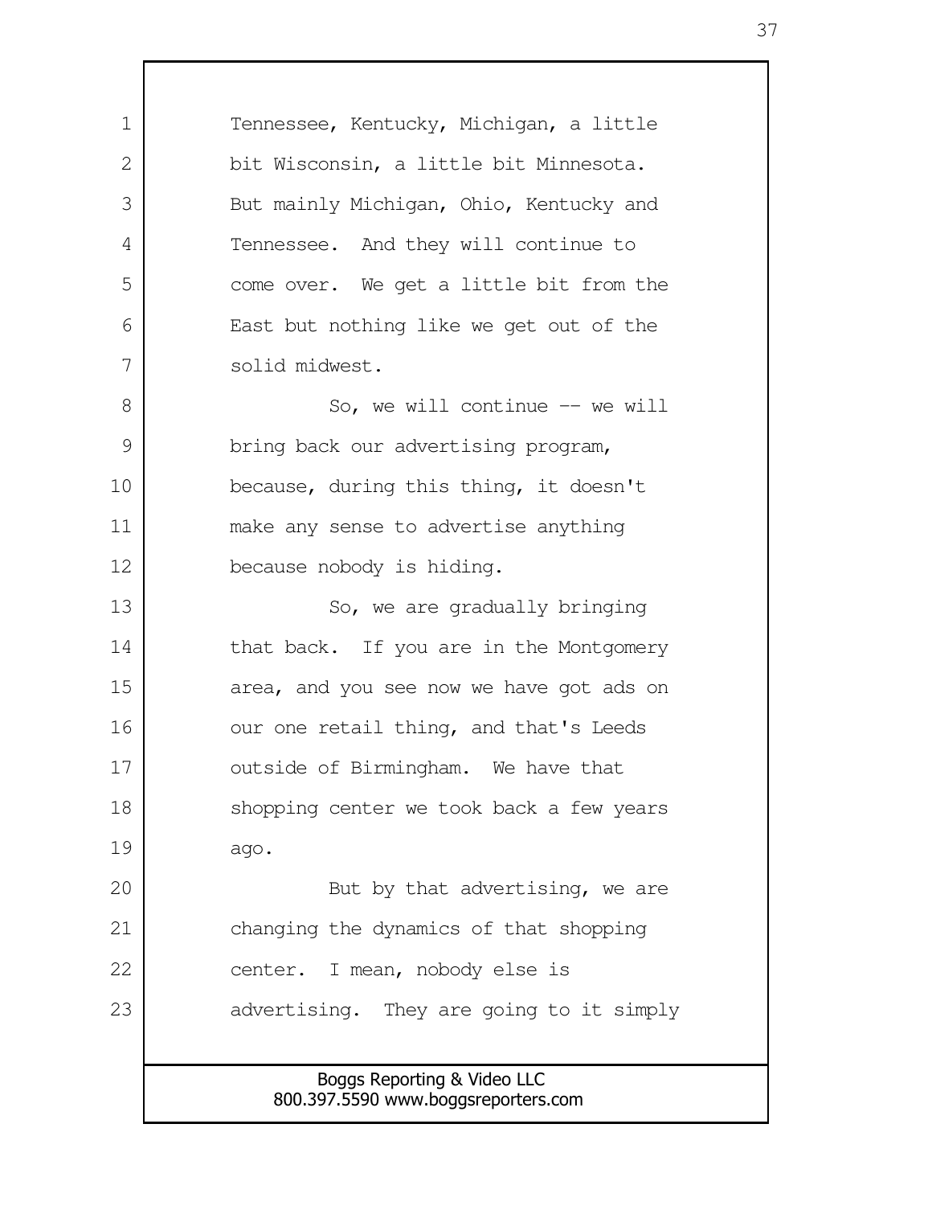Tennessee, Kentucky, Michigan, a little bit Wisconsin, a little bit Minnesota. But mainly Michigan, Ohio, Kentucky and Tennessee. And they will continue to come over. We get a little bit from the East but nothing like we get out of the solid midwest.

So, we will continue -- we will bring back our advertising program, because, during this thing, it doesn't make any sense to advertise anything because nobody is hiding.

So, we are gradually bringing that back. If you are in the Montgomery area, and you see now we have got ads on our one retail thing, and that's Leeds outside of Birmingham. We have that shopping center we took back a few years ago.

But by that advertising, we are changing the dynamics of that shopping center. I mean, nobody else is advertising. They are going to it simply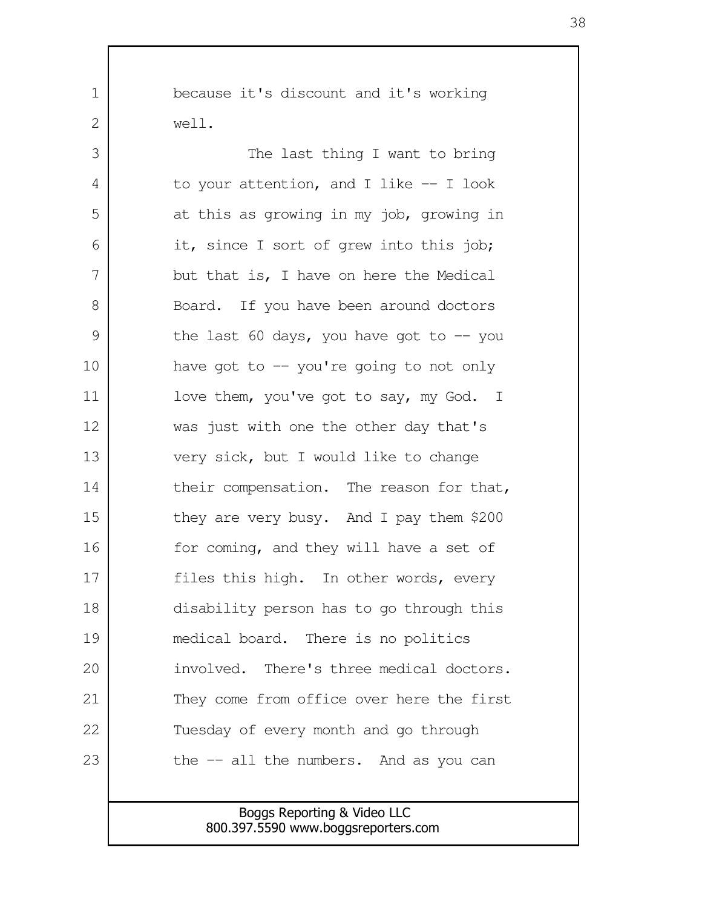because it's discount and it's working well.

The last thing I want to bring to your attention, and I like -- I look at this as growing in my job, growing in it, since I sort of grew into this job; but that is, I have on here the Medical Board. If you have been around doctors the last 60 days, you have got to -- you have got to -- you're going to not only love them, you've got to say, my God. I was just with one the other day that's very sick, but I would like to change their compensation. The reason for that, they are very busy. And I pay them $200 for coming, and they will have a set of files this high. In other words, every disability person has to go through this medical board. There is no politics involved. There's three medical doctors. They come from office over here the first Tuesday of every month and go through the -- all the numbers. And as you can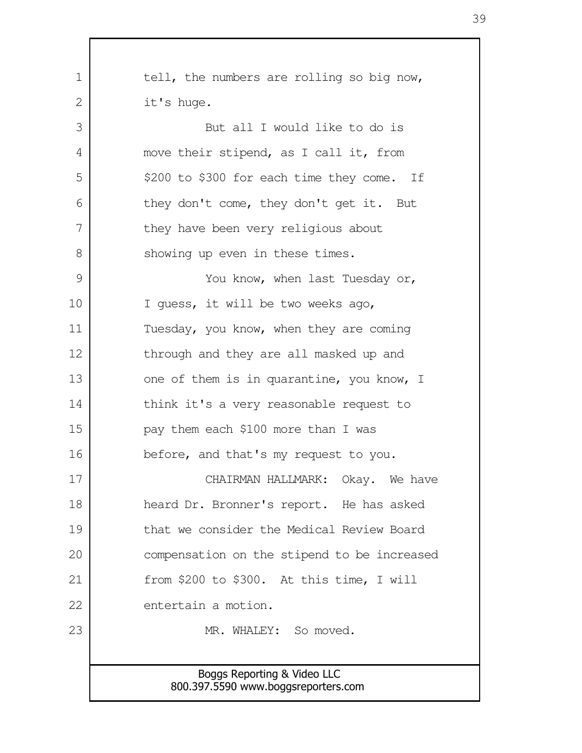tell, the numbers are rolling so big now, it's huge.

But all I would like to do is move their stipend, as I call it, from $200 to $300 for each time they come. If they don't come, they don't get it. But they have been very religious about showing up even in these times.

You know, when last Tuesday or, I guess, it will be two weeks ago, Tuesday, you know, when they are coming through and they are all masked up and one of them is in quarantine, you know, I think it's a very reasonable request to pay them each $100 more than I was before, and that's my request to you.

CHAIRMAN HALLMARK: Okay. We have heard Dr. Bronner's report. He has asked that we consider the Medical Review Board compensation on the stipend to be increased from $200 to $300. At this time, I will entertain a motion.

MR. WHALEY: So moved.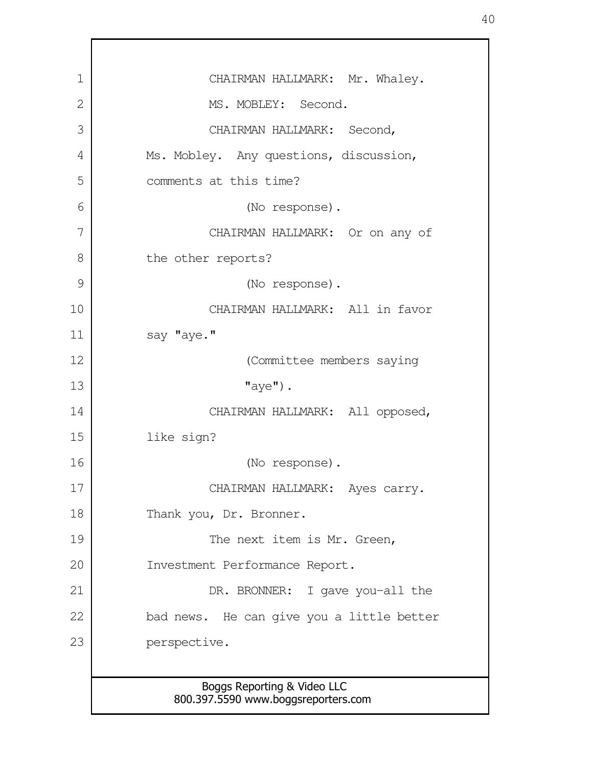CHAIRMAN HALLMARK: Mr. Whaley.

MS. MOBLEY: Second.

CHAIRMAN HALLMARK: Second, Ms. Mobley. Any questions, discussion, comments at this time?

(No response).

CHAIRMAN HALLMARK: Or on any of the other reports?

(No response).

CHAIRMAN HALLMARK: All in favor say "aye."

(Committee members saying "aye").

CHAIRMAN HALLMARK: All opposed, like sign?

(No response).

CHAIRMAN HALLMARK: Ayes carry. Thank you, Dr. Bronner.

The next item is Mr. Green, Investment Performance Report.

DR. BRONNER: I gave you-all the bad news. He can give you a little better perspective.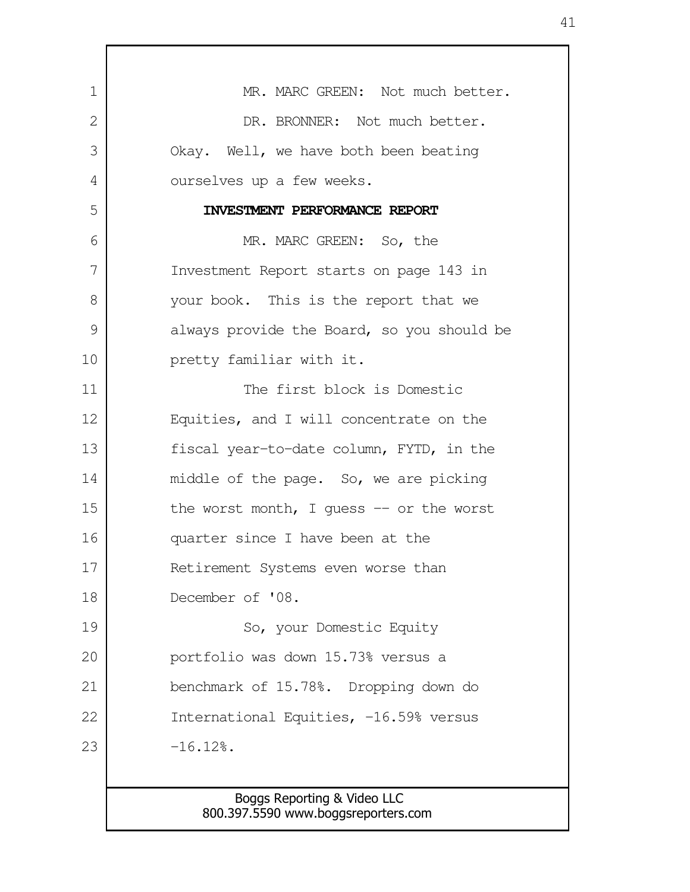MR. MARC GREEN: Not much better.

DR. BRONNER: Not much better. Okay. Well, we have both been beating ourselves up a few weeks.

**INVESTMENT PERFORMANCE REPORT**

MR. MARC GREEN: So, the Investment Report starts on page 143 in your book. This is the report that we always provide the Board, so you should be pretty familiar with it.

The first block is Domestic Equities, and I will concentrate on the fiscal year-to-date column, FYTD, in the middle of the page. So, we are picking the worst month, I guess -- or the worst quarter since I have been at the Retirement Systems even worse than December of '08.

So, your Domestic Equity portfolio was down 15.73% versus a benchmark of 15.78%. Dropping down do International Equities, -16.59% versus -16.12%.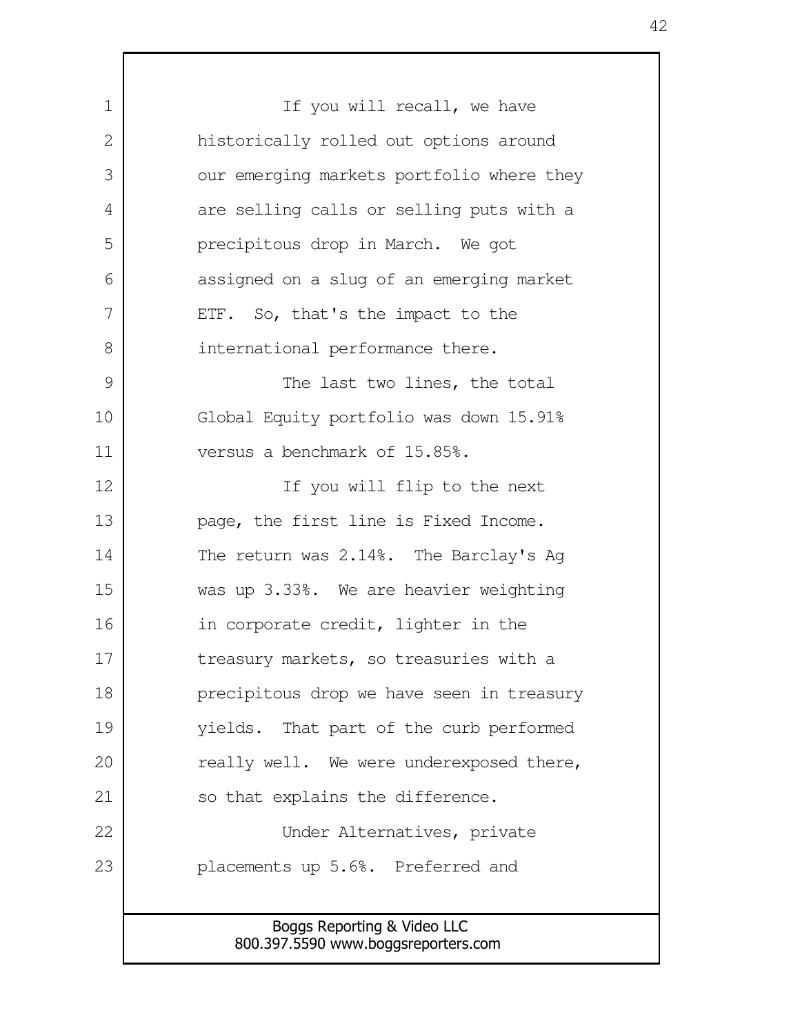If you will recall, we have historically rolled out options around our emerging markets portfolio where they are selling calls or selling puts with a precipitous drop in March. We got assigned on a slug of an emerging market ETF. So, that's the impact to the international performance there.

The last two lines, the total Global Equity portfolio was down 15.91% versus a benchmark of 15.85%.

If you will flip to the next page, the first line is Fixed Income. The return was 2.14%. The Barclay's Ag was up 3.33%. We are heavier weighting in corporate credit, lighter in the treasury markets, so treasuries with a precipitous drop we have seen in treasury yields. That part of the curb performed really well. We were underexposed there, so that explains the difference.

Under Alternatives, private placements up 5.6%. Preferred and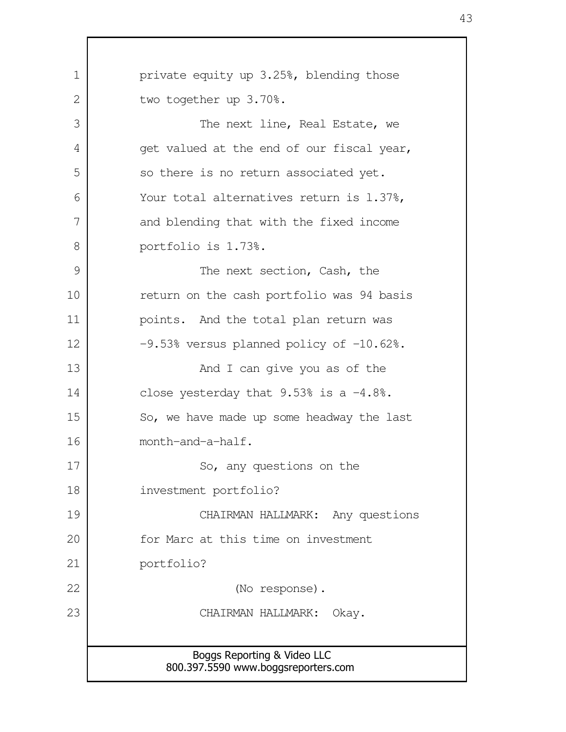private equity up 3.25%, blending those two together up 3.70%.

The next line, Real Estate, we get valued at the end of our fiscal year, so there is no return associated yet. Your total alternatives return is 1.37%, and blending that with the fixed income portfolio is 1.73%.

The next section, Cash, the return on the cash portfolio was 94 basis points. And the total plan return was -9.53% versus planned policy of -10.62%.

And I can give you as of the close yesterday that 9.53% is a -4.8%. So, we have made up some headway the last month-and-a-half.

So, any questions on the investment portfolio?

CHAIRMAN HALLMARK: Any questions for Marc at this time on investment portfolio?

(No response).

CHAIRMAN HALLMARK: Okay.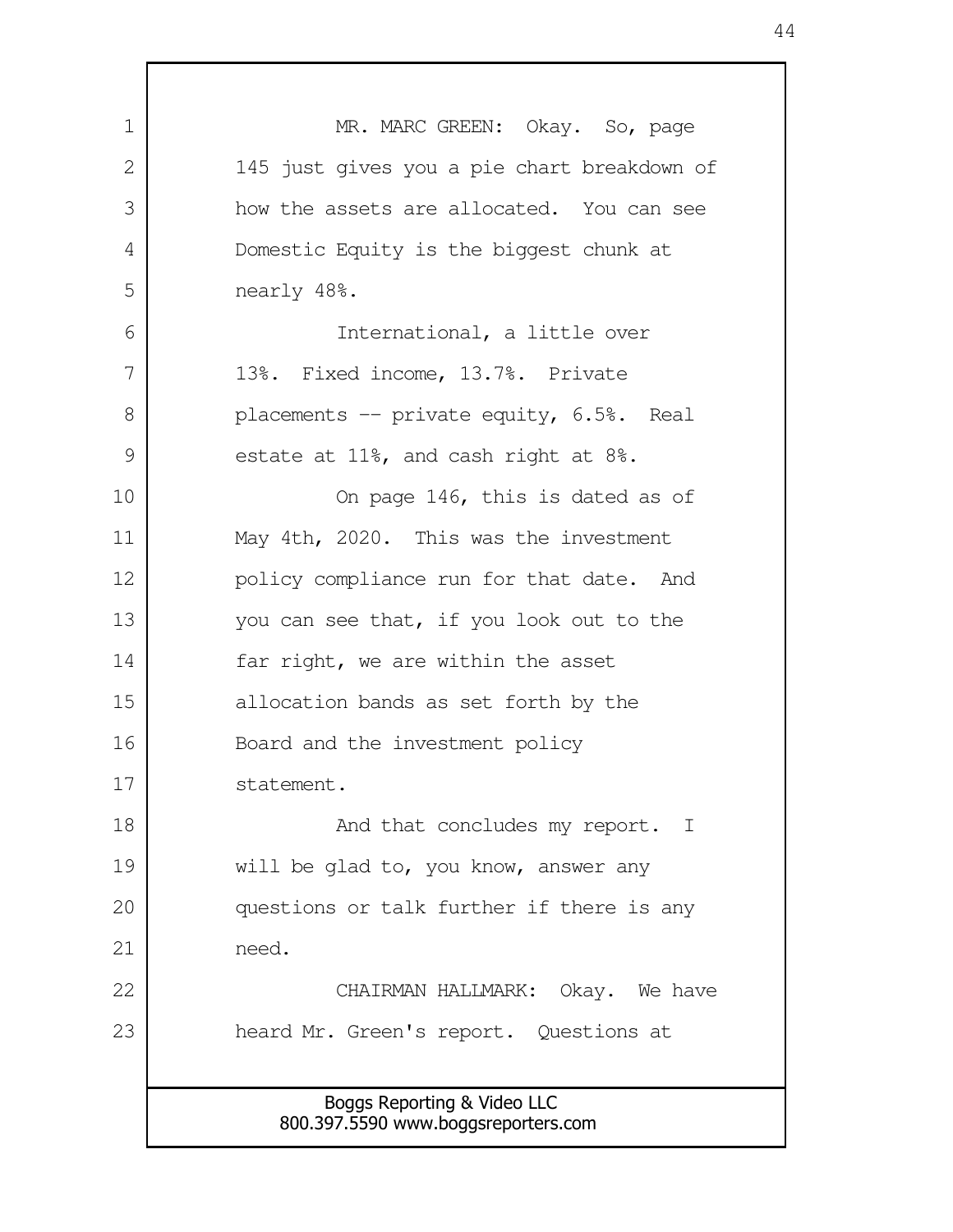MR. MARC GREEN: Okay. So, page 145 just gives you a pie chart breakdown of how the assets are allocated. You can see Domestic Equity is the biggest chunk at nearly 48%.

International, a little over 13%. Fixed income, 13.7%. Private placements -- private equity, 6.5%. Real estate at 11%, and cash right at 8%.

On page 146, this is dated as of May 4th, 2020. This was the investment policy compliance run for that date. And you can see that, if you look out to the far right, we are within the asset allocation bands as set forth by the Board and the investment policy statement.

And that concludes my report. I will be glad to, you know, answer any questions or talk further if there is any need.

CHAIRMAN HALLMARK: Okay. We have heard Mr. Green's report. Questions at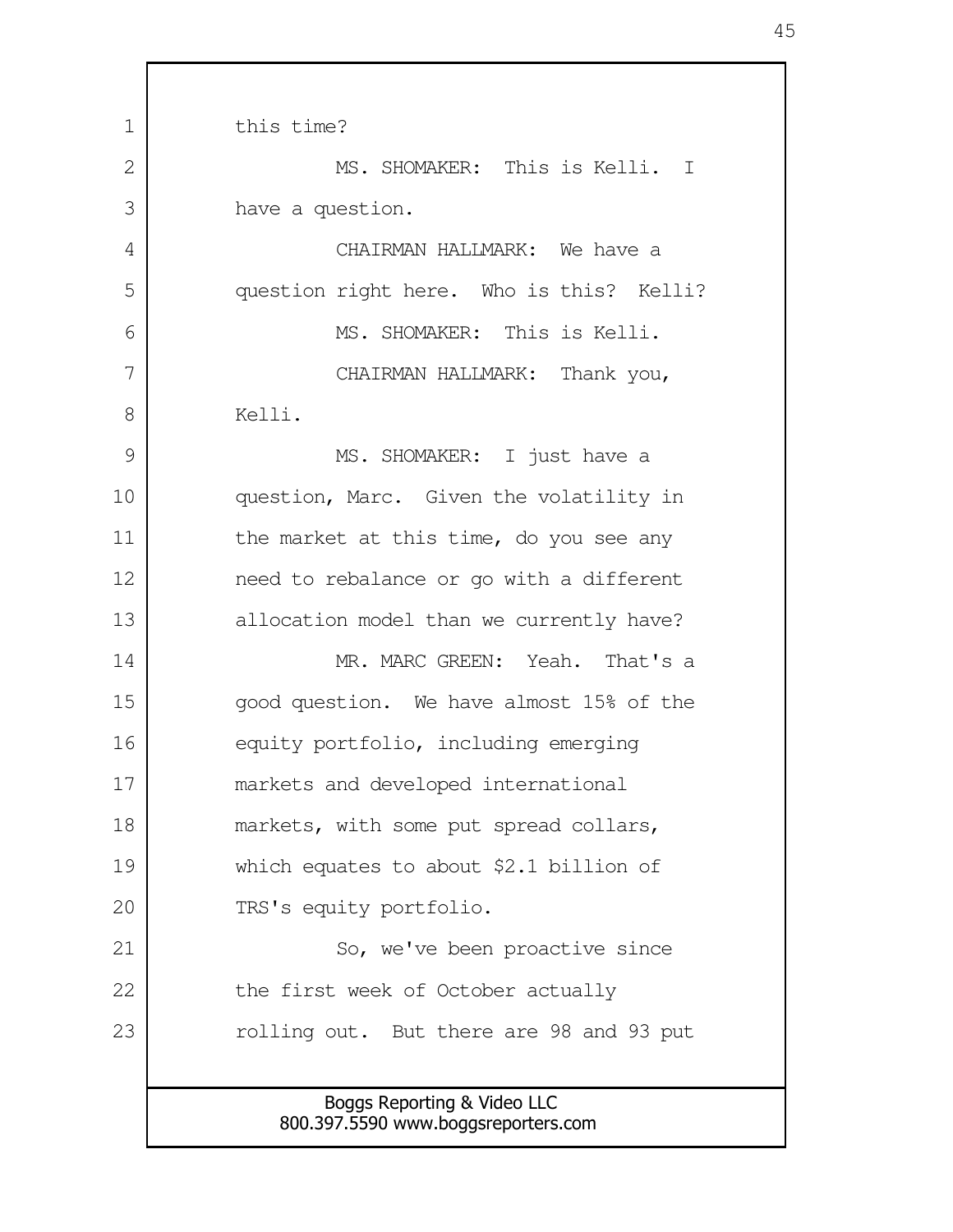this time?

MS. SHOMAKER: This is Kelli. I have a question.

CHAIRMAN HALLMARK: We have a question right here. Who is this? Kelli?

MS. SHOMAKER: This is Kelli.

CHAIRMAN HALLMARK: Thank you, Kelli.

MS. SHOMAKER: I just have a question, Marc. Given the volatility in the market at this time, do you see any need to rebalance or go with a different allocation model than we currently have?

MR. MARC GREEN: Yeah. That's a good question. We have almost 15% of the equity portfolio, including emerging markets and developed international markets, with some put spread collars, which equates to about $2.1 billion of TRS's equity portfolio.

So, we've been proactive since the first week of October actually rolling out. But there are 98 and 93 put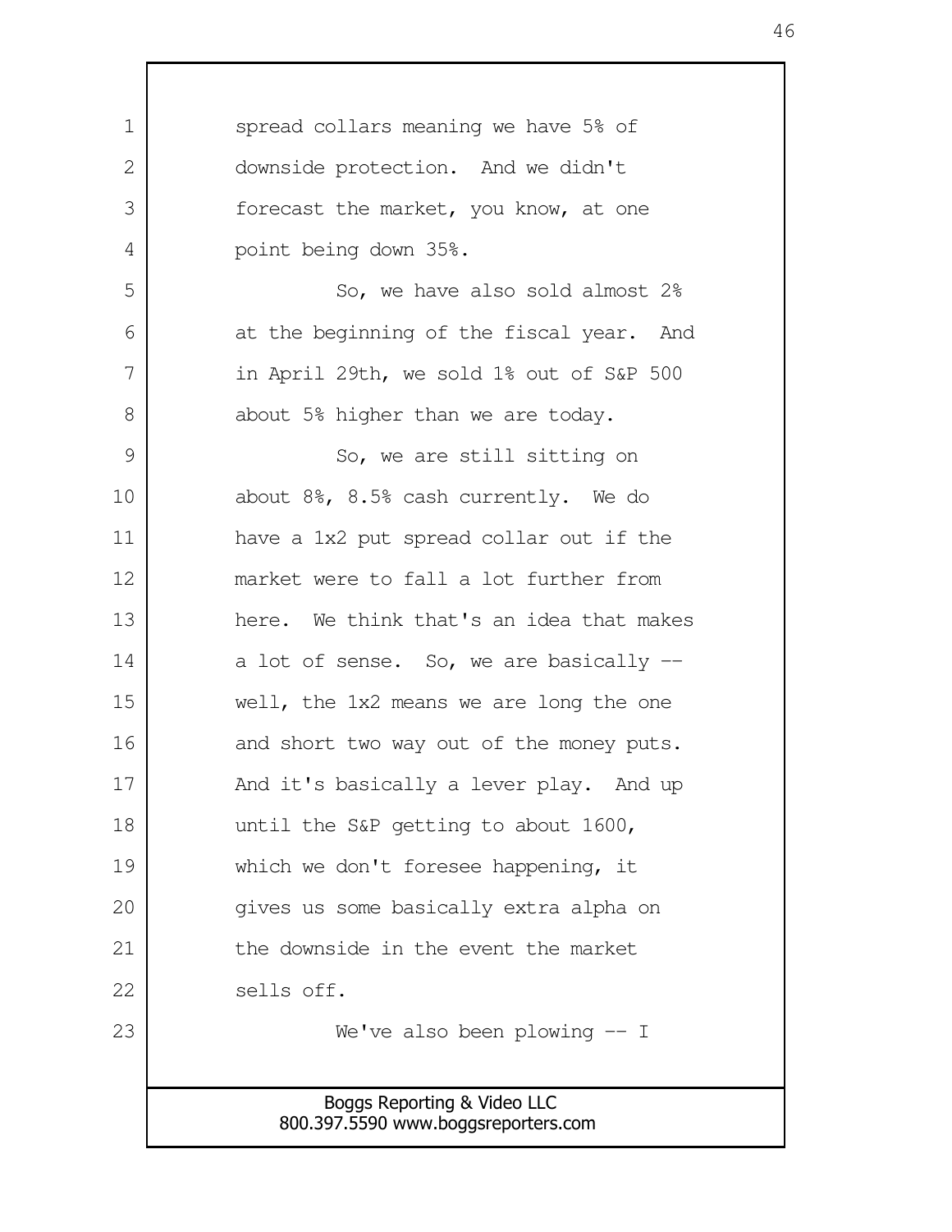spread collars meaning we have 5% of downside protection. And we didn't forecast the market, you know, at one point being down 35%.

So, we have also sold almost 2% at the beginning of the fiscal year. And in April 29th, we sold 1% out of S&P 500 about 5% higher than we are today.

So, we are still sitting on about 8%, 8.5% cash currently. We do have a 1x2 put spread collar out if the market were to fall a lot further from here. We think that's an idea that makes a lot of sense. So, we are basically -- well, the 1x2 means we are long the one and short two way out of the money puts. And it's basically a lever play. And up until the S&P getting to about 1600, which we don't foresee happening, it gives us some basically extra alpha on the downside in the event the market sells off.

We've also been plowing -- I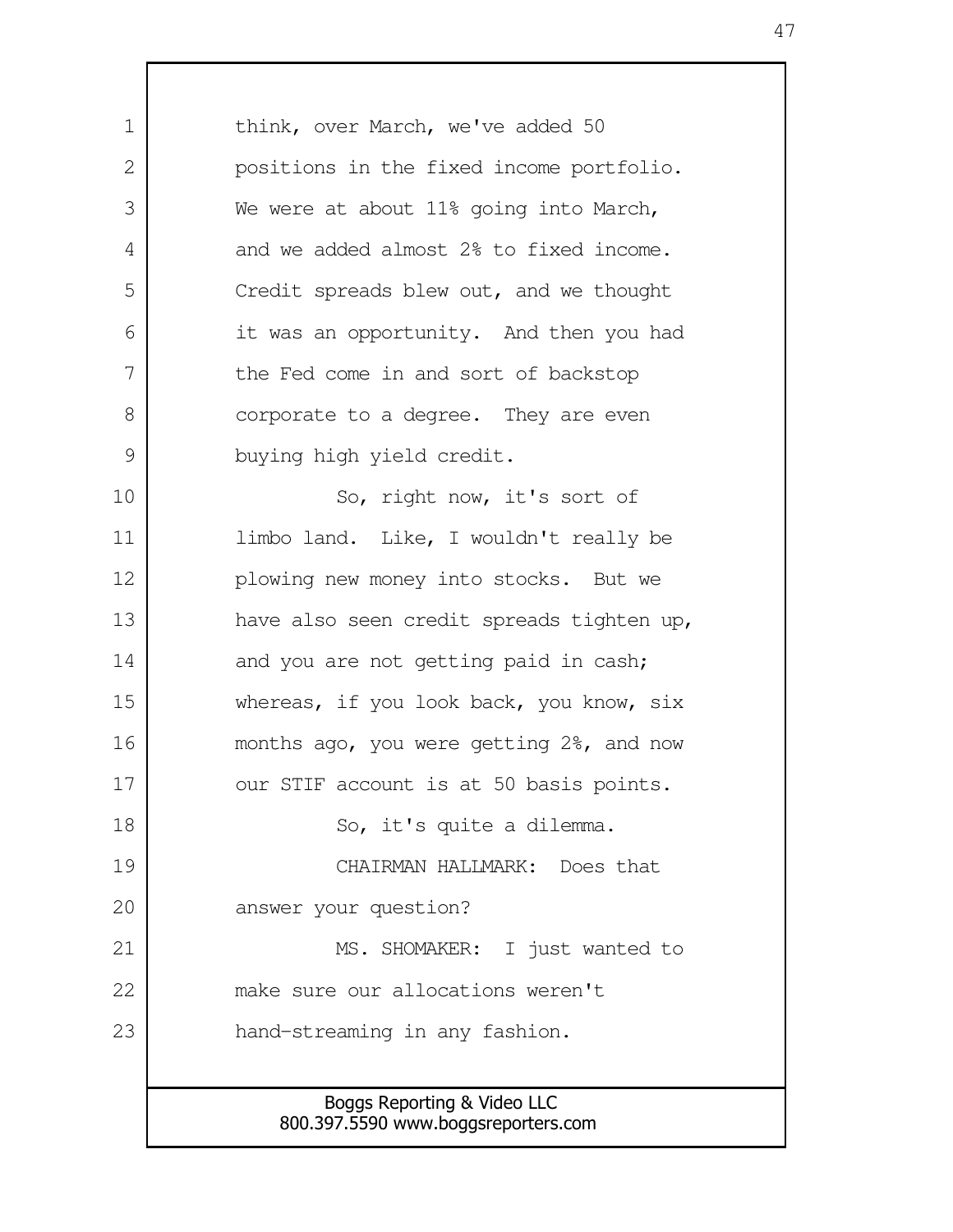think, over March, we've added 50 positions in the fixed income portfolio. We were at about 11% going into March, and we added almost 2% to fixed income. Credit spreads blew out, and we thought it was an opportunity. And then you had the Fed come in and sort of backstop corporate to a degree. They are even buying high yield credit.

So, right now, it's sort of limbo land. Like, I wouldn't really be plowing new money into stocks. But we have also seen credit spreads tighten up, and you are not getting paid in cash; whereas, if you look back, you know, six months ago, you were getting 2%, and now our STIF account is at 50 basis points.

So, it's quite a dilemma.

CHAIRMAN HALLMARK: Does that answer your question?

MS. SHOMAKER: I just wanted to make sure our allocations weren't hand-streaming in any fashion.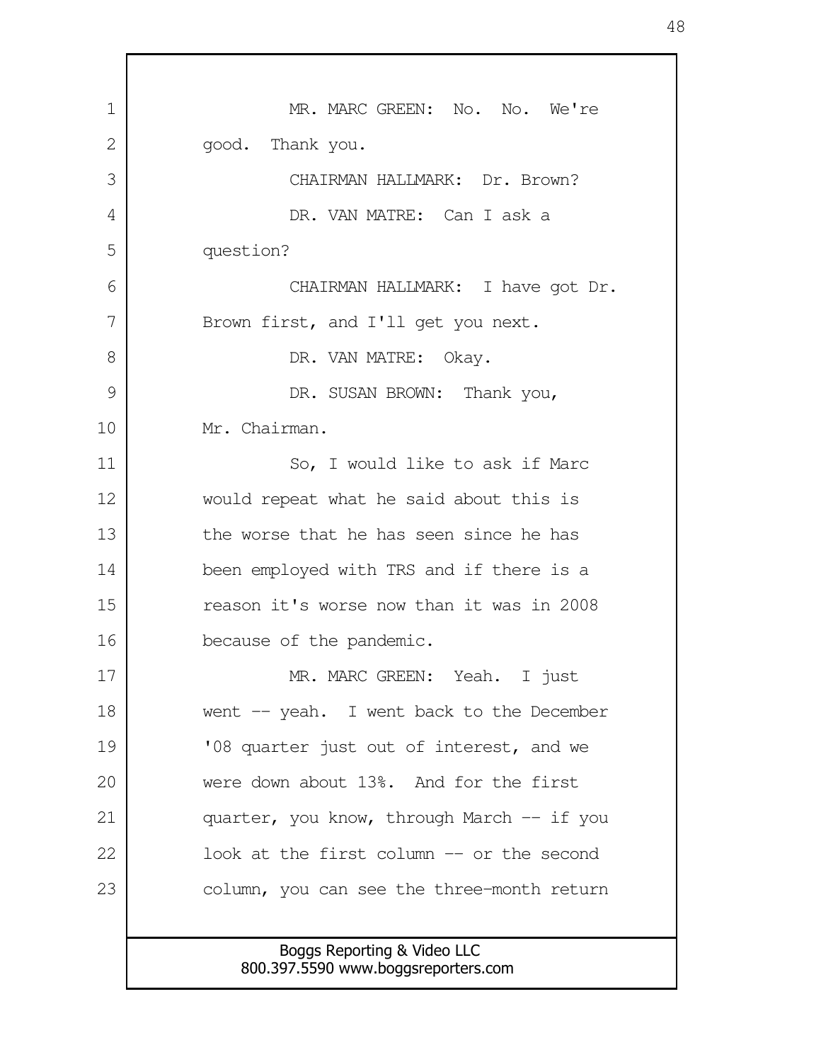MR. MARC GREEN: No. No. We're good. Thank you.

CHAIRMAN HALLMARK: Dr. Brown?

DR. VAN MATRE: Can I ask a question?

CHAIRMAN HALLMARK: I have got Dr. Brown first, and I'll get you next.

DR. VAN MATRE: Okay.

DR. SUSAN BROWN: Thank you, Mr. Chairman.

So, I would like to ask if Marc would repeat what he said about this is the worse that he has seen since he has been employed with TRS and if there is a reason it's worse now than it was in 2008 because of the pandemic.

MR. MARC GREEN: Yeah. I just went -- yeah. I went back to the December '08 quarter just out of interest, and we were down about 13%. And for the first quarter, you know, through March -- if you look at the first column -- or the second column, you can see the three-month return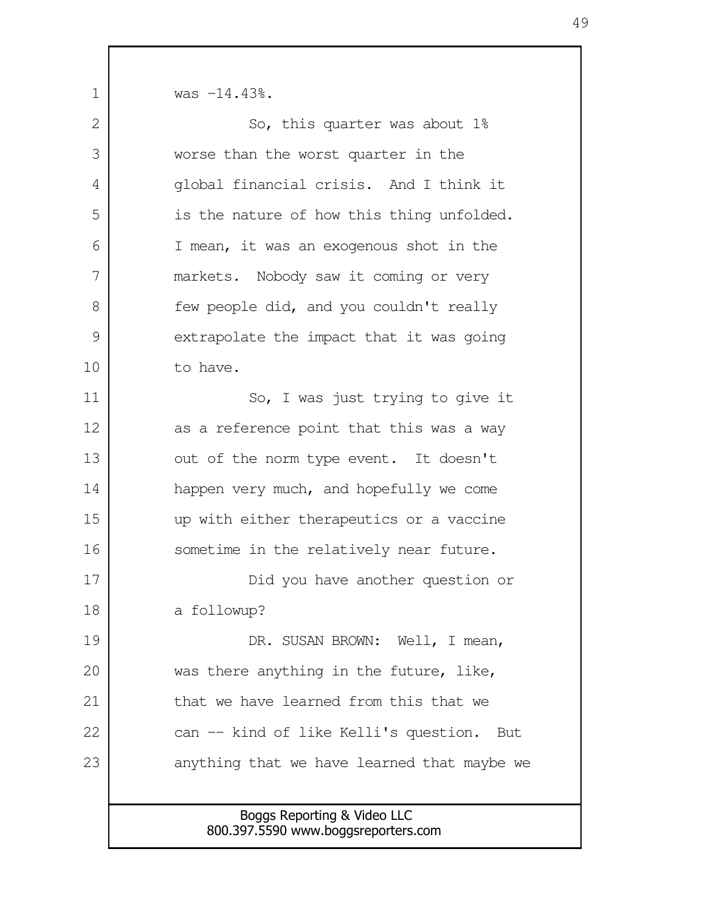was -14.43%.

So, this quarter was about 1% worse than the worst quarter in the global financial crisis. And I think it is the nature of how this thing unfolded. I mean, it was an exogenous shot in the markets. Nobody saw it coming or very few people did, and you couldn't really extrapolate the impact that it was going to have.

So, I was just trying to give it as a reference point that this was a way out of the norm type event. It doesn't happen very much, and hopefully we come up with either therapeutics or a vaccine sometime in the relatively near future.

Did you have another question or a followup?

DR. SUSAN BROWN: Well, I mean, was there anything in the future, like, that we have learned from this that we can -- kind of like Kelli's question. But anything that we have learned that maybe we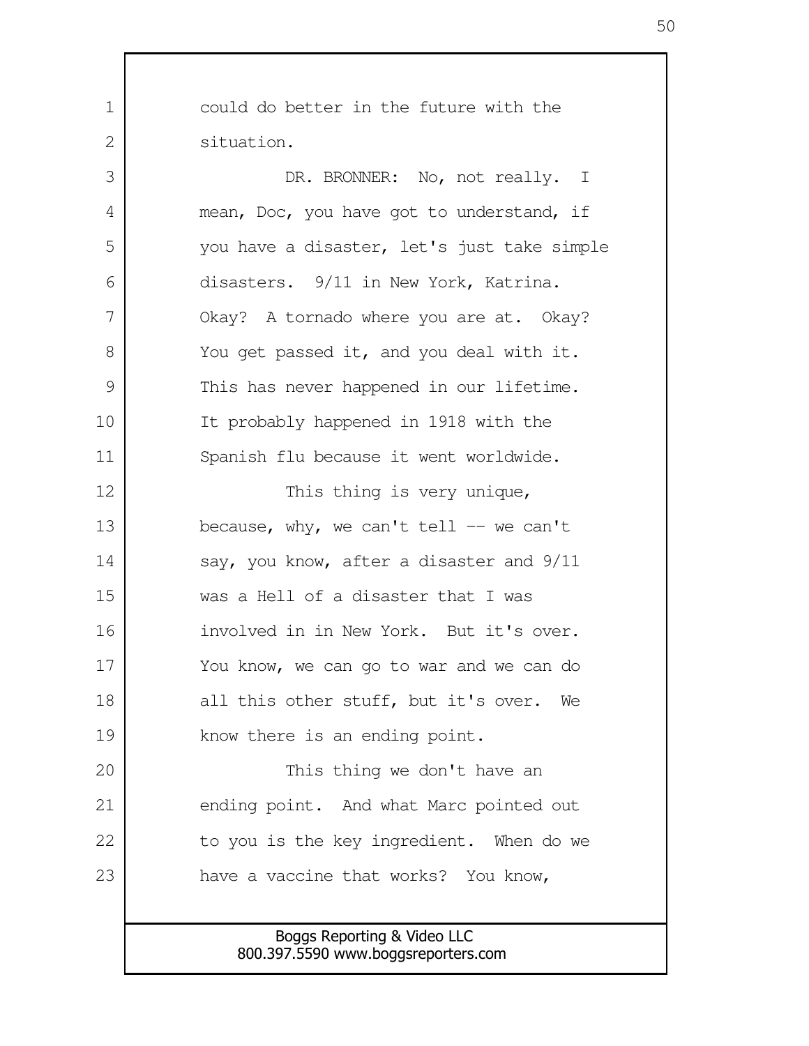could do better in the future with the situation.

DR. BRONNER: No, not really. I mean, Doc, you have got to understand, if you have a disaster, let's just take simple disasters. 9/11 in New York, Katrina. Okay? A tornado where you are at. Okay? You get passed it, and you deal with it. This has never happened in our lifetime. It probably happened in 1918 with the Spanish flu because it went worldwide.

This thing is very unique, because, why, we can't tell -- we can't say, you know, after a disaster and 9/11 was a Hell of a disaster that I was involved in in New York. But it's over. You know, we can go to war and we can do all this other stuff, but it's over. We know there is an ending point.

This thing we don't have an ending point. And what Marc pointed out to you is the key ingredient. When do we have a vaccine that works? You know,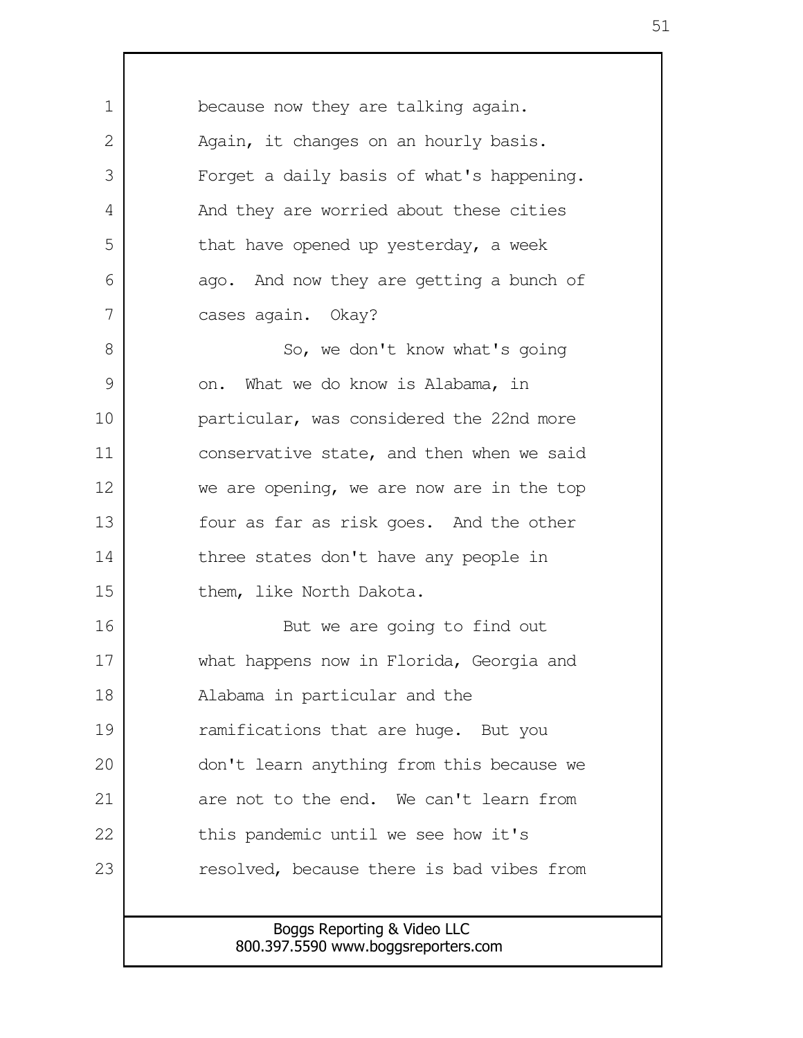because now they are talking again. Again, it changes on an hourly basis. Forget a daily basis of what's happening. And they are worried about these cities that have opened up yesterday, a week ago. And now they are getting a bunch of cases again. Okay?

So, we don't know what's going on. What we do know is Alabama, in particular, was considered the 22nd more conservative state, and then when we said we are opening, we are now are in the top four as far as risk goes. And the other three states don't have any people in them, like North Dakota.

But we are going to find out what happens now in Florida, Georgia and Alabama in particular and the ramifications that are huge. But you don't learn anything from this because we are not to the end. We can't learn from this pandemic until we see how it's resolved, because there is bad vibes from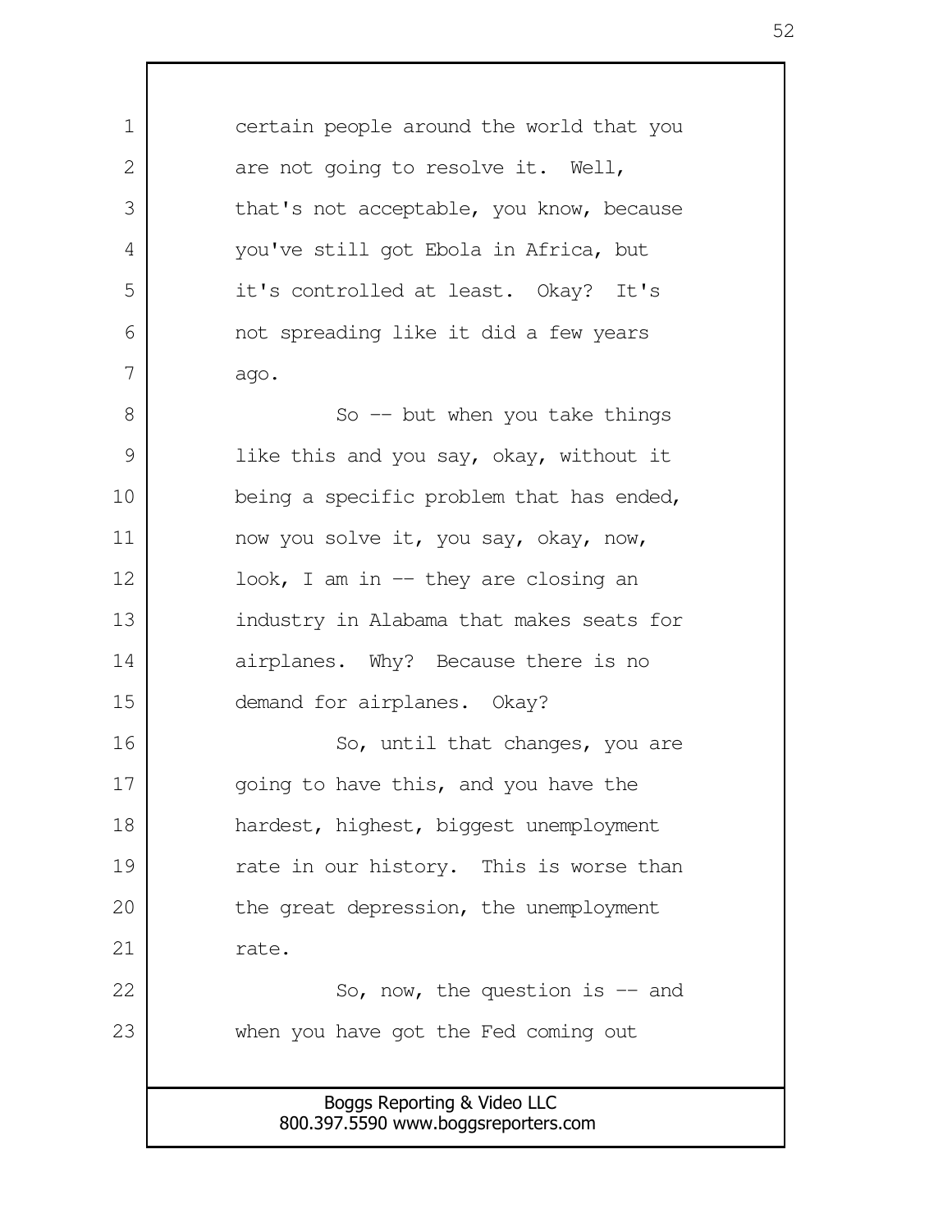certain people around the world that you are not going to resolve it. Well, that's not acceptable, you know, because you've still got Ebola in Africa, but it's controlled at least. Okay? It's not spreading like it did a few years ago.

So -- but when you take things like this and you say, okay, without it being a specific problem that has ended, now you solve it, you say, okay, now, look, I am in -- they are closing an industry in Alabama that makes seats for airplanes. Why? Because there is no demand for airplanes. Okay?

So, until that changes, you are going to have this, and you have the hardest, highest, biggest unemployment rate in our history. This is worse than the great depression, the unemployment rate.

So, now, the question is -- and when you have got the Fed coming out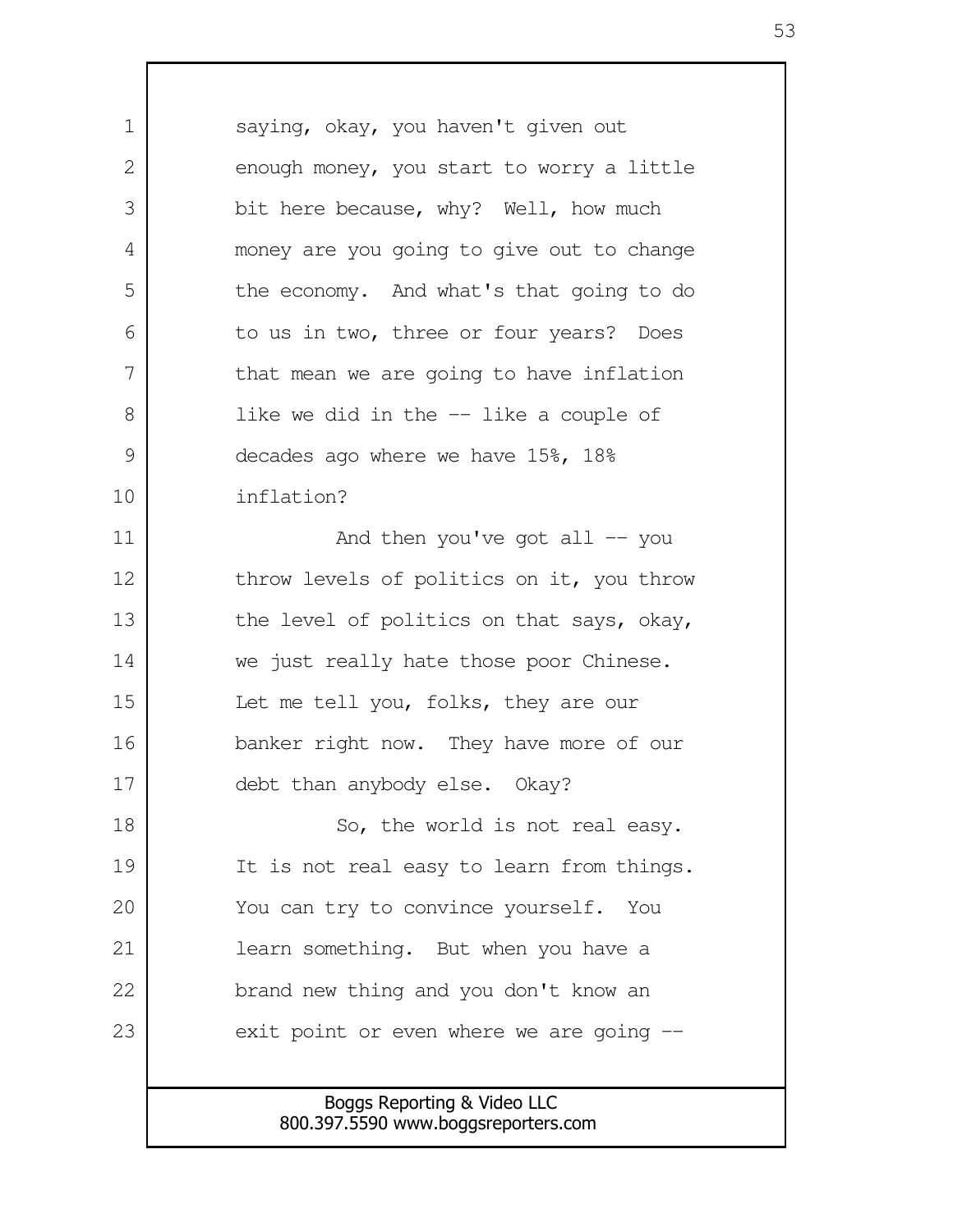saying, okay, you haven't given out enough money, you start to worry a little bit here because, why? Well, how much money are you going to give out to change the economy. And what's that going to do to us in two, three or four years? Does that mean we are going to have inflation like we did in the -- like a couple of decades ago where we have 15%, 18% inflation?

And then you've got all -- you throw levels of politics on it, you throw the level of politics on that says, okay, we just really hate those poor Chinese. Let me tell you, folks, they are our banker right now. They have more of our debt than anybody else. Okay?

So, the world is not real easy. It is not real easy to learn from things. You can try to convince yourself. You learn something. But when you have a brand new thing and you don't know an exit point or even where we are going --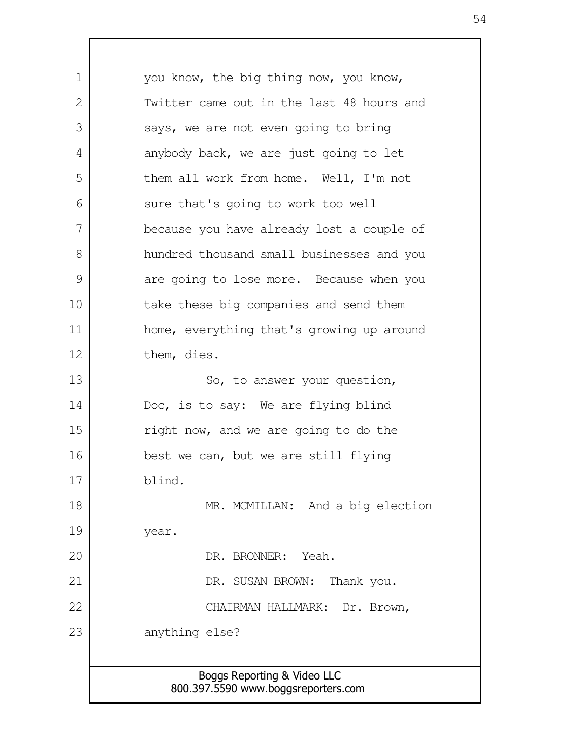you know, the big thing now, you know, Twitter came out in the last 48 hours and says, we are not even going to bring anybody back, we are just going to let them all work from home. Well, I'm not sure that's going to work too well because you have already lost a couple of hundred thousand small businesses and you are going to lose more. Because when you take these big companies and send them home, everything that's growing up around them, dies.

So, to answer your question, Doc, is to say: We are flying blind right now, and we are going to do the best we can, but we are still flying blind.

MR. MCMILLAN: And a big election year.

DR. BRONNER: Yeah.

DR. SUSAN BROWN: Thank you.

CHAIRMAN HALLMARK: Dr. Brown, anything else?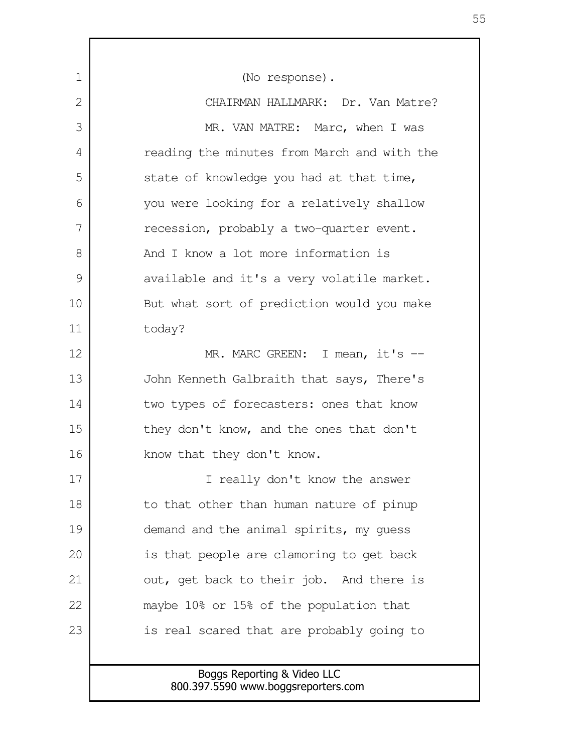(No response).

CHAIRMAN HALLMARK: Dr. Van Matre?

MR. VAN MATRE: Marc, when I was reading the minutes from March and with the state of knowledge you had at that time, you were looking for a relatively shallow recession, probably a two-quarter event. And I know a lot more information is available and it's a very volatile market. But what sort of prediction would you make today?

MR. MARC GREEN: I mean, it's -- John Kenneth Galbraith that says, There's two types of forecasters: ones that know they don't know, and the ones that don't know that they don't know.

I really don't know the answer to that other than human nature of pinup demand and the animal spirits, my guess is that people are clamoring to get back out, get back to their job. And there is maybe 10% or 15% of the population that is real scared that are probably going to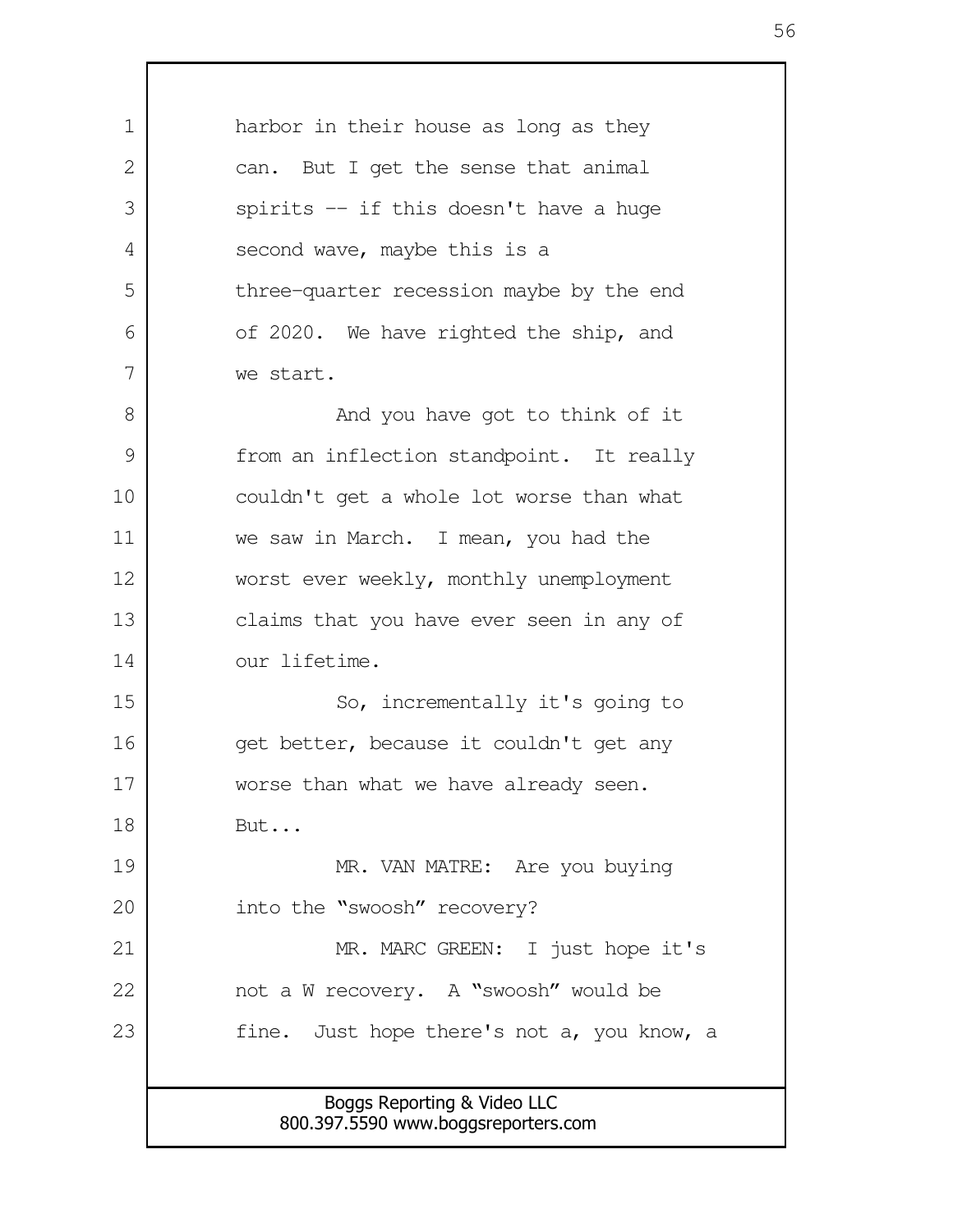harbor in their house as long as they can. But I get the sense that animal spirits -- if this doesn't have a huge second wave, maybe this is a three-quarter recession maybe by the end of 2020. We have righted the ship, and we start.

And you have got to think of it from an inflection standpoint. It really couldn't get a whole lot worse than what we saw in March. I mean, you had the worst ever weekly, monthly unemployment claims that you have ever seen in any of our lifetime.

So, incrementally it's going to get better, because it couldn't get any worse than what we have already seen. But...

MR. VAN MATRE: Are you buying into the "swoosh" recovery?

MR. MARC GREEN: I just hope it's not a W recovery. A "swoosh" would be fine. Just hope there's not a, you know, a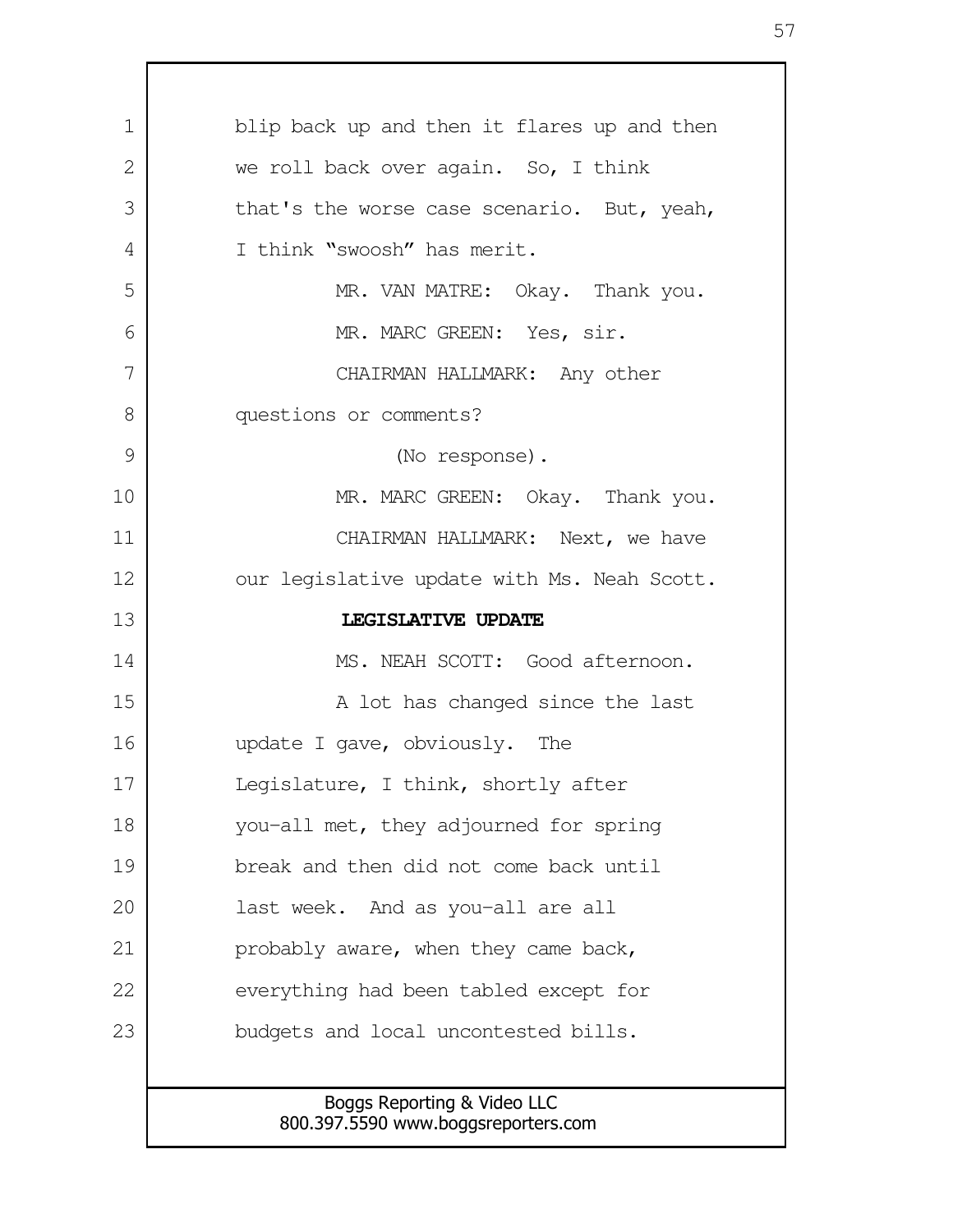blip back up and then it flares up and then we roll back over again. So, I think that's the worse case scenario. But, yeah, I think "swoosh" has merit.

MR. VAN MATRE: Okay. Thank you.

MR. MARC GREEN: Yes, sir.

CHAIRMAN HALLMARK: Any other questions or comments?

(No response).

MR. MARC GREEN: Okay. Thank you.

CHAIRMAN HALLMARK: Next, we have our legislative update with Ms. Neah Scott.

**LEGISLATIVE UPDATE**

MS. NEAH SCOTT: Good afternoon.

A lot has changed since the last update I gave, obviously. The Legislature, I think, shortly after you-all met, they adjourned for spring break and then did not come back until last week. And as you-all are all probably aware, when they came back, everything had been tabled except for budgets and local uncontested bills.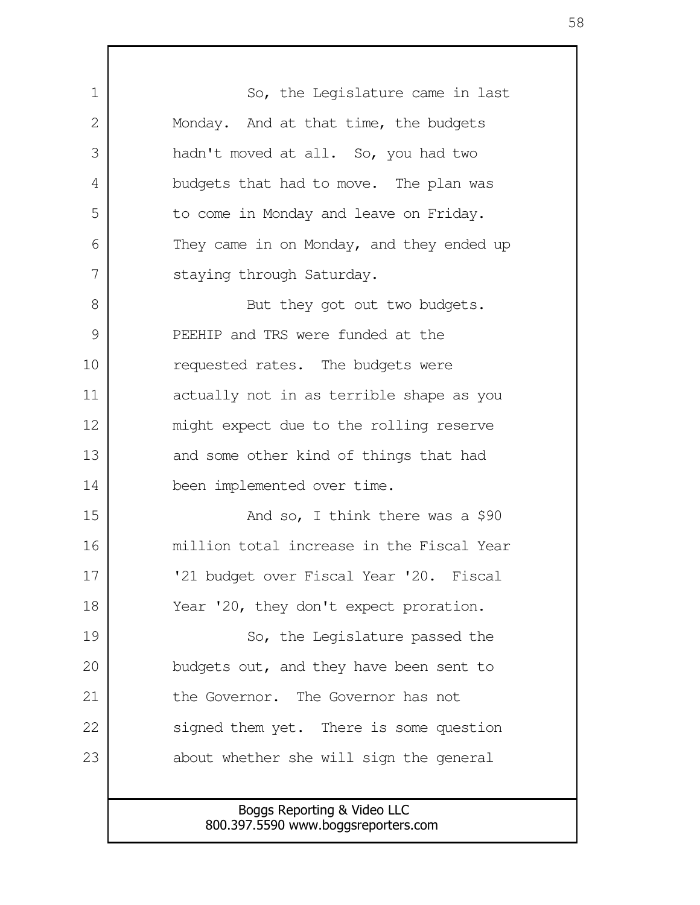So, the Legislature came in last Monday. And at that time, the budgets hadn't moved at all. So, you had two budgets that had to move. The plan was to come in Monday and leave on Friday. They came in on Monday, and they ended up staying through Saturday.

But they got out two budgets. PEEHIP and TRS were funded at the requested rates. The budgets were actually not in as terrible shape as you might expect due to the rolling reserve and some other kind of things that had been implemented over time.

And so, I think there was a $90 million total increase in the Fiscal Year '21 budget over Fiscal Year '20. Fiscal Year '20, they don't expect proration.

So, the Legislature passed the budgets out, and they have been sent to the Governor. The Governor has not signed them yet. There is some question about whether she will sign the general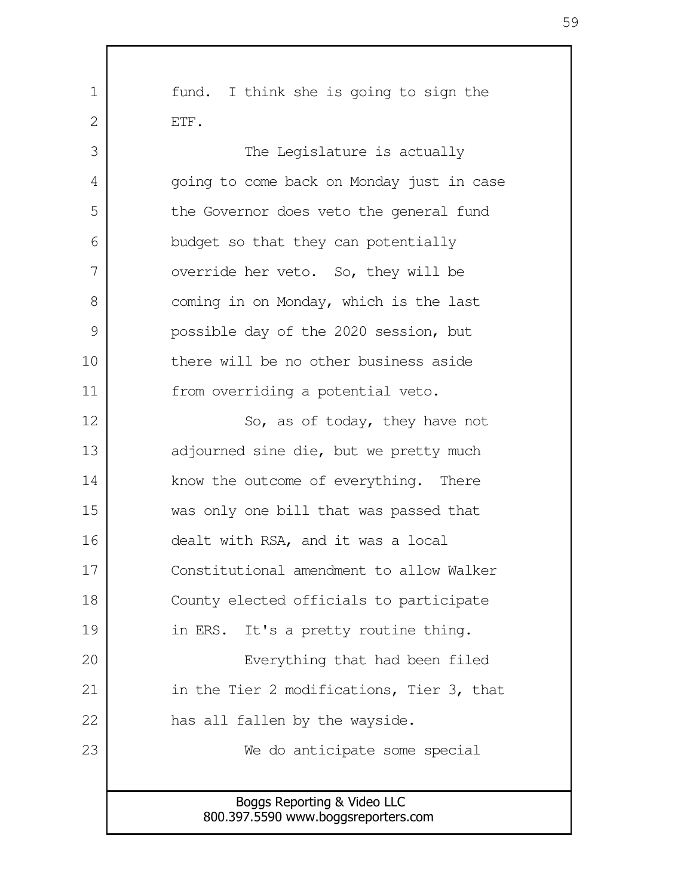fund. I think she is going to sign the ETF.

The Legislature is actually going to come back on Monday just in case the Governor does veto the general fund budget so that they can potentially override her veto. So, they will be coming in on Monday, which is the last possible day of the 2020 session, but there will be no other business aside from overriding a potential veto.

So, as of today, they have not adjourned sine die, but we pretty much know the outcome of everything. There was only one bill that was passed that dealt with RSA, and it was a local Constitutional amendment to allow Walker County elected officials to participate in ERS. It's a pretty routine thing.

Everything that had been filed in the Tier 2 modifications, Tier 3, that has all fallen by the wayside.

We do anticipate some special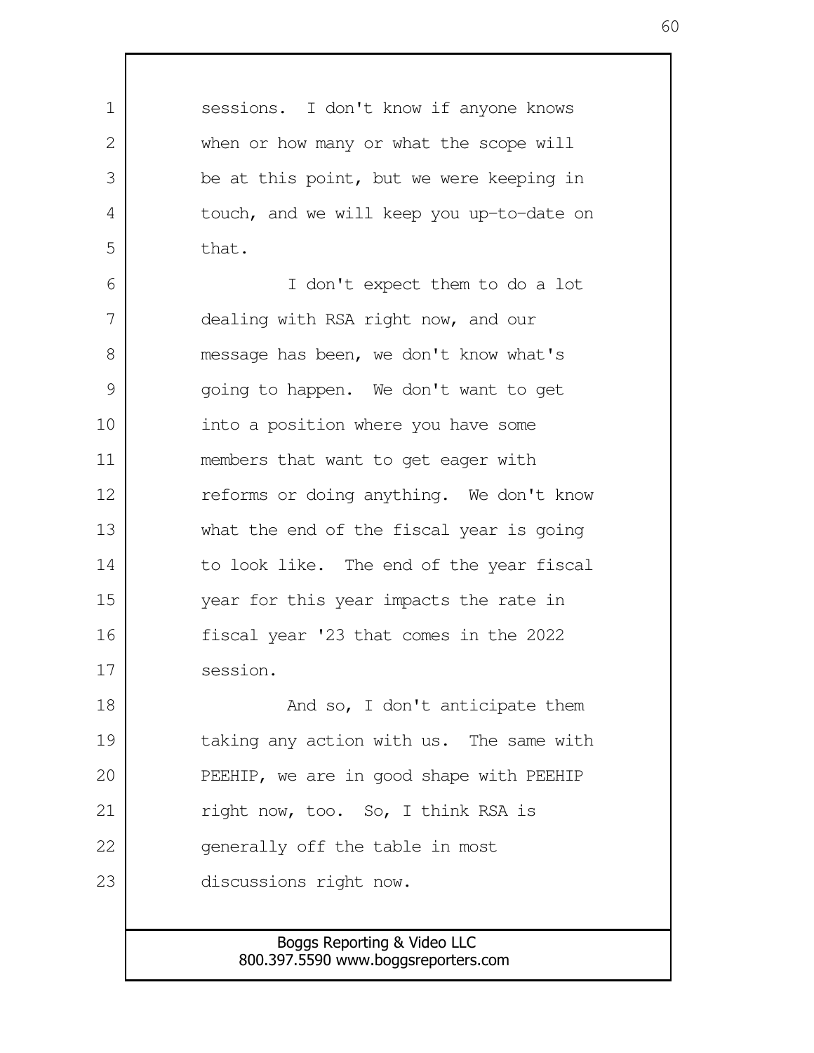sessions. I don't know if anyone knows when or how many or what the scope will be at this point, but we were keeping in touch, and we will keep you up-to-date on that.

I don't expect them to do a lot dealing with RSA right now, and our message has been, we don't know what's going to happen. We don't want to get into a position where you have some members that want to get eager with reforms or doing anything. We don't know what the end of the fiscal year is going to look like. The end of the year fiscal year for this year impacts the rate in fiscal year '23 that comes in the 2022 session.

And so, I don't anticipate them taking any action with us. The same with PEEHIP, we are in good shape with PEEHIP right now, too. So, I think RSA is generally off the table in most discussions right now.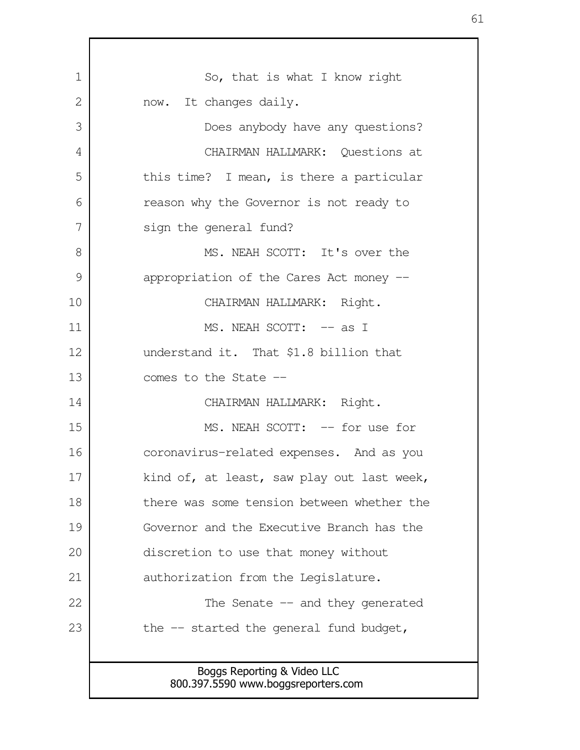So, that is what I know right now. It changes daily.

Does anybody have any questions?

CHAIRMAN HALLMARK: Questions at this time? I mean, is there a particular reason why the Governor is not ready to sign the general fund?

MS. NEAH SCOTT: It's over the appropriation of the Cares Act money --

CHAIRMAN HALLMARK: Right.

MS. NEAH SCOTT: -- as I understand it. That $1.8 billion that comes to the State --

CHAIRMAN HALLMARK: Right.

MS. NEAH SCOTT: -- for use for coronavirus-related expenses. And as you kind of, at least, saw play out last week, there was some tension between whether the Governor and the Executive Branch has the discretion to use that money without authorization from the Legislature.

The Senate -- and they generated the -- started the general fund budget,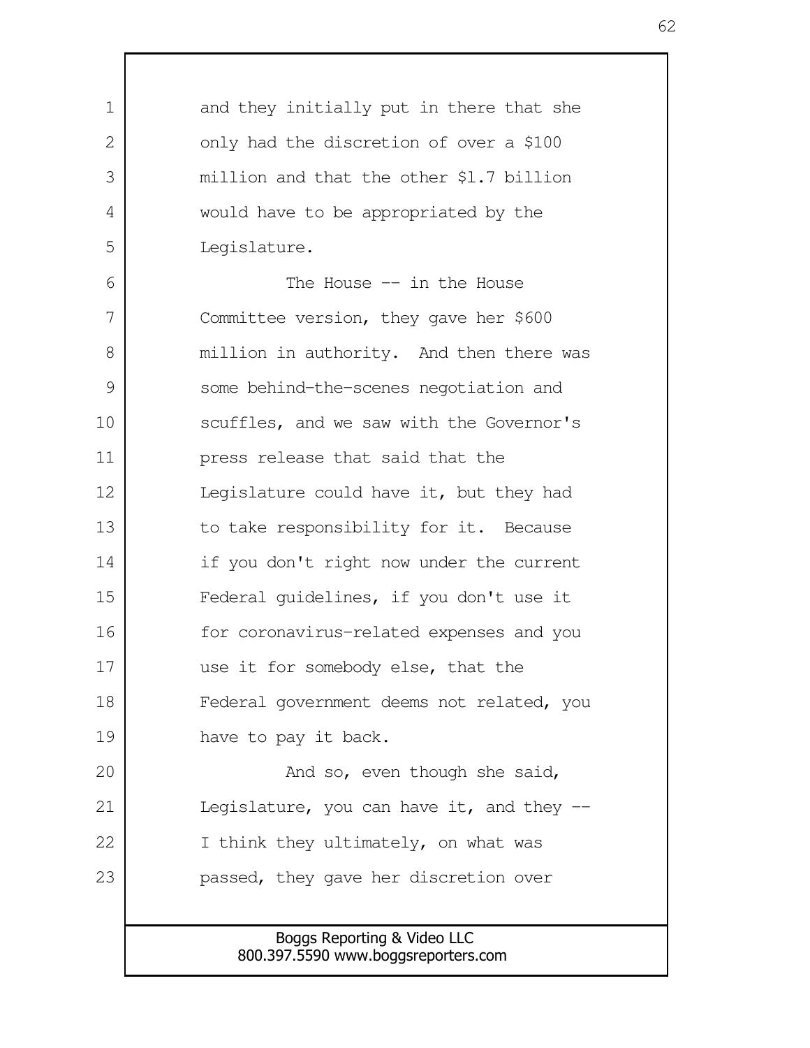and they initially put in there that she only had the discretion of over a $100 million and that the other $1.7 billion would have to be appropriated by the Legislature.

The House -- in the House Committee version, they gave her $600 million in authority. And then there was some behind-the-scenes negotiation and scuffles, and we saw with the Governor's press release that said that the Legislature could have it, but they had to take responsibility for it. Because if you don't right now under the current Federal guidelines, if you don't use it for coronavirus-related expenses and you use it for somebody else, that the Federal government deems not related, you have to pay it back.

And so, even though she said, Legislature, you can have it, and they -- I think they ultimately, on what was passed, they gave her discretion over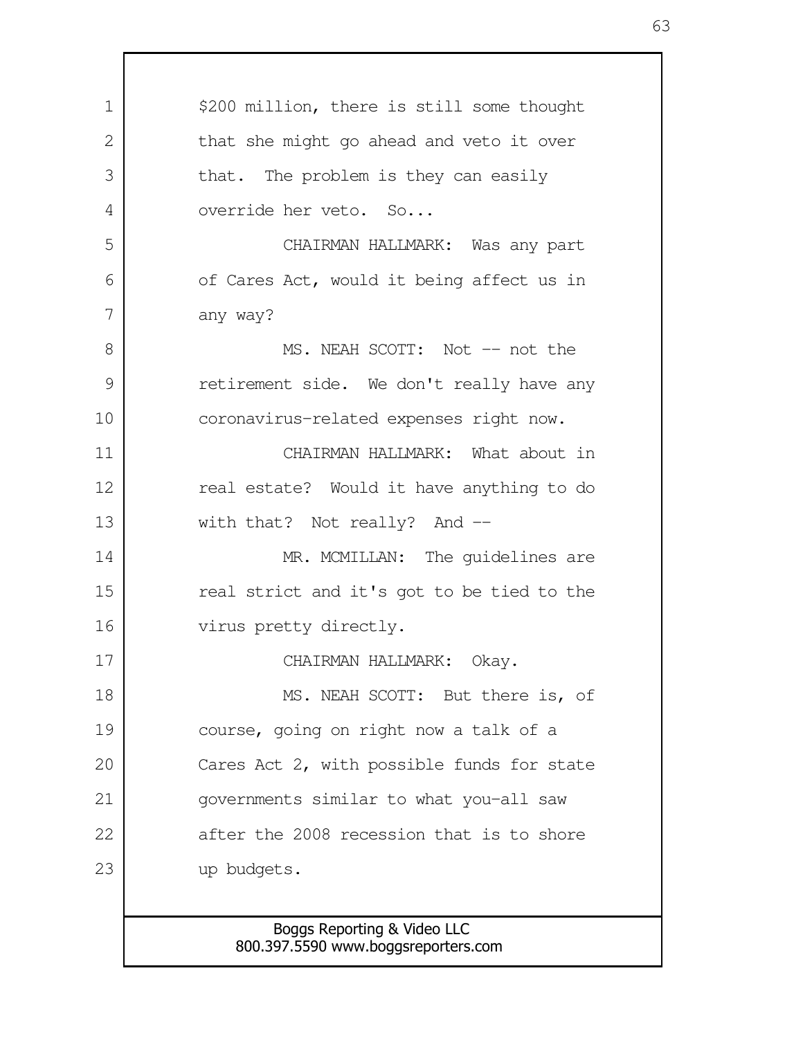$200 million, there is still some thought that she might go ahead and veto it over that. The problem is they can easily override her veto. So...

CHAIRMAN HALLMARK: Was any part of Cares Act, would it being affect us in any way?

MS. NEAH SCOTT: Not -- not the retirement side. We don't really have any coronavirus-related expenses right now.

CHAIRMAN HALLMARK: What about in real estate? Would it have anything to do with that? Not really? And --

MR. MCMILLAN: The guidelines are real strict and it's got to be tied to the virus pretty directly.

CHAIRMAN HALLMARK: Okay.

MS. NEAH SCOTT: But there is, of course, going on right now a talk of a Cares Act 2, with possible funds for state governments similar to what you-all saw after the 2008 recession that is to shore up budgets.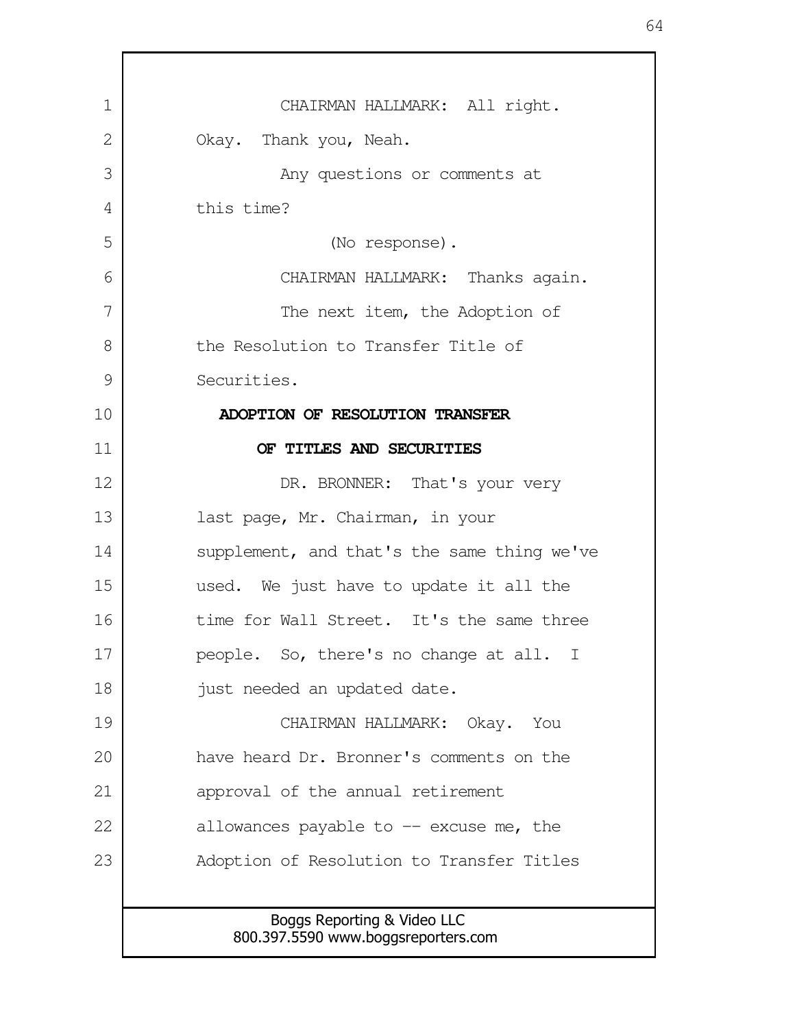CHAIRMAN HALLMARK: All right. Okay. Thank you, Neah.

Any questions or comments at this time?

(No response).

CHAIRMAN HALLMARK: Thanks again.

The next item, the Adoption of the Resolution to Transfer Title of Securities.

**ADOPTION OF RESOLUTION TRANSFER OF TITLES AND SECURITIES**

DR. BRONNER: That's your very last page, Mr. Chairman, in your supplement, and that's the same thing we've used. We just have to update it all the time for Wall Street. It's the same three people. So, there's no change at all. I just needed an updated date.

CHAIRMAN HALLMARK: Okay. You have heard Dr. Bronner's comments on the approval of the annual retirement allowances payable to -- excuse me, the Adoption of Resolution to Transfer Titles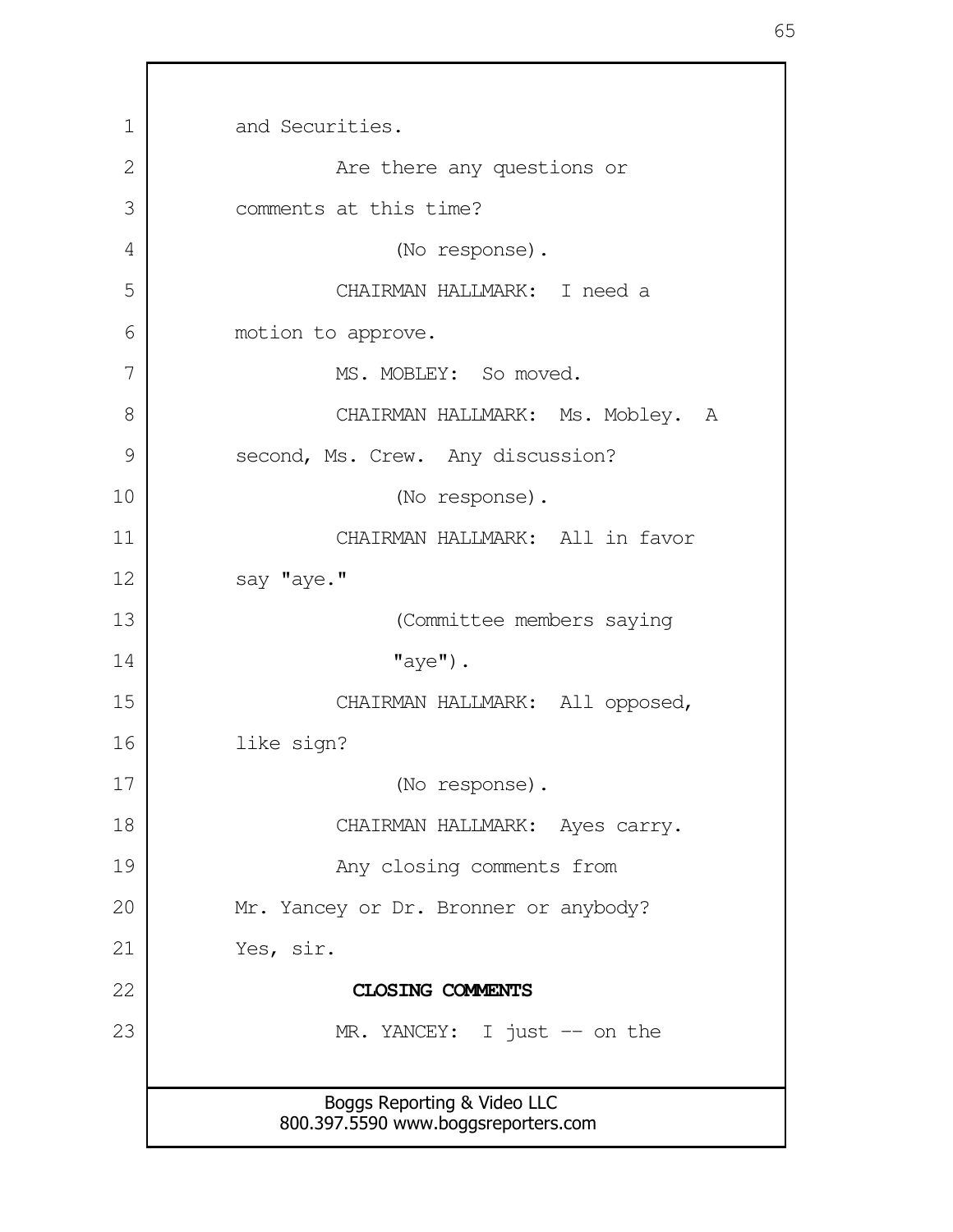and Securities.

Are there any questions or comments at this time?

(No response).

CHAIRMAN HALLMARK: I need a motion to approve.

MS. MOBLEY: So moved.

CHAIRMAN HALLMARK: Ms. Mobley. A second, Ms. Crew. Any discussion?

(No response).

CHAIRMAN HALLMARK: All in favor say "aye."

(Committee members saying "aye").

CHAIRMAN HALLMARK: All opposed, like sign?

(No response).

CHAIRMAN HALLMARK: Ayes carry.

Any closing comments from Mr. Yancey or Dr. Bronner or anybody? Yes, sir.

**CLOSING COMMENTS**

MR. YANCEY: I just -- on the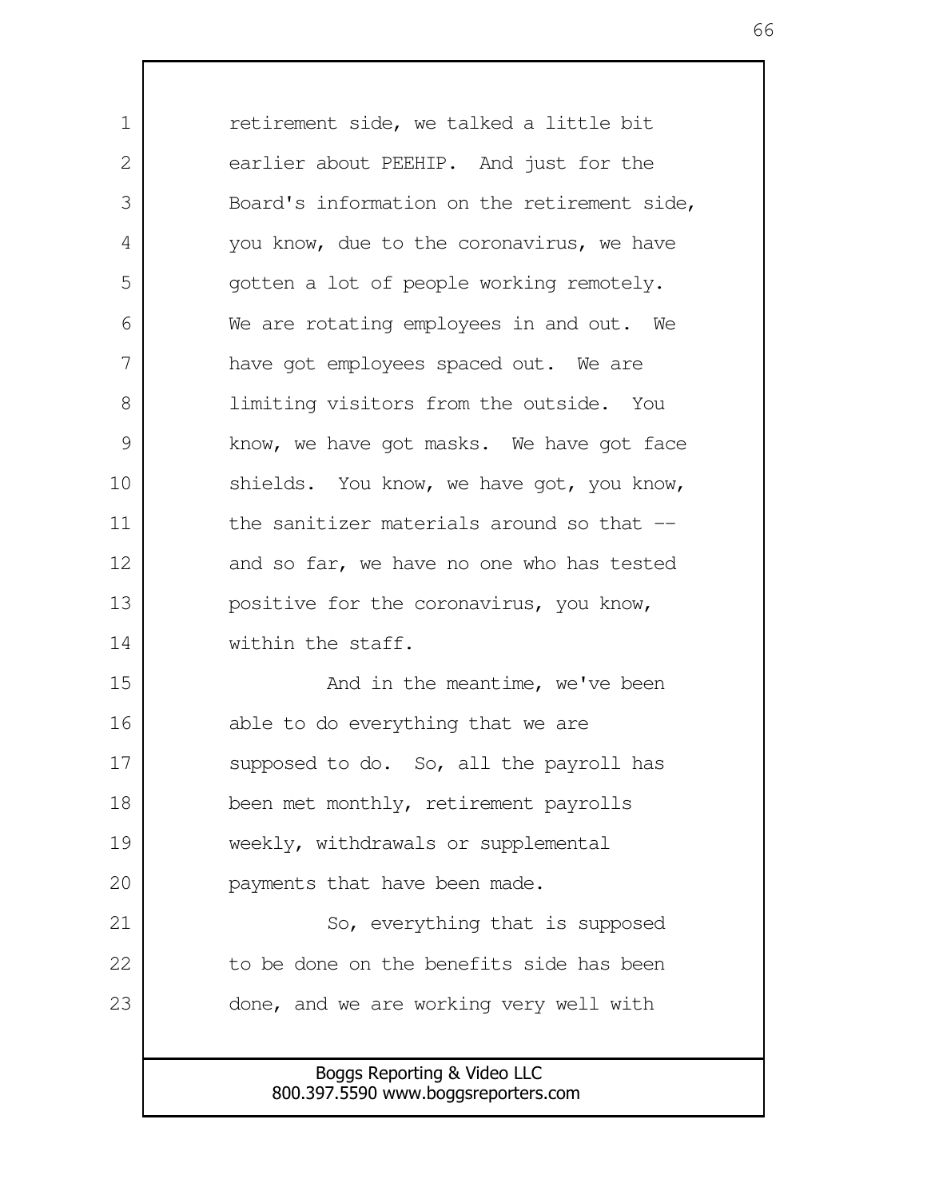retirement side, we talked a little bit earlier about PEEHIP. And just for the Board's information on the retirement side, you know, due to the coronavirus, we have gotten a lot of people working remotely. We are rotating employees in and out. We have got employees spaced out. We are limiting visitors from the outside. You know, we have got masks. We have got face shields. You know, we have got, you know, the sanitizer materials around so that -- and so far, we have no one who has tested positive for the coronavirus, you know, within the staff.

And in the meantime, we've been able to do everything that we are supposed to do. So, all the payroll has been met monthly, retirement payrolls weekly, withdrawals or supplemental payments that have been made.

So, everything that is supposed to be done on the benefits side has been done, and we are working very well with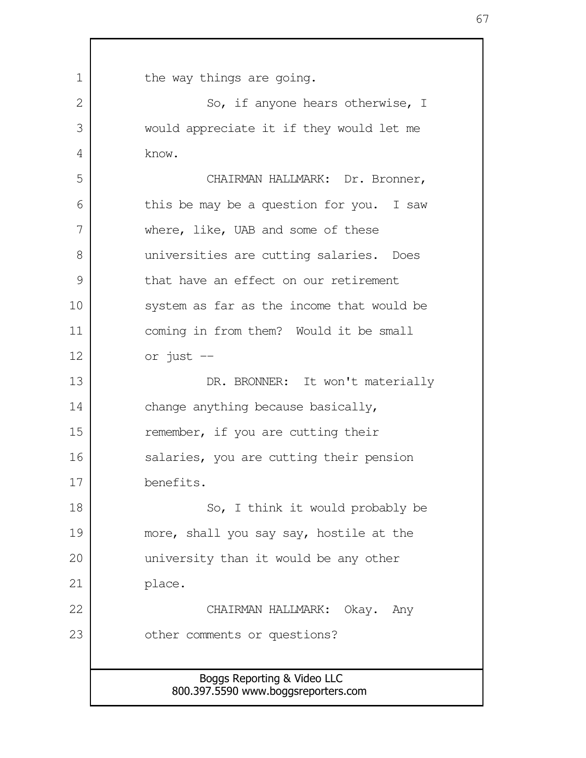the way things are going.

So, if anyone hears otherwise, I would appreciate it if they would let me know.

CHAIRMAN HALLMARK: Dr. Bronner, this be may be a question for you. I saw where, like, UAB and some of these universities are cutting salaries. Does that have an effect on our retirement system as far as the income that would be coming in from them? Would it be small or just --

DR. BRONNER: It won't materially change anything because basically, remember, if you are cutting their salaries, you are cutting their pension benefits.

So, I think it would probably be more, shall you say say, hostile at the university than it would be any other place.

CHAIRMAN HALLMARK: Okay. Any other comments or questions?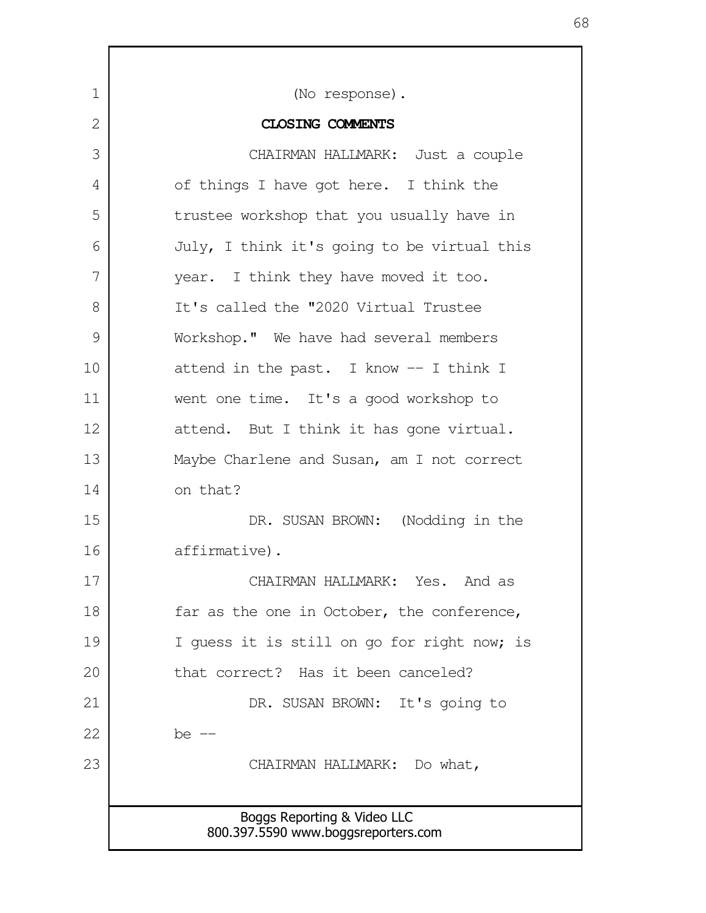(No response).

**CLOSING COMMENTS**

CHAIRMAN HALLMARK: Just a couple of things I have got here. I think the trustee workshop that you usually have in July, I think it's going to be virtual this year. I think they have moved it too. It's called the "2020 Virtual Trustee Workshop." We have had several members attend in the past. I know -- I think I went one time. It's a good workshop to attend. But I think it has gone virtual. Maybe Charlene and Susan, am I not correct on that?

DR. SUSAN BROWN: (Nodding in the affirmative).

CHAIRMAN HALLMARK: Yes. And as far as the one in October, the conference, I guess it is still on go for right now; is that correct? Has it been canceled?

DR. SUSAN BROWN: It's going to be --

CHAIRMAN HALLMARK: Do what,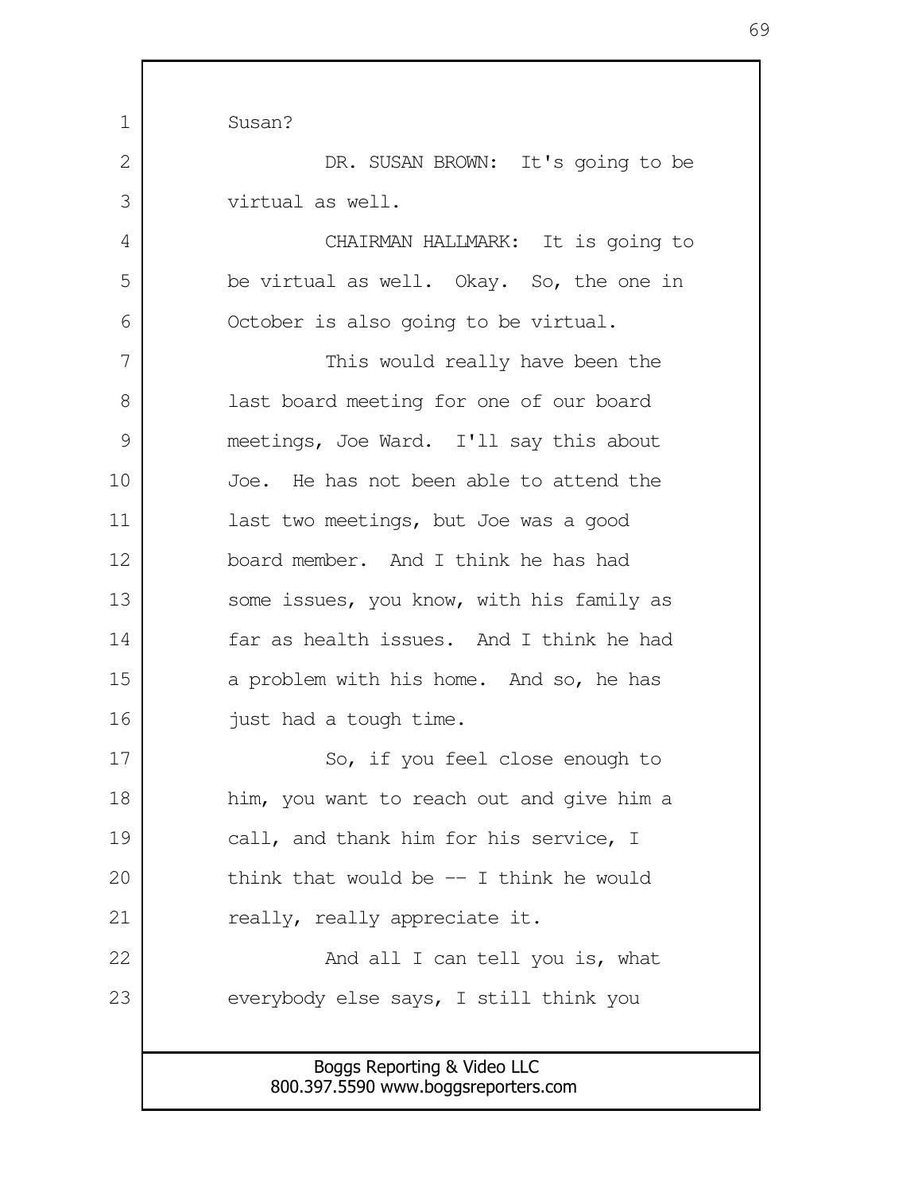Susan?

DR. SUSAN BROWN: It's going to be virtual as well.

CHAIRMAN HALLMARK: It is going to be virtual as well. Okay. So, the one in October is also going to be virtual.

This would really have been the last board meeting for one of our board meetings, Joe Ward. I'll say this about Joe. He has not been able to attend the last two meetings, but Joe was a good board member. And I think he has had some issues, you know, with his family as far as health issues. And I think he had a problem with his home. And so, he has just had a tough time.

So, if you feel close enough to him, you want to reach out and give him a call, and thank him for his service, I think that would be -- I think he would really, really appreciate it.

And all I can tell you is, what everybody else says, I still think you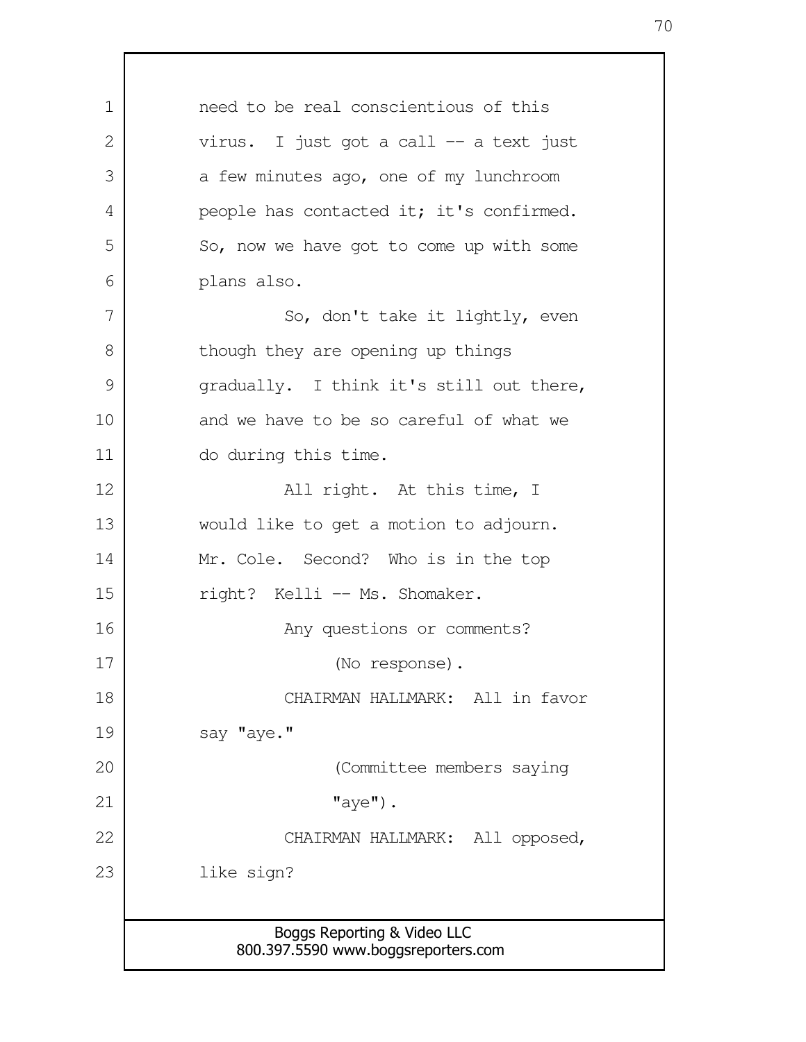need to be real conscientious of this virus. I just got a call -- a text just a few minutes ago, one of my lunchroom people has contacted it; it's confirmed. So, now we have got to come up with some plans also.

So, don't take it lightly, even though they are opening up things gradually. I think it's still out there, and we have to be so careful of what we do during this time.

All right. At this time, I would like to get a motion to adjourn. Mr. Cole. Second? Who is in the top right? Kelli -- Ms. Shomaker.

Any questions or comments?

(No response).

CHAIRMAN HALLMARK: All in favor say "aye."

(Committee members saying "aye").

CHAIRMAN HALLMARK: All opposed, like sign?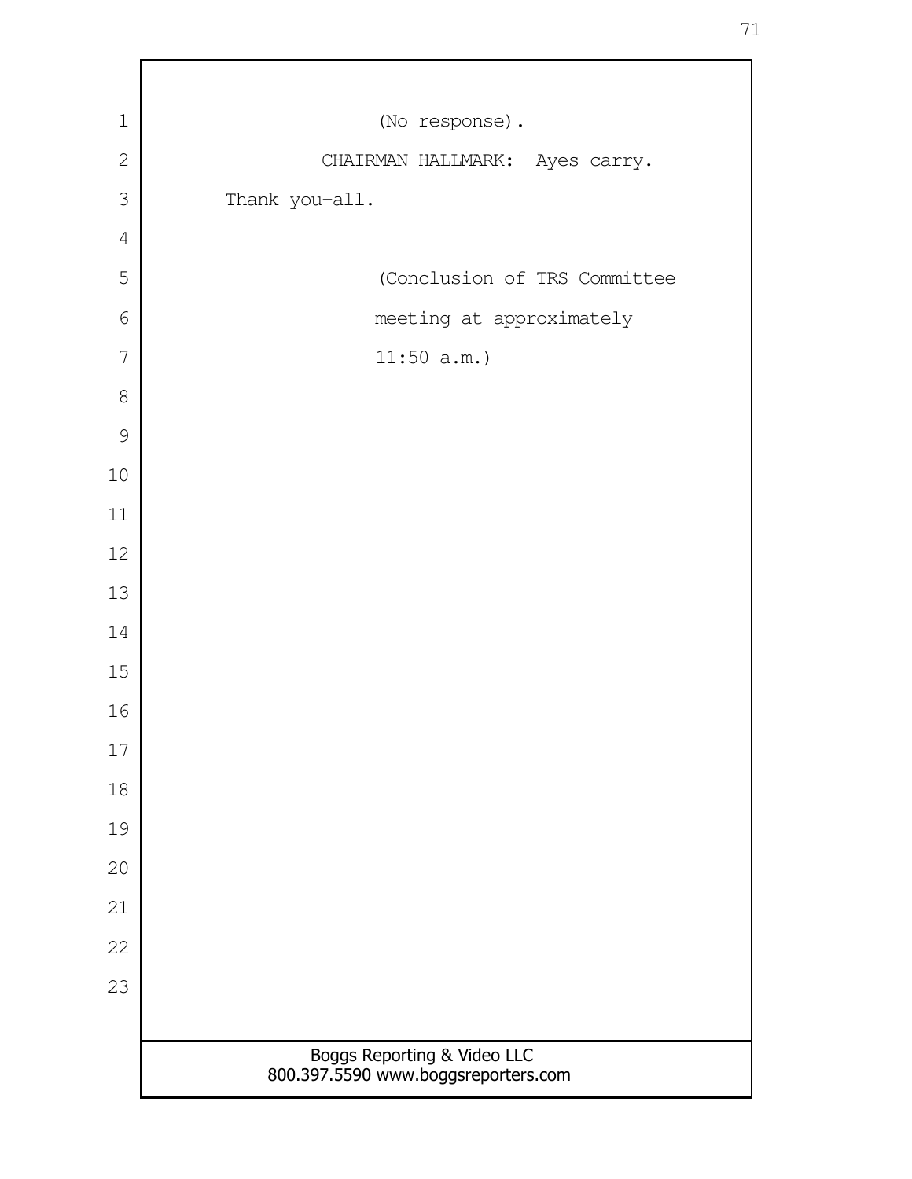(No response).

CHAIRMAN HALLMARK: Ayes carry.

Thank you-all.

(Conclusion of TRS Committee meeting at approximately 11:50 a.m.)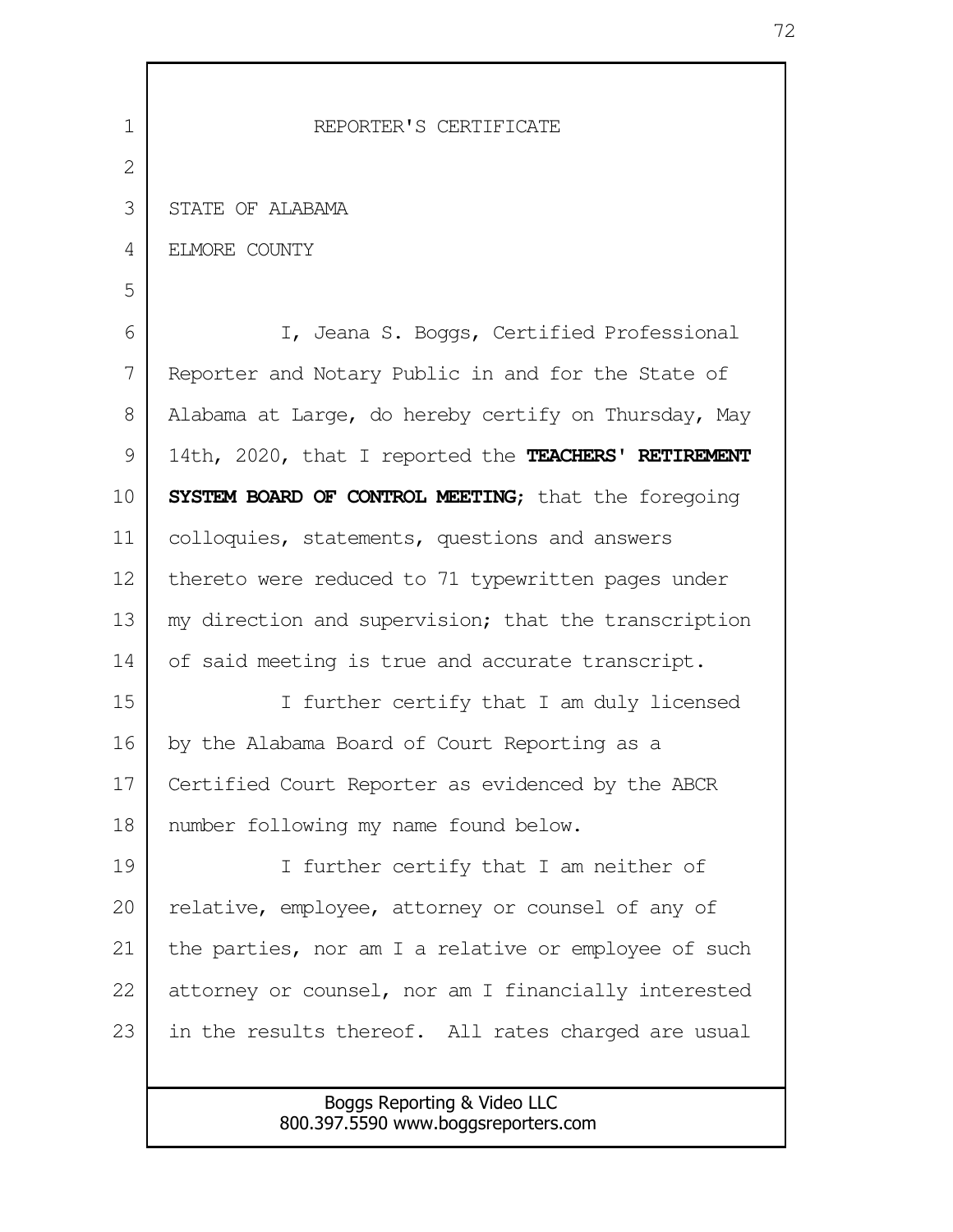# REPORTER'S CERTIFICATE

STATE OF ALABAMA

ELMORE COUNTY

I, Jeana S. Boggs, Certified Professional Reporter and Notary Public in and for the State of Alabama at Large, do hereby certify on Thursday, May 14th, 2020, that I reported the **TEACHERS' RETIREMENT SYSTEM BOARD OF CONTROL MEETING**; that the foregoing colloquies, statements, questions and answers thereto were reduced to 71 typewritten pages under my direction and supervision; that the transcription of said meeting is true and accurate transcript.

I further certify that I am duly licensed by the Alabama Board of Court Reporting as a Certified Court Reporter as evidenced by the ABCR number following my name found below.

I further certify that I am neither of relative, employee, attorney or counsel of any of the parties, nor am I a relative or employee of such attorney or counsel, nor am I financially interested in the results thereof. All rates charged are usual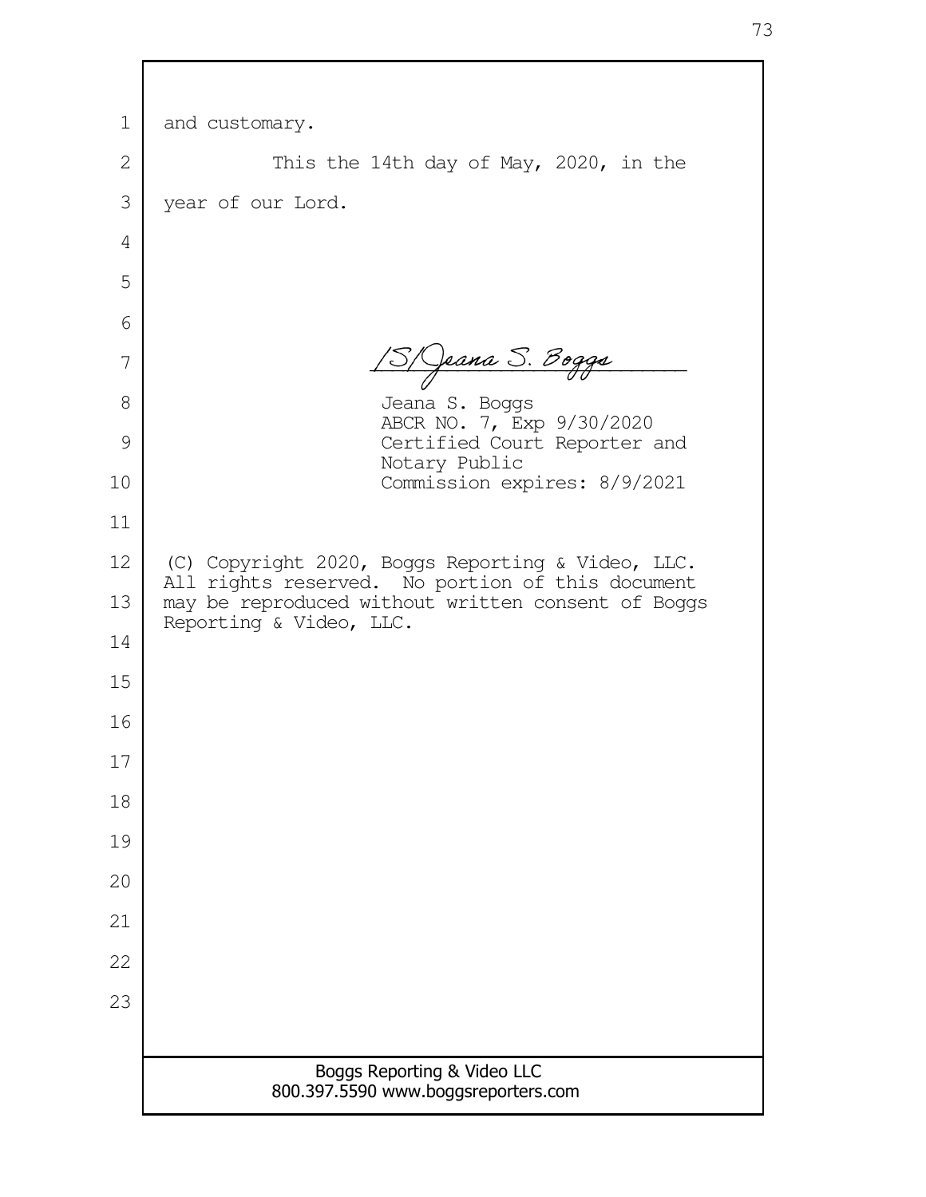and customary.

This the 14th day of May, 2020, in the year of our Lord.

/S/Jeana S. Boggs

Jeana S. Boggs
ABCR NO. 7, Exp 9/30/2020
Certified Court Reporter and Notary Public
Commission expires: 8/9/2021

(C) Copyright 2020, Boggs Reporting & Video, LLC. All rights reserved. No portion of this document may be reproduced without written consent of Boggs Reporting & Video, LLC.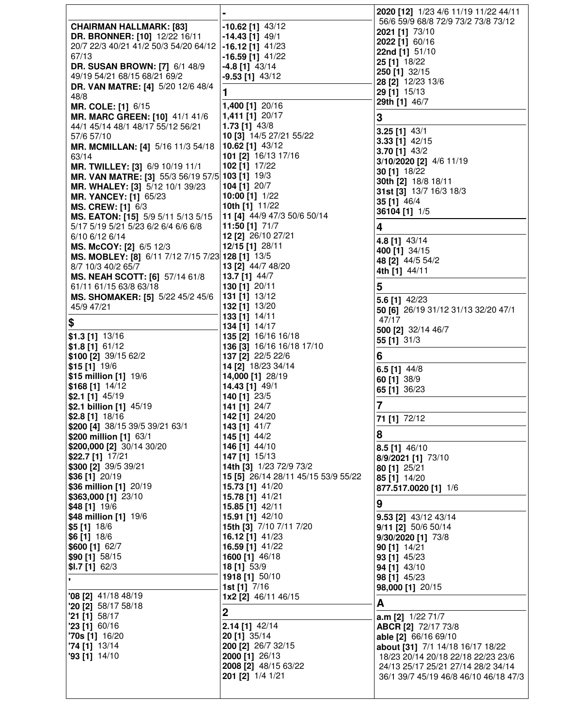**CHAIRMAN HALLMARK: [83]**
**DR. BRONNER: [10]** 12/22 16/11 20/7 22/3 40/21 41/2 50/3 54/20 64/12 67/13
**DR. SUSAN BROWN: [7]** 6/1 48/9 49/19 54/21 68/15 68/21 69/2
**DR. VAN MATRE: [4]** 5/20 12/6 48/4 48/8
**MR. COLE: [1]** 6/15
**MR. MARC GREEN: [10]** 41/1 41/6 44/1 45/14 48/1 48/17 55/12 56/21 57/6 57/10
**MR. MCMILLAN: [4]** 5/16 11/3 54/18 63/14
**MR. TWILLEY: [3]** 6/9 10/19 11/1
**MR. VAN MATRE: [3]** 55/3 56/19 57/5
**MR. WHALEY: [3]** 5/12 10/1 39/23
**MR. YANCEY: [1]** 65/23
**MS. CREW: [1]** 6/3
**MS. EATON: [15]** 5/9 5/11 5/13 5/15 5/17 5/19 5/21 5/23 6/2 6/4 6/6 6/8 6/10 6/12 6/14
**MS. McCOY: [2]** 6/5 12/3
**MS. MOBLEY: [8]** 6/11 7/12 7/15 7/23 8/7 10/3 40/2 65/7
**MS. NEAH SCOTT: [6]** 57/14 61/8 61/11 61/15 63/8 63/18
**MS. SHOMAKER: [5]** 5/22 45/2 45/6 45/9 47/21

## $

**$1.3 [1]** 13/16
**$1.8 [1]** 61/12
**$100 [2]** 39/15 62/2
**$15 [1]** 19/6
**$15 million [1]** 19/6
**$168 [1]** 14/12
**$2.1 [1]** 45/19
**$2.1 billion [1]** 45/19
**$2.8 [1]** 18/16
**$200 [4]** 38/15 39/5 39/21 63/1
**$200 million [1]** 63/1
**$200,000 [2]** 30/14 30/20
**$22.7 [1]** 17/21
**$300 [2]** 39/5 39/21
**$36 [1]** 20/19
**$36 million [1]** 20/19
**$363,000 [1]** 23/10
**$48 [1]** 19/6
**$48 million [1]** 19/6
**$5 [1]** 18/6
**$6 [1]** 18/6
**$600 [1]** 62/7
**$90 [1]** 58/15
**$l.7 [1]** 62/3

## '

**'08 [2]** 41/18 48/19
**'20 [2]** 58/17 58/18
**'21 [1]** 58/17
**'23 [1]** 60/16
**'70s [1]** 16/20
**'74 [1]** 13/14
**'93 [1]** 14/10

## -

**-10.62 [1]** 43/12
**-14.43 [1]** 49/1
**-16.12 [1]** 41/23
**-16.59 [1]** 41/22
**-4.8 [1]** 43/14
**-9.53 [1]** 43/12

## 1

**1,400 [1]** 20/16
**1,411 [1]** 20/17
**1.73 [1]** 43/8
**10 [3]** 14/5 27/21 55/22
**10.62 [1]** 43/12
**101 [2]** 16/13 17/16
**102 [1]** 17/22
**103 [1]** 19/3
**104 [1]** 20/7
**10:00 [1]** 1/22
**10th [1]** 11/22
**11 [4]** 44/9 47/3 50/6 50/14
**11:50 [1]** 71/7
**12 [2]** 26/10 27/21
**12/15 [1]** 28/11
**128 [1]** 13/5
**13 [2]** 44/7 48/20
**13.7 [1]** 44/7
**130 [1]** 20/11
**131 [1]** 13/12
**132 [1]** 13/20
**133 [1]** 14/11
**134 [1]** 14/17
**135 [2]** 16/16 16/18
**136 [3]** 16/16 16/18 17/10
**137 [2]** 22/5 22/6
**14 [2]** 18/23 34/14
**14,000 [1]** 28/19
**14.43 [1]** 49/1
**140 [1]** 23/5
**141 [1]** 24/7
**142 [1]** 24/20
**143 [1]** 41/7
**145 [1]** 44/2
**146 [1]** 44/10
**147 [1]** 15/13
**14th [3]** 1/23 72/9 73/2
**15 [5]** 26/14 28/11 45/15 53/9 55/22
**15.73 [1]** 41/20
**15.78 [1]** 41/21
**15.85 [1]** 42/11
**15.91 [1]** 42/10
**15th [3]** 7/10 7/11 7/20
**16.12 [1]** 41/23
**16.59 [1]** 41/22
**1600 [1]** 46/18
**18 [1]** 53/9
**1918 [1]** 50/10
**1st [1]** 7/16
**1x2 [2]** 46/11 46/15

## 2

**2.14 [1]** 42/14
**20 [1]** 35/14
**200 [2]** 26/7 32/15
**2000 [1]** 26/13
**2008 [2]** 48/15 63/22
**201 [2]** 1/4 1/21
**2020 [12]** 1/23 4/6 11/19 11/22 44/11 56/6 59/9 68/8 72/9 73/2 73/8 73/12
**2021 [1]** 73/10
**2022 [1]** 60/16
**22nd [1]** 51/10
**25 [1]** 18/22
**250 [1]** 32/15
**28 [2]** 12/23 13/6
**29 [1]** 15/13
**29th [1]** 46/7

## 3

**3.25 [1]** 43/1
**3.33 [1]** 42/15
**3.70 [1]** 43/2
**3/10/2020 [2]** 4/6 11/19
**30 [1]** 18/22
**30th [2]** 18/8 18/11
**31st [3]** 13/7 16/3 18/3
**35 [1]** 46/4
**36104 [1]** 1/5

## 4

**4.8 [1]** 43/14
**400 [1]** 34/15
**48 [2]** 44/5 54/2
**4th [1]** 44/11

## 5

**5.6 [1]** 42/23
**50 [6]** 26/19 31/12 31/13 32/20 47/1 47/17
**500 [2]** 32/14 46/7
**55 [1]** 31/3

## 6

**6.5 [1]** 44/8
**60 [1]** 38/9
**65 [1]** 36/23

## 7

**71 [1]** 72/12

## 8

**8.5 [1]** 46/10
**8/9/2021 [1]** 73/10
**80 [1]** 25/21
**85 [1]** 14/20
**877.517.0020 [1]** 1/6

## 9

**9.53 [2]** 43/12 43/14
**9/11 [2]** 50/6 50/14
**9/30/2020 [1]** 73/8
**90 [1]** 14/21
**93 [1]** 45/23
**94 [1]** 43/10
**98 [1]** 45/23
**98,000 [1]** 20/15

## A

**a.m [2]** 1/22 71/7
**ABCR [2]** 72/17 73/8
**able [2]** 66/16 69/10
**about [31]** 7/1 14/18 16/17 18/22 18/23 20/14 20/18 22/18 22/23 23/6 24/13 25/17 25/21 27/14 28/2 34/14 36/1 39/7 45/19 46/8 46/10 46/18 47/3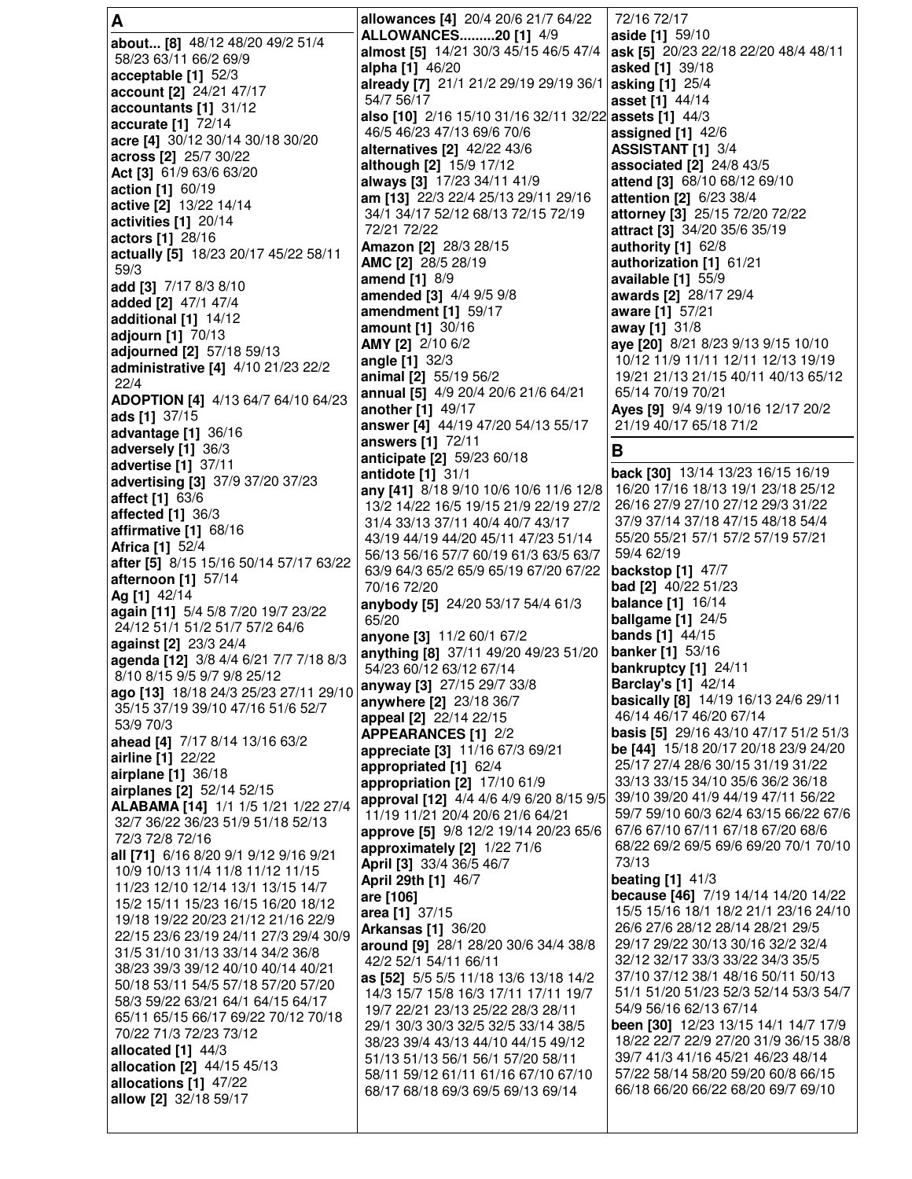## A

**about... [8]** 48/12 48/20 49/2 51/4 58/23 63/11 66/2 69/9
**acceptable [1]** 52/3
**account [2]** 24/21 47/17
**accountants [1]** 31/12
**accurate [1]** 72/14
**acre [4]** 30/12 30/14 30/18 30/20
**across [2]** 25/7 30/22
**Act [3]** 61/9 63/6 63/20
**action [1]** 60/19
**active [2]** 13/22 14/14
**activities [1]** 20/14
**actors [1]** 28/16
**actually [5]** 18/23 20/17 45/22 58/11 59/3
**add [3]** 7/17 8/3 8/10
**added [2]** 47/1 47/4
**additional [1]** 14/12
**adjourn [1]** 70/13
**adjourned [2]** 57/18 59/13
**administrative [4]** 4/10 21/23 22/2 22/4
**ADOPTION [4]** 4/13 64/7 64/10 64/23
**ads [1]** 37/15
**advantage [1]** 36/16
**adversely [1]** 36/3
**advertise [1]** 37/11
**advertising [3]** 37/9 37/20 37/23
**affect [1]** 63/6
**affected [1]** 36/3
**affirmative [1]** 68/16
**Africa [1]** 52/4
**after [5]** 8/15 15/16 50/14 57/17 63/22
**afternoon [1]** 57/14
**Ag [1]** 42/14
**again [11]** 5/4 5/8 7/20 19/7 23/22 24/12 51/1 51/2 51/7 57/2 64/6
**against [2]** 23/3 24/4
**agenda [12]** 3/8 4/4 6/21 7/7 7/18 8/3 8/10 8/15 9/5 9/7 9/8 25/12
**ago [13]** 18/18 24/3 25/23 27/11 29/10 35/15 37/19 39/10 47/16 51/6 52/7 53/9 70/3
**ahead [4]** 7/17 8/14 13/16 63/2
**airline [1]** 22/22
**airplane [1]** 36/18
**airplanes [2]** 52/14 52/15
**ALABAMA [14]** 1/1 1/5 1/21 1/22 27/4 32/7 36/22 36/23 51/9 51/18 52/13 72/3 72/8 72/16
**all [71]** 6/16 8/20 9/1 9/12 9/16 9/21 10/9 10/13 11/4 11/8 11/12 11/15 11/23 12/10 12/14 13/1 13/15 14/7 15/2 15/11 15/23 16/15 16/20 18/12 19/18 19/22 20/23 21/12 21/16 22/9 22/15 23/6 23/19 24/11 27/3 29/4 30/9 31/5 31/10 31/13 33/14 34/2 36/8 38/23 39/3 39/12 40/10 40/14 40/21 50/18 53/11 54/5 57/18 57/20 57/20 58/3 59/22 63/21 64/1 64/15 64/17 65/11 65/15 66/17 69/22 70/12 70/18 70/22 71/3 72/23 73/12
**allocated [1]** 44/3
**allocation [2]** 44/15 45/13
**allocations [1]** 47/22
**allow [2]** 32/18 59/17
**allowances [4]** 20/4 20/6 21/7 64/22
**ALLOWANCES.........20 [1]** 4/9
**almost [5]** 14/21 30/3 45/15 46/5 47/4
**alpha [1]** 46/20
**already [7]** 21/1 21/2 29/19 29/19 36/1 54/7 56/17
**also [10]** 2/16 15/10 31/16 32/11 32/22 46/5 46/23 47/13 69/6 70/6
**alternatives [2]** 42/22 43/6
**although [2]** 15/9 17/12
**always [3]** 17/23 34/11 41/9
**am [13]** 22/3 22/4 25/13 29/11 29/16 34/1 34/17 52/12 68/13 72/15 72/19 72/21 72/22
**Amazon [2]** 28/3 28/15
**AMC [2]** 28/5 28/19
**amend [1]** 8/9
**amended [3]** 4/4 9/5 9/8
**amendment [1]** 59/17
**amount [1]** 30/16
**AMY [2]** 2/10 6/2
**angle [1]** 32/3
**animal [2]** 55/19 56/2
**annual [5]** 4/9 20/4 20/6 21/6 64/21
**another [1]** 49/17
**answer [4]** 44/19 47/20 54/13 55/17
**answers [1]** 72/11
**anticipate [2]** 59/23 60/18
**antidote [1]** 31/1
**any [41]** 8/18 9/10 10/6 10/6 11/6 12/8 13/2 14/22 16/5 19/15 21/9 22/19 27/2 31/4 33/13 37/11 40/4 40/7 43/17 43/19 44/19 44/20 45/11 47/23 51/14 56/13 56/16 57/7 60/19 61/3 63/5 63/7 63/9 64/3 65/2 65/9 65/19 67/20 67/22 70/16 72/20
**anybody [5]** 24/20 53/17 54/4 61/3 65/20
**anyone [3]** 11/2 60/1 67/2
**anything [8]** 37/11 49/20 49/23 51/20 54/23 60/12 63/12 67/14
**anyway [3]** 27/15 29/7 33/8
**anywhere [2]** 23/18 36/7
**appeal [2]** 22/14 22/15
**APPEARANCES [1]** 2/2
**appreciate [3]** 11/16 67/3 69/21
**appropriated [1]** 62/4
**appropriation [2]** 17/10 61/9
**approval [12]** 4/4 4/6 4/9 6/20 8/15 9/5 11/19 11/21 20/4 20/6 21/6 64/21
**approve [5]** 9/8 12/2 19/14 20/23 65/6
**approximately [2]** 1/22 71/6
**April [3]** 33/4 36/5 46/7
**April 29th [1]** 46/7
**are [106]**
**area [1]** 37/15
**Arkansas [1]** 36/20
**around [9]** 28/1 28/20 30/6 34/4 38/8 42/2 52/1 54/11 66/11
**as [52]** 5/5 5/5 11/18 13/6 13/18 14/2 14/3 15/7 15/8 16/3 17/11 17/11 19/7 19/7 22/21 23/13 25/22 28/3 28/11 29/1 30/3 30/3 32/5 32/5 33/14 38/5 38/23 39/4 43/13 44/10 44/15 49/12 51/13 51/13 56/1 56/1 57/20 58/11 58/11 59/12 61/11 61/16 67/10 67/10 68/17 68/18 69/3 69/5 69/13 69/14 72/16 72/17
**aside [1]** 59/10
**ask [5]** 20/23 22/18 22/20 48/4 48/11
**asked [1]** 39/18
**asking [1]** 25/4
**asset [1]** 44/14
**assets [1]** 44/3
**assigned [1]** 42/6
**ASSISTANT [1]** 3/4
**associated [2]** 24/8 43/5
**attend [3]** 68/10 68/12 69/10
**attention [2]** 6/23 38/4
**attorney [3]** 25/15 72/20 72/22
**attract [3]** 34/20 35/6 35/19
**authority [1]** 62/8
**authorization [1]** 61/21
**available [1]** 55/9
**awards [2]** 28/17 29/4
**aware [1]** 57/21
**away [1]** 31/8
**aye [20]** 8/21 8/23 9/13 9/15 10/10 10/12 11/9 11/11 12/11 12/13 19/19 19/21 21/13 21/15 40/11 40/13 65/12 65/14 70/19 70/21
**Ayes [9]** 9/4 9/19 10/16 12/17 20/2 21/19 40/17 65/18 71/2

## B

**back [30]** 13/14 13/23 16/15 16/19 16/20 17/16 18/13 19/1 23/18 25/12 26/16 27/9 27/10 27/12 29/3 31/22 37/9 37/14 37/18 47/15 48/18 54/4 55/20 55/21 57/1 57/2 57/19 57/21 59/4 62/19
**backstop [1]** 47/7
**bad [2]** 40/22 51/23
**balance [1]** 16/14
**ballgame [1]** 24/5
**bands [1]** 44/15
**banker [1]** 53/16
**bankruptcy [1]** 24/11
**Barclay's [1]** 42/14
**basically [8]** 14/19 16/13 24/6 29/11 46/14 46/17 46/20 67/14
**basis [5]** 29/16 43/10 47/17 51/2 51/3
**be [44]** 15/18 20/17 20/18 23/9 24/20 25/17 27/4 28/6 30/15 31/19 31/22 33/13 33/15 34/10 35/6 36/2 36/18 39/10 39/20 41/9 44/19 47/11 56/22 59/7 59/10 60/3 62/4 63/15 66/22 67/6 67/6 67/10 67/11 67/18 67/20 68/6 68/22 69/2 69/5 69/6 69/20 70/1 70/10 73/13
**beating [1]** 41/3
**because [46]** 7/19 14/14 14/20 14/22 15/5 15/16 18/1 18/2 21/1 23/16 24/10 26/6 27/6 28/12 28/14 28/21 29/5 29/17 29/22 30/13 30/16 32/2 32/4 32/12 32/17 33/3 33/22 34/3 35/5 37/10 37/12 38/1 48/16 50/11 50/13 51/1 51/20 51/23 52/3 52/14 53/1 54/7 54/9 56/16 62/13 67/14
**been [30]** 12/23 13/15 14/1 14/7 17/9 18/22 22/7 22/9 27/20 31/9 36/15 38/8 39/7 41/3 41/16 45/21 46/23 48/14 57/22 58/14 58/20 59/20 60/8 66/15 66/18 66/20 66/22 68/20 69/7 69/10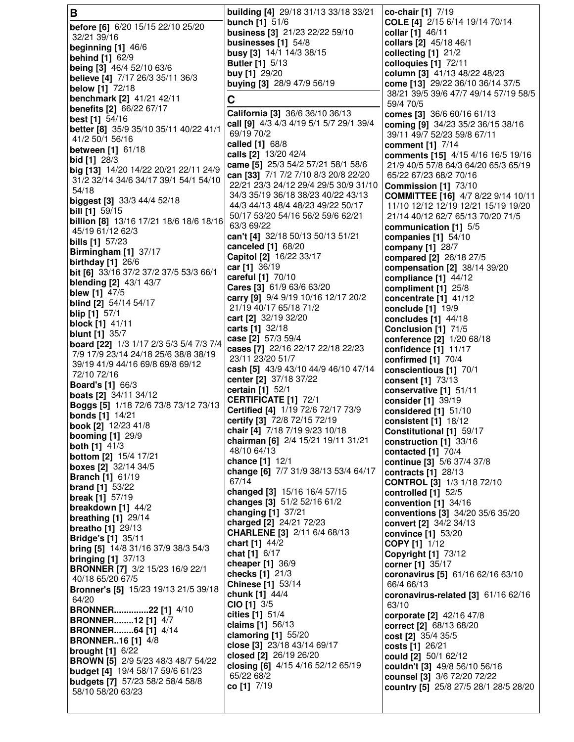## B

**before [6]** 6/20 15/15 22/10 25/20 32/21 39/16
**beginning [1]** 46/6
**behind [1]** 62/9
**being [3]** 46/4 52/10 63/6
**believe [4]** 7/17 26/3 35/11 36/3
**below [1]** 72/18
**benchmark [2]** 41/21 42/11
**benefits [2]** 66/22 67/17
**best [1]** 54/16
**better [8]** 35/9 35/10 35/11 40/22 41/1 41/2 50/1 56/16
**between [1]** 61/18
**bid [1]** 28/3
**big [13]** 14/20 14/22 20/21 22/11 24/9 31/2 32/14 34/6 34/17 39/1 54/1 54/10 54/18
**biggest [3]** 33/3 44/4 52/18
**bill [1]** 59/15
**billion [8]** 13/16 17/21 18/6 18/6 18/16 45/19 61/12 62/3
**bills [1]** 57/23
**Birmingham [1]** 37/17
**birthday [1]** 26/6
**bit [6]** 33/16 37/2 37/2 37/5 53/3 66/1
**blending [2]** 43/1 43/7
**blew [1]** 47/5
**blind [2]** 54/14 54/17
**blip [1]** 57/1
**block [1]** 41/11
**blunt [1]** 35/7
**board [22]** 1/3 1/17 2/3 5/3 5/4 7/3 7/4 7/9 17/9 23/14 24/18 25/6 38/8 38/19 39/19 41/9 44/16 69/8 69/8 69/12 72/10 72/16
**Board's [1]** 66/3
**boats [2]** 34/11 34/12
**Boggs [5]** 1/18 72/6 73/8 73/12 73/13
**bonds [1]** 14/21
**book [2]** 12/23 41/8
**booming [1]** 29/9
**both [1]** 41/3
**bottom [2]** 15/4 17/21
**boxes [2]** 32/14 34/5
**Branch [1]** 61/19
**brand [1]** 53/22
**break [1]** 57/19
**breakdown [1]** 44/2
**breathing [1]** 29/14
**breatho [1]** 29/13
**Bridge's [1]** 35/11
**bring [5]** 14/8 31/16 37/9 38/3 54/3
**bringing [1]** 37/13
**BRONNER [7]** 3/2 15/23 16/9 22/1 40/18 65/20 67/5
**Bronner's [5]** 15/23 19/13 21/5 39/18 64/20
**BRONNER..............22 [1]** 4/10
**BRONNER........12 [1]** 4/7
**BRONNER........64 [1]** 4/14
**BRONNER..16 [1]** 4/8
**brought [1]** 6/22
**BROWN [5]** 2/9 5/23 48/3 48/7 54/22
**budget [4]** 19/4 58/17 59/6 61/23
**budgets [7]** 57/23 58/2 58/4 58/8 58/10 58/20 63/23
**building [4]** 29/18 31/13 33/18 33/21
**bunch [1]** 51/6
**business [3]** 21/23 22/22 59/10
**businesses [1]** 54/8
**busy [3]** 14/1 14/3 38/15
**Butler [1]** 5/13
**buy [1]** 29/20
**buying [3]** 28/9 47/9 56/19

## C

**California [3]** 36/6 36/10 36/13
**call [9]** 4/3 4/3 4/19 5/1 5/7 29/1 39/4 69/19 70/2
**called [1]** 68/8
**calls [2]** 13/20 42/4
**came [5]** 25/3 54/2 57/21 58/1 58/6
**can [33]** 7/1 7/2 7/10 8/3 20/8 22/20 22/21 23/3 24/12 29/4 29/5 30/9 31/10 34/3 35/19 36/18 38/23 40/22 43/13 44/3 44/13 48/4 48/23 49/22 50/17 50/17 53/20 54/16 56/2 59/6 62/21 63/3 69/22
**can't [4]** 32/18 50/13 50/13 51/21
**canceled [1]** 68/20
**Capitol [2]** 16/22 33/17
**car [1]** 36/19
**careful [1]** 70/10
**Cares [3]** 61/9 63/6 63/20
**carry [9]** 9/4 9/19 10/16 12/17 20/2 21/19 40/17 65/18 71/2
**cart [2]** 32/19 32/20
**carts [1]** 32/18
**case [2]** 57/3 59/4
**cases [7]** 22/16 22/17 22/18 22/23 23/11 23/20 51/7
**cash [5]** 43/9 43/10 44/9 46/10 47/14
**center [2]** 37/18 37/22
**certain [1]** 52/1
**CERTIFICATE [1]** 72/1
**Certified [4]** 1/19 72/6 72/17 73/9
**certify [3]** 72/8 72/15 72/19
**chair [4]** 7/18 7/19 9/23 10/18
**chairman [6]** 2/4 15/21 19/11 31/21 48/10 64/13
**chance [1]** 12/1
**change [6]** 7/7 31/9 38/13 53/4 64/17 67/14
**changed [3]** 15/16 16/4 57/15
**changes [3]** 51/2 52/16 61/2
**changing [1]** 37/21
**charged [2]** 24/21 72/23
**CHARLENE [3]** 2/11 6/4 68/13
**chart [1]** 44/2
**chat [1]** 6/17
**cheaper [1]** 36/9
**checks [1]** 21/3
**Chinese [1]** 53/14
**chunk [1]** 44/4
**CIO [1]** 3/5
**cities [1]** 51/4
**claims [1]** 56/13
**clamoring [1]** 55/20
**close [3]** 23/18 43/14 69/17
**closed [2]** 26/19 26/20
**closing [6]** 4/15 4/16 52/12 65/19 65/22 68/2
**co [1]** 7/19
**co-chair [1]** 7/19
**COLE [4]** 2/15 6/14 19/14 70/14
**collar [1]** 46/11
**collars [2]** 45/18 46/1
**collecting [1]** 21/2
**colloquies [1]** 72/11
**column [3]** 41/13 48/22 48/23
**come [13]** 29/22 36/10 36/14 37/5 38/21 39/5 39/6 47/7 49/14 57/19 58/5 59/4 70/5
**comes [3]** 36/6 60/16 61/13
**coming [9]** 34/23 35/2 36/15 38/16 39/11 49/7 52/23 59/8 67/11
**comment [1]** 7/14
**comments [15]** 4/15 4/16 16/5 19/16 21/9 40/5 57/8 64/3 64/20 65/3 65/19 65/22 67/23 68/2 70/16
**Commission [1]** 73/10
**COMMITTEE [16]** 4/7 8/22 9/14 10/11 11/10 12/12 12/19 12/21 15/19 19/20 21/14 40/12 62/7 65/13 70/20 71/5
**communication [1]** 5/5
**companies [1]** 54/10
**company [1]** 28/7
**compared [2]** 26/18 27/5
**compensation [2]** 38/14 39/20
**compliance [1]** 44/12
**compliment [1]** 25/8
**concentrate [1]** 41/12
**conclude [1]** 19/9
**concludes [1]** 44/18
**Conclusion [1]** 71/5
**conference [2]** 1/20 68/18
**confidence [1]** 11/17
**confirmed [1]** 70/4
**conscientious [1]** 70/1
**consent [1]** 73/13
**conservative [1]** 51/11
**consider [1]** 39/19
**considered [1]** 51/10
**consistent [1]** 18/12
**Constitutional [1]** 59/17
**construction [1]** 33/16
**contacted [1]** 70/4
**continue [3]** 5/6 37/4 37/8
**contracts [1]** 28/13
**CONTROL [3]** 1/3 1/18 72/10
**controlled [1]** 52/5
**convention [1]** 34/16
**conventions [3]** 34/20 35/6 35/20
**convert [2]** 34/2 34/13
**convince [1]** 53/20
**COPY [1]** 1/12
**Copyright [1]** 73/12
**corner [1]** 35/17
**coronavirus [5]** 61/16 62/16 63/10 66/4 66/13
**coronavirus-related [3]** 61/16 62/16 63/10
**corporate [2]** 42/16 47/8
**correct [2]** 68/13 68/20
**cost [2]** 35/4 35/5
**costs [1]** 26/21
**could [2]** 50/1 62/12
**couldn't [3]** 49/8 56/10 56/16
**counsel [3]** 3/6 72/20 72/22
**country [5]** 25/8 27/5 28/1 28/5 28/20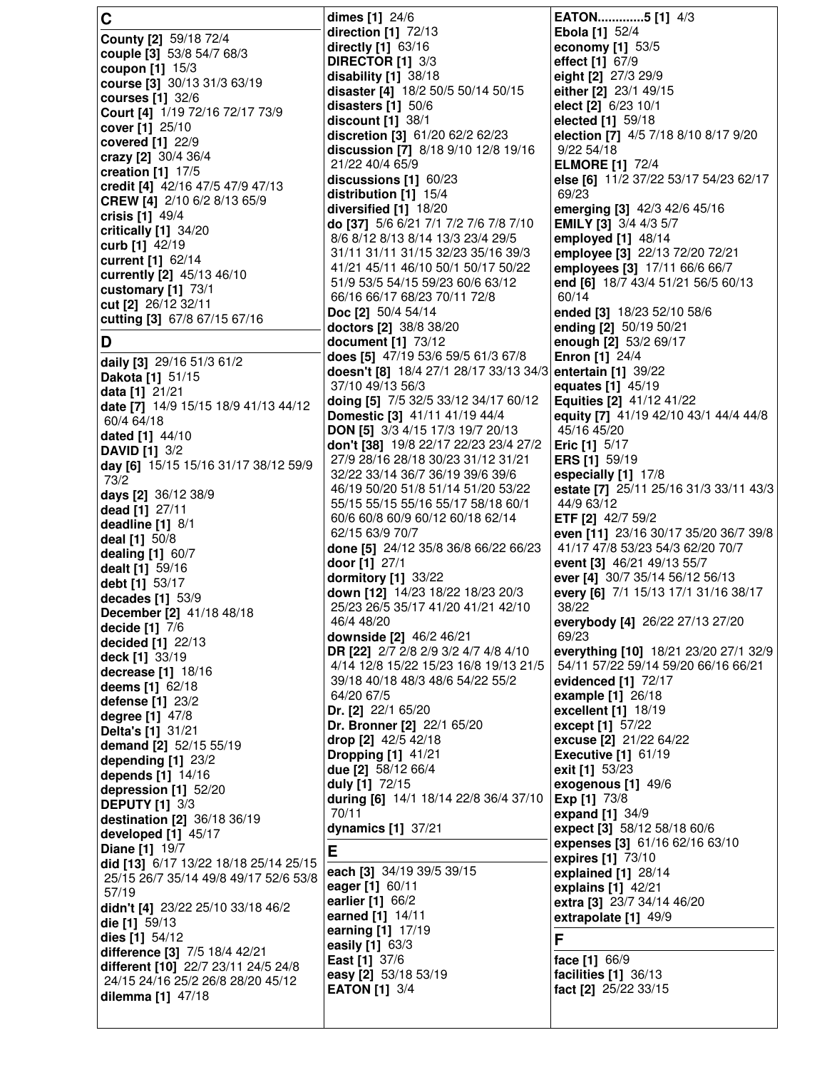## C

**County [2]** 59/18 72/4
**couple [3]** 53/8 54/7 68/3
**coupon [1]** 15/3
**course [3]** 30/13 31/3 63/19
**courses [1]** 32/6
**Court [4]** 1/19 72/16 72/17 73/9
**cover [1]** 25/10
**covered [1]** 22/9
**crazy [2]** 30/4 36/4
**creation [1]** 17/5
**credit [4]** 42/16 47/5 47/9 47/13
**CREW [4]** 2/10 6/2 8/13 65/9
**crisis [1]** 49/4
**critically [1]** 34/20
**curb [1]** 42/19
**current [1]** 62/14
**currently [2]** 45/13 46/10
**customary [1]** 73/1
**cut [2]** 26/12 32/11
**cutting [3]** 67/8 67/15 67/16

## D

**daily [3]** 29/16 51/3 61/2
**Dakota [1]** 51/15
**data [1]** 21/21
**date [7]** 14/9 15/15 18/9 41/13 44/12 60/4 64/18
**dated [1]** 44/10
**DAVID [1]** 3/2
**day [6]** 15/15 15/16 31/17 38/12 59/9 73/2
**days [2]** 36/12 38/9
**dead [1]** 27/11
**deadline [1]** 8/1
**deal [1]** 50/8
**dealing [1]** 60/7
**dealt [1]** 59/16
**debt [1]** 53/17
**decades [1]** 53/9
**December [2]** 41/18 48/18
**decide [1]** 7/6
**decided [1]** 22/13
**deck [1]** 33/19
**decrease [1]** 18/16
**deems [1]** 62/18
**defense [1]** 23/2
**degree [1]** 47/8
**Delta's [1]** 31/21
**demand [2]** 52/15 55/19
**depending [1]** 23/2
**depends [1]** 14/16
**depression [1]** 52/20
**DEPUTY [1]** 3/3
**destination [2]** 36/18 36/19
**developed [1]** 45/17
**Diane [1]** 19/7
**did [13]** 6/17 13/22 18/18 25/14 25/15 25/15 26/7 35/14 49/8 49/17 52/6 53/8 57/19
**didn't [4]** 23/22 25/10 33/18 46/2
**die [1]** 59/13
**dies [1]** 54/12
**difference [3]** 7/5 18/4 42/21
**different [10]** 22/7 23/11 24/5 24/8 24/15 24/16 25/2 26/8 28/20 45/12
**dilemma [1]** 47/18
**dimes [1]** 24/6
**direction [1]** 72/13
**directly [1]** 63/16
**DIRECTOR [1]** 3/3
**disability [1]** 38/18
**disaster [4]** 18/2 50/5 50/14 50/15
**disasters [1]** 50/6
**discount [1]** 38/1
**discretion [3]** 61/20 62/2 62/23
**discussion [7]** 8/18 9/10 12/8 19/16 21/22 40/4 65/9
**discussions [1]** 60/23
**distribution [1]** 15/4
**diversified [1]** 18/20
**do [37]** 5/6 6/21 7/1 7/2 7/6 7/8 7/10 8/6 8/12 8/13 8/14 13/3 23/4 29/5 31/11 31/11 31/15 32/23 35/16 39/3 41/21 45/11 46/10 50/1 50/17 50/22 51/9 53/5 54/15 59/23 60/6 63/12 66/16 66/17 68/23 70/11 72/8
**Doc [2]** 50/4 54/14
**doctors [2]** 38/8 38/20
**document [1]** 73/12
**does [5]** 47/19 53/6 59/5 61/3 67/8
**doesn't [8]** 18/4 27/1 28/17 33/13 34/3 37/10 49/13 56/3
**doing [5]** 7/5 32/5 33/12 34/17 60/12
**Domestic [3]** 41/11 41/19 44/4
**DON [5]** 3/3 4/15 17/3 19/7 20/13
**don't [38]** 19/8 22/17 22/23 23/4 27/2 27/9 28/16 28/18 30/23 31/12 31/21 32/22 33/14 36/7 36/19 39/6 39/6 46/19 50/20 51/8 51/14 51/20 53/22 55/15 55/15 55/16 55/17 58/18 60/1 60/6 60/8 60/9 60/12 60/18 62/14 62/15 63/9 70/7
**done [5]** 24/12 35/8 36/8 66/22 66/23
**door [1]** 27/1
**dormitory [1]** 33/22
**down [12]** 14/23 18/22 18/23 20/3 25/23 26/5 35/17 41/20 41/21 42/10 46/4 48/20
**downside [2]** 46/2 46/21
**DR [22]** 2/7 2/8 2/9 3/2 4/7 4/8 4/10 4/14 12/8 15/22 15/23 16/8 19/13 21/5 39/18 40/18 48/3 48/6 54/22 55/2 64/20 67/5
**Dr. [2]** 22/1 65/20
**Dr. Bronner [2]** 22/1 65/20
**drop [2]** 42/5 42/18
**Dropping [1]** 41/21
**due [2]** 58/12 66/4
**duly [1]** 72/15
**during [6]** 14/1 18/14 22/8 36/4 37/10 70/11
**dynamics [1]** 37/21

## E

**each [3]** 34/19 39/5 39/15
**eager [1]** 60/11
**earlier [1]** 66/2
**earned [1]** 14/11
**earning [1]** 17/19
**easily [1]** 63/3
**East [1]** 37/6
**easy [2]** 53/18 53/19
**EATON [1]** 3/4
**EATON.............5 [1]** 4/3
**Ebola [1]** 52/4
**economy [1]** 53/5
**effect [1]** 67/9
**eight [2]** 27/3 29/9
**either [2]** 23/1 49/15
**elect [2]** 6/23 10/1
**elected [1]** 59/18
**election [7]** 4/5 7/18 8/10 8/17 9/20 9/22 54/18
**ELMORE [1]** 72/4
**else [6]** 11/2 37/22 53/17 54/23 62/17 69/23
**emerging [3]** 42/3 42/6 45/16
**EMILY [3]** 3/4 4/3 5/7
**employed [1]** 48/14
**employee [3]** 22/13 72/20 72/21
**employees [3]** 17/11 66/6 66/7
**end [6]** 18/7 43/4 51/21 56/5 60/13 60/14
**ended [3]** 18/23 52/10 58/6
**ending [2]** 50/19 50/21
**enough [2]** 53/2 69/17
**Enron [1]** 24/4
**entertain [1]** 39/22
**equates [1]** 45/19
**Equities [2]** 41/12 41/22
**equity [7]** 41/19 42/10 43/1 44/4 44/8 45/16 45/20
**Eric [1]** 5/17
**ERS [1]** 59/19
**especially [1]** 17/8
**estate [7]** 25/11 25/16 31/3 33/11 43/3 44/9 63/12
**ETF [2]** 42/7 59/2
**even [11]** 23/16 30/17 35/20 36/7 39/8 41/17 47/8 53/23 54/3 62/20 70/7
**event [3]** 46/21 49/13 55/7
**ever [4]** 30/7 35/14 56/12 56/13
**every [6]** 7/1 15/13 17/1 31/16 38/17 38/22
**everybody [4]** 26/22 27/13 27/20 69/23
**everything [10]** 18/21 23/20 27/1 32/9 54/11 57/22 59/14 59/20 66/16 66/21
**evidenced [1]** 72/17
**example [1]** 26/18
**excellent [1]** 18/19
**except [1]** 57/22
**excuse [2]** 21/22 64/22
**Executive [1]** 61/19
**exit [1]** 53/23
**exogenous [1]** 49/6
**Exp [1]** 73/8
**expand [1]** 34/9
**expect [3]** 58/12 58/18 60/6
**expenses [3]** 61/16 62/16 63/10
**expires [1]** 73/10
**explained [1]** 28/14
**explains [1]** 42/21
**extra [3]** 23/7 34/14 46/20
**extrapolate [1]** 49/9

## F

**face [1]** 66/9
**facilities [1]** 36/13
**fact [2]** 25/22 33/15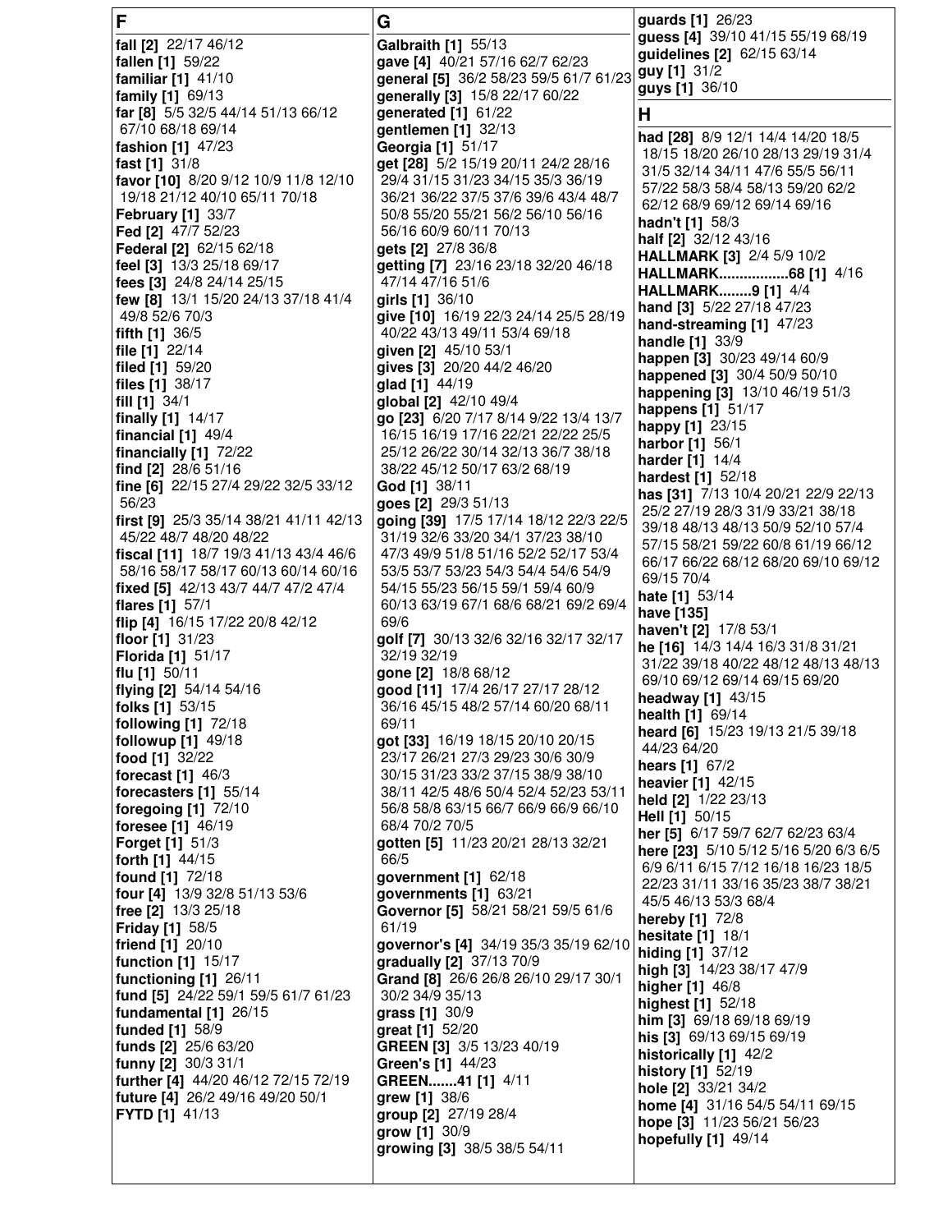## F

**fall [2]** 22/17 46/12
**fallen [1]** 59/22
**familiar [1]** 41/10
**family [1]** 69/13
**far [8]** 5/5 32/5 44/14 51/13 66/12 67/10 68/18 69/14
**fashion [1]** 47/23
**fast [1]** 31/8
**favor [10]** 8/20 9/12 10/9 11/8 12/10 19/18 21/12 40/10 65/11 70/18
**February [1]** 33/7
**Fed [2]** 47/7 52/23
**Federal [2]** 62/15 62/18
**feel [3]** 13/3 25/18 69/17
**fees [3]** 24/8 24/14 25/15
**few [8]** 13/1 15/20 24/13 37/18 41/4 49/8 52/6 70/3
**fifth [1]** 36/5
**file [1]** 22/14
**filed [1]** 59/20
**files [1]** 38/17
**fill [1]** 34/1
**finally [1]** 14/17
**financial [1]** 49/4
**financially [1]** 72/22
**find [2]** 28/6 51/16
**fine [6]** 22/15 27/4 29/22 32/5 33/12 56/23
**first [9]** 25/3 35/14 38/21 41/11 42/13 45/22 48/7 48/20 48/22
**fiscal [11]** 18/7 19/3 41/13 43/4 46/6 58/16 58/17 58/17 60/13 60/14 60/16
**fixed [5]** 42/13 43/7 44/7 47/2 47/4
**flares [1]** 57/1
**flip [4]** 16/15 17/22 20/8 42/12
**floor [1]** 31/23
**Florida [1]** 51/17
**flu [1]** 50/11
**flying [2]** 54/14 54/16
**folks [1]** 53/15
**following [1]** 72/18
**followup [1]** 49/18
**food [1]** 32/22
**forecast [1]** 46/3
**forecasters [1]** 55/14
**foregoing [1]** 72/10
**foresee [1]** 46/19
**Forget [1]** 51/3
**forth [1]** 44/15
**found [1]** 72/18
**four [4]** 13/9 32/8 51/13 53/6
**free [2]** 13/3 25/18
**Friday [1]** 58/5
**friend [1]** 20/10
**function [1]** 15/17
**functioning [1]** 26/11
**fund [5]** 24/22 59/1 59/5 61/7 61/23
**fundamental [1]** 26/15
**funded [1]** 58/9
**funds [2]** 25/6 63/20
**funny [2]** 30/3 31/1
**further [4]** 44/20 46/12 72/15 72/19
**future [4]** 26/2 49/16 49/20 50/1
**FYTD [1]** 41/13

## G

**Galbraith [1]** 55/13
**gave [4]** 40/21 57/16 62/7 62/23
**general [5]** 36/2 58/23 59/5 61/7 61/23
**generally [3]** 15/8 22/17 60/22
**generated [1]** 61/22
**gentlemen [1]** 32/13
**Georgia [1]** 51/17
**get [28]** 5/2 15/19 20/11 24/2 28/16 29/4 31/15 31/23 34/15 35/3 36/19 36/21 36/22 37/5 37/6 39/6 43/4 48/7 50/8 55/20 55/21 56/2 56/10 56/16 56/16 60/9 60/11 70/13
**gets [2]** 27/8 36/8
**getting [7]** 23/16 23/18 32/20 46/18 47/14 47/16 51/6
**girls [1]** 36/10
**give [10]** 16/19 22/3 24/14 25/5 28/19 40/22 43/13 49/11 53/4 69/18
**given [2]** 45/10 53/1
**gives [3]** 20/20 44/2 46/20
**glad [1]** 44/19
**global [2]** 42/10 49/4
**go [23]** 6/20 7/17 8/14 9/22 13/4 13/7 16/15 16/19 17/16 22/21 22/22 25/5 25/12 26/22 30/14 32/13 36/7 38/18 38/22 45/12 50/17 63/2 68/19
**God [1]** 38/11
**goes [2]** 29/3 51/13
**going [39]** 17/5 17/14 18/12 22/3 22/5 31/19 32/6 33/20 34/1 37/23 38/10 47/3 49/9 51/8 51/16 52/2 52/17 53/4 53/5 53/7 53/23 54/3 54/4 54/6 54/9 54/15 55/23 56/15 59/1 59/4 60/9 60/13 63/19 67/1 68/6 68/21 69/2 69/4 69/6
**golf [7]** 30/13 32/6 32/16 32/17 32/17 32/19 32/19
**gone [2]** 18/8 68/12
**good [11]** 17/4 26/17 27/17 28/12 36/16 45/15 48/2 57/14 60/20 68/11 69/11
**got [33]** 16/19 18/15 20/10 20/15 23/17 26/21 27/3 29/23 30/6 30/9 30/15 31/23 33/2 37/15 38/9 38/10 38/11 42/5 48/6 50/4 52/4 52/23 53/11 56/8 58/8 63/15 66/7 66/9 66/9 66/10 68/4 70/2 70/5
**gotten [5]** 11/23 20/21 28/13 32/21 66/5
**government [1]** 62/18
**governments [1]** 63/21
**Governor [5]** 58/21 58/21 59/5 61/6 61/19
**governor's [4]** 34/19 35/3 35/19 62/10
**gradually [2]** 37/13 70/9
**Grand [8]** 26/6 26/8 26/10 29/17 30/1 30/2 34/9 35/13
**grass [1]** 30/9
**great [1]** 52/20
**GREEN [3]** 3/5 13/23 40/19
**Green's [1]** 44/23
**GREEN.......41 [1]** 4/11
**grew [1]** 38/6
**group [2]** 27/19 28/4
**grow [1]** 30/9
**growing [3]** 38/5 38/5 54/11
**guards [1]** 26/23
**guess [4]** 39/10 41/15 55/19 68/19
**guidelines [2]** 62/15 63/14
**guy [1]** 31/2
**guys [1]** 36/10

## H

**had [28]** 8/9 12/1 14/4 14/20 18/5 18/15 18/20 26/10 28/13 29/19 31/4 31/5 32/14 34/11 47/6 55/5 56/11 57/22 58/3 58/4 58/13 59/20 62/2 62/12 68/9 69/12 69/14 69/16
**hadn't [1]** 58/3
**half [2]** 32/12 43/16
**HALLMARK [3]** 2/4 5/9 10/2
**HALLMARK.................68 [1]** 4/16
**HALLMARK........9 [1]** 4/4
**hand [3]** 5/22 27/18 47/23
**hand-streaming [1]** 47/23
**handle [1]** 33/9
**happen [3]** 30/23 49/14 60/9
**happened [3]** 30/4 50/9 50/10
**happening [3]** 13/10 46/19 51/3
**happens [1]** 51/17
**happy [1]** 23/15
**harbor [1]** 56/1
**harder [1]** 14/4
**hardest [1]** 52/18
**has [31]** 7/13 10/4 20/21 22/9 22/13 25/2 27/19 28/3 31/9 33/21 38/18 39/18 48/13 48/13 50/9 52/10 57/4 57/15 58/21 59/22 60/8 61/19 66/12 66/17 66/22 68/12 68/20 69/10 69/12 69/15 70/4
**hate [1]** 53/14
**have [135]**
**haven't [2]** 17/8 53/1
**he [16]** 14/3 14/4 16/3 31/8 31/21 31/22 39/18 40/22 48/12 48/13 48/13 69/10 69/12 69/14 69/15 69/20
**headway [1]** 43/15
**health [1]** 69/14
**heard [6]** 15/23 19/13 21/5 39/18 44/23 64/20
**hears [1]** 67/2
**heavier [1]** 42/15
**held [2]** 1/22 23/13
**Hell [1]** 50/15
**her [5]** 6/17 59/7 62/7 62/23 63/4
**here [23]** 5/10 5/12 5/16 5/20 6/3 6/5 6/9 6/11 6/15 7/12 16/18 16/23 18/5 22/23 31/11 33/16 35/23 38/7 38/21 45/5 46/13 53/3 68/4
**hereby [1]** 72/8
**hesitate [1]** 18/1
**hiding [1]** 37/12
**high [3]** 14/23 38/17 47/9
**higher [1]** 46/8
**highest [1]** 52/18
**him [3]** 69/18 69/18 69/19
**his [3]** 69/13 69/15 69/19
**historically [1]** 42/2
**history [1]** 52/19
**hole [2]** 33/21 34/2
**home [4]** 31/16 54/5 54/11 69/15
**hope [3]** 11/23 56/21 56/23
**hopefully [1]** 49/14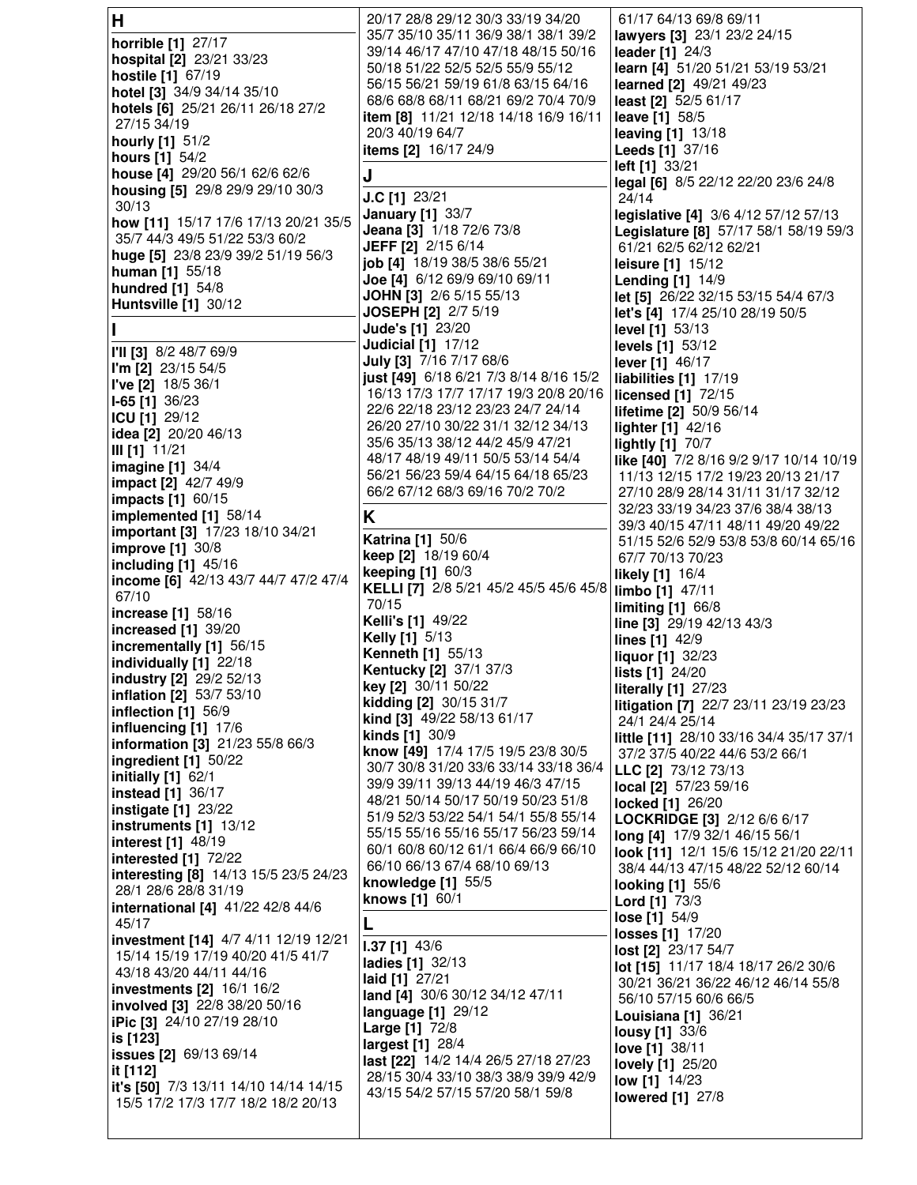## H

**horrible [1]** 27/17
**hospital [2]** 23/21 33/23
**hostile [1]** 67/19
**hotel [3]** 34/9 34/14 35/10
**hotels [6]** 25/21 26/11 26/18 27/2 27/15 34/19
**hourly [1]** 51/2
**hours [1]** 54/2
**house [4]** 29/20 56/1 62/6 62/6
**housing [5]** 29/8 29/9 29/10 30/3 30/13
**how [11]** 15/17 17/6 17/13 20/21 35/5 35/7 44/3 49/5 51/22 53/3 60/2
**huge [5]** 23/8 23/9 39/2 51/19 56/3
**human [1]** 55/18
**hundred [1]** 54/8
**Huntsville [1]** 30/12

## I

**I'll [3]** 8/2 48/7 69/9
**I'm [2]** 23/15 54/5
**I've [2]** 18/5 36/1
**I-65 [1]** 36/23
**ICU [1]** 29/12
**idea [2]** 20/20 46/13
**III [1]** 11/21
**imagine [1]** 34/4
**impact [2]** 42/7 49/9
**impacts [1]** 60/15
**implemented [1]** 58/14
**important [3]** 17/23 18/10 34/21
**improve [1]** 30/8
**including [1]** 45/16
**income [6]** 42/13 43/7 44/7 47/2 47/4 67/10
**increase [1]** 58/16
**increased [1]** 39/20
**incrementally [1]** 56/15
**individually [1]** 22/18
**industry [2]** 29/2 52/13
**inflation [2]** 53/7 53/10
**inflection [1]** 56/9
**influencing [1]** 17/6
**information [3]** 21/23 55/8 66/3
**ingredient [1]** 50/22
**initially [1]** 62/1
**instead [1]** 36/17
**instigate [1]** 23/22
**instruments [1]** 13/12
**interest [1]** 48/19
**interested [1]** 72/22
**interesting [8]** 14/13 15/5 23/5 24/23 28/1 28/6 28/8 31/19
**international [4]** 41/22 42/8 44/6 45/17
**investment [14]** 4/7 4/11 12/19 12/21 15/14 15/19 17/19 40/20 41/5 41/7 43/18 43/20 44/11 44/16
**investments [2]** 16/1 16/2
**involved [3]** 22/8 38/20 50/16
**iPic [3]** 24/10 27/19 28/10
**is [123]**
**issues [2]** 69/13 69/14
**it [112]**
**it's [50]** 7/3 13/11 14/10 14/14 14/15 15/5 17/2 17/3 17/7 18/2 18/2 20/13 20/17 28/8 29/12 30/3 33/19 34/20 35/7 35/10 35/11 36/9 38/1 38/1 39/2 39/14 46/17 47/10 47/18 48/15 50/16 50/18 51/22 52/5 52/5 55/9 55/12 56/15 56/21 59/19 61/8 63/15 64/16 68/6 68/8 68/11 68/21 69/2 70/4 70/9
**item [8]** 11/21 12/18 14/18 16/9 16/11 20/3 40/19 64/7
**items [2]** 16/17 24/9

## J

**J.C [1]** 23/21
**January [1]** 33/7
**Jeana [3]** 1/18 72/6 73/8
**JEFF [2]** 2/15 6/14
**job [4]** 18/19 38/5 38/6 55/21
**Joe [4]** 6/12 69/9 69/10 69/11
**JOHN [3]** 2/6 5/15 55/13
**JOSEPH [2]** 2/7 5/19
**Jude's [1]** 23/20
**Judicial [1]** 17/12
**July [3]** 7/16 7/17 68/6
**just [49]** 6/18 6/21 7/3 8/14 8/16 15/2 16/13 17/3 17/7 17/17 19/3 20/8 20/16 22/6 22/18 23/12 23/23 24/7 24/14 26/20 27/10 30/22 31/1 32/12 34/13 35/6 35/13 38/12 44/2 45/9 47/21 48/17 48/19 49/11 50/5 53/14 54/4 56/21 56/23 59/4 64/15 64/18 65/23 66/2 67/12 68/3 69/16 70/2 70/2

## K

**Katrina [1]** 50/6
**keep [2]** 18/19 60/4
**keeping [1]** 60/3
**KELLI [7]** 2/8 5/21 45/2 45/5 45/6 45/8 70/15
**Kelli's [1]** 49/22
**Kelly [1]** 5/13
**Kenneth [1]** 55/13
**Kentucky [2]** 37/1 37/3
**key [2]** 30/11 50/22
**kidding [2]** 30/15 31/7
**kind [3]** 49/22 58/13 61/17
**kinds [1]** 30/9
**know [49]** 17/4 17/5 19/5 23/8 30/5 30/7 30/8 31/20 33/6 33/14 33/18 36/4 39/9 39/11 39/13 44/19 46/3 47/15 48/21 50/14 50/17 50/19 50/23 51/8 51/9 52/3 53/22 54/1 54/1 55/8 55/14 55/15 55/16 55/16 55/17 56/23 59/14 60/1 60/8 60/12 61/1 66/4 66/9 66/10 66/10 66/13 67/4 68/10 69/13
**knowledge [1]** 55/5
**knows [1]** 60/1

## L

**l.37 [1]** 43/6
**ladies [1]** 32/13
**laid [1]** 27/21
**land [4]** 30/6 30/12 34/12 47/11
**language [1]** 29/12
**Large [1]** 72/8
**largest [1]** 28/4
**last [22]** 14/2 14/4 26/5 27/18 27/23 28/15 30/4 33/10 38/3 38/9 39/9 42/9 43/15 54/2 57/15 57/20 58/1 59/8 61/17 64/13 69/8 69/11
**lawyers [3]** 23/1 23/2 24/15
**leader [1]** 24/3
**learn [4]** 51/20 51/21 53/19 53/21
**learned [2]** 49/21 49/23
**least [2]** 52/5 61/17
**leave [1]** 58/5
**leaving [1]** 13/18
**Leeds [1]** 37/16
**left [1]** 33/21
**legal [6]** 8/5 22/12 22/20 23/6 24/8 24/14
**legislative [4]** 3/6 4/12 57/12 57/13
**Legislature [8]** 57/17 58/1 58/19 59/3 61/21 62/5 62/12 62/21
**leisure [1]** 15/12
**Lending [1]** 14/9
**let [5]** 26/22 32/15 53/15 54/4 67/3
**let's [4]** 17/4 25/10 28/19 50/5
**level [1]** 53/13
**levels [1]** 53/12
**lever [1]** 46/17
**liabilities [1]** 17/19
**licensed [1]** 72/15
**lifetime [2]** 50/9 56/14
**lighter [1]** 42/16
**lightly [1]** 70/7
**like [40]** 7/2 8/16 9/2 9/17 10/14 10/19 11/13 12/15 17/2 19/23 20/13 21/17 27/10 28/9 28/14 31/11 31/17 32/12 32/23 33/19 34/23 37/6 38/4 38/13 39/3 40/15 47/11 48/11 49/20 49/22 51/15 52/6 52/9 53/8 53/8 60/14 65/16 67/7 70/13 70/23
**likely [1]** 16/4
**limbo [1]** 47/11
**limiting [1]** 66/8
**line [3]** 29/19 42/13 43/3
**lines [1]** 42/9
**liquor [1]** 32/23
**lists [1]** 24/20
**literally [1]** 27/23
**litigation [7]** 22/7 23/11 23/19 23/23 24/1 24/4 25/14
**little [11]** 28/10 33/16 34/4 35/17 37/1 37/2 37/5 40/22 44/6 53/2 66/1
**LLC [2]** 73/12 73/13
**local [2]** 57/23 59/16
**locked [1]** 26/20
**LOCKRIDGE [3]** 2/12 6/6 6/17
**long [4]** 17/9 32/1 46/15 56/1
**look [11]** 12/1 15/6 15/12 21/20 22/11 38/4 44/13 47/15 48/22 52/12 60/14
**looking [1]** 55/6
**Lord [1]** 73/3
**lose [1]** 54/9
**losses [1]** 17/20
**lost [2]** 23/17 54/7
**lot [15]** 11/17 18/4 18/17 26/2 30/6 30/21 36/21 36/22 46/12 46/14 55/8 56/10 57/15 60/6 66/5
**Louisiana [1]** 36/21
**lousy [1]** 33/6
**love [1]** 38/11
**lovely [1]** 25/20
**low [1]** 14/23
**lowered [1]** 27/8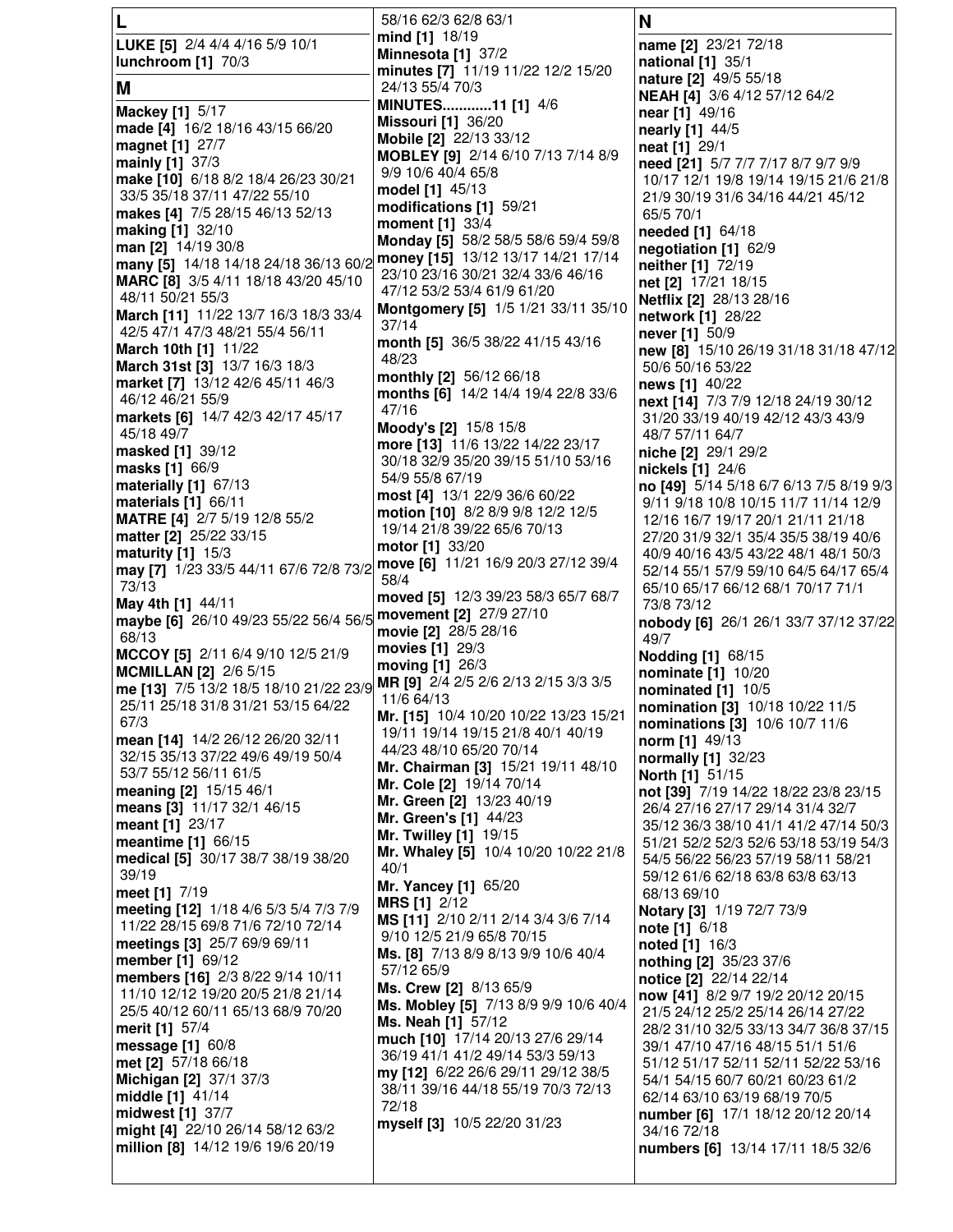## L

**LUKE [5]** 2/4 4/4 4/16 5/9 10/1
**lunchroom [1]** 70/3

## M

**Mackey [1]** 5/17
**made [4]** 16/2 18/16 43/15 66/20
**magnet [1]** 27/7
**mainly [1]** 37/3
**make [10]** 6/18 8/2 18/4 26/23 30/21 33/5 35/18 37/11 47/22 55/10
**makes [4]** 7/5 28/15 46/13 52/13
**making [1]** 32/10
**man [2]** 14/19 30/8
**many [5]** 14/18 14/18 24/18 36/13 60/2
**MARC [8]** 3/5 4/11 18/18 43/20 45/10 48/11 50/21 55/3
**March [11]** 11/22 13/7 16/3 18/3 33/4 42/5 47/1 47/3 48/21 55/4 56/11
**March 10th [1]** 11/22
**March 31st [3]** 13/7 16/3 18/3
**market [7]** 13/12 42/6 45/11 46/3 46/12 46/21 55/9
**markets [6]** 14/7 42/3 42/17 45/17 45/18 49/7
**masked [1]** 39/12
**masks [1]** 66/9
**materially [1]** 67/13
**materials [1]** 66/11
**MATRE [4]** 2/7 5/19 12/8 55/2
**matter [2]** 25/22 33/15
**maturity [1]** 15/3
**may [7]** 1/23 33/5 44/11 67/6 72/8 73/2 73/13
**May 4th [1]** 44/11
**maybe [6]** 26/10 49/23 55/22 56/4 56/5 68/13
**MCCOY [5]** 2/11 6/4 9/10 12/5 21/9
**MCMILLAN [2]** 2/6 5/15
**me [13]** 7/5 13/2 18/5 18/10 21/22 23/9 25/11 25/18 31/8 31/21 53/15 64/22 67/3
**mean [14]** 14/2 26/12 26/20 32/11 32/15 35/13 37/22 49/6 49/19 50/4 53/7 55/12 56/11 61/5
**meaning [2]** 15/15 46/1
**means [3]** 11/17 32/1 46/15
**meant [1]** 23/17
**meantime [1]** 66/15
**medical [5]** 30/17 38/7 38/19 38/20 39/19
**meet [1]** 7/19
**meeting [12]** 1/18 4/6 5/3 5/4 7/3 7/9 11/22 28/15 69/8 71/6 72/10 72/14
**meetings [3]** 25/7 69/9 69/11
**member [1]** 69/12
**members [16]** 2/3 8/22 9/14 10/11 11/10 12/12 19/20 20/5 21/8 21/14 25/5 40/12 60/11 65/13 68/9 70/20
**merit [1]** 57/4
**message [1]** 60/8
**met [2]** 57/18 66/18
**Michigan [2]** 37/1 37/3
**middle [1]** 41/14
**midwest [1]** 37/7
**might [4]** 22/10 26/14 58/12 63/2
**million [8]** 14/12 19/6 19/6 20/19 58/16 62/3 62/8 63/1
**mind [1]** 18/19
**Minnesota [1]** 37/2
**minutes [7]** 11/19 11/22 12/2 15/20 24/13 55/4 70/3
**MINUTES............11 [1]** 4/6
**Missouri [1]** 36/20
**Mobile [2]** 22/13 33/12
**MOBLEY [9]** 2/14 6/10 7/13 7/14 8/9 9/9 10/6 40/4 65/8
**model [1]** 45/13
**modifications [1]** 59/21
**moment [1]** 33/4
**Monday [5]** 58/2 58/5 58/6 59/4 59/8
**money [15]** 13/12 13/17 14/21 17/14 23/10 23/16 30/21 32/4 33/6 46/16 47/12 53/2 53/4 61/9 61/20
**Montgomery [5]** 1/5 1/21 33/11 35/10 37/14
**month [5]** 36/5 38/22 41/15 43/16 48/23
**monthly [2]** 56/12 66/18
**months [6]** 14/2 14/4 19/4 22/8 33/6 47/16
**Moody's [2]** 15/8 15/8
**more [13]** 11/6 13/22 14/22 23/17 30/18 32/9 35/20 39/15 51/10 53/16 54/9 55/8 67/19
**most [4]** 13/1 22/9 36/6 60/22
**motion [10]** 8/2 8/9 9/8 12/2 12/5 19/14 21/8 39/22 65/6 70/13
**motor [1]** 33/20
**move [6]** 11/21 16/9 20/3 27/12 39/4 58/4
**moved [5]** 12/3 39/23 58/3 65/7 68/7
**movement [2]** 27/9 27/10
**movie [2]** 28/5 28/16
**movies [1]** 29/3
**moving [1]** 26/3
**MR [9]** 2/4 2/5 2/6 2/13 2/15 3/3 3/5 11/6 64/13
**Mr. [15]** 10/4 10/20 10/22 13/23 15/21 19/11 19/14 19/15 21/8 40/1 40/19 44/23 48/10 65/20 70/14
**Mr. Chairman [3]** 15/21 19/11 48/10
**Mr. Cole [2]** 19/14 70/14
**Mr. Green [2]** 13/23 40/19
**Mr. Green's [1]** 44/23
**Mr. Twilley [1]** 19/15
**Mr. Whaley [5]** 10/4 10/20 10/22 21/8 40/1
**Mr. Yancey [1]** 65/20
**MRS [1]** 2/12
**MS [11]** 2/10 2/11 2/14 3/4 3/6 7/14 9/10 12/5 21/9 65/8 70/15
**Ms. [8]** 7/13 8/9 8/13 9/9 10/6 40/4 57/12 65/9
**Ms. Crew [2]** 8/13 65/9
**Ms. Mobley [5]** 7/13 8/9 9/9 10/6 40/4
**Ms. Neah [1]** 57/12
**much [10]** 17/14 20/13 27/6 29/14 36/19 41/1 41/2 49/14 53/3 59/13
**my [12]** 6/22 26/6 29/11 29/12 38/5 38/11 39/16 44/18 55/19 70/3 72/13 72/18
**myself [3]** 10/5 22/20 31/23

## N

**name [2]** 23/21 72/18
**national [1]** 35/1
**nature [2]** 49/5 55/18
**NEAH [4]** 3/6 4/12 57/12 64/2
**near [1]** 49/16
**nearly [1]** 44/5
**neat [1]** 29/1
**need [21]** 5/7 7/7 7/17 8/7 9/7 9/9 10/17 12/1 19/8 19/14 19/15 21/6 21/8 21/9 30/19 31/6 34/16 44/21 45/12 65/5 70/1
**needed [1]** 64/18
**negotiation [1]** 62/9
**neither [1]** 72/19
**net [2]** 17/21 18/15
**Netflix [2]** 28/13 28/16
**network [1]** 28/22
**never [1]** 50/9
**new [8]** 15/10 26/19 31/18 31/18 47/12 50/6 50/16 53/22
**news [1]** 40/22
**next [14]** 7/3 7/9 12/18 24/19 30/12 31/20 33/19 40/19 42/12 43/3 43/9 48/7 57/11 64/7
**niche [2]** 29/1 29/2
**nickels [1]** 24/6
**no [49]** 5/14 5/18 6/7 6/13 7/5 8/19 9/3 9/11 9/18 10/8 10/15 11/7 11/14 12/9 12/16 16/7 19/17 20/1 21/11 21/18 27/20 31/9 32/1 35/4 35/5 38/19 40/6 40/9 40/16 43/5 43/22 48/1 48/1 50/3 52/14 55/1 57/9 59/10 64/5 64/17 65/4 65/10 65/17 66/12 68/1 70/17 71/1 73/8 73/12
**nobody [6]** 26/1 26/1 33/7 37/12 37/22 49/7
**Nodding [1]** 68/15
**nominate [1]** 10/20
**nominated [1]** 10/5
**nomination [3]** 10/18 10/22 11/5
**nominations [3]** 10/6 10/7 11/6
**norm [1]** 49/13
**normally [1]** 32/23
**North [1]** 51/15
**not [39]** 7/19 14/22 18/22 23/8 23/15 26/4 27/16 27/17 29/14 31/4 32/7 35/12 36/3 38/10 41/1 41/2 47/14 50/3 51/21 52/2 52/3 52/6 53/18 53/19 54/3 54/5 56/22 56/23 57/19 58/11 58/21 59/12 61/6 62/18 63/8 63/8 63/13 68/13 69/10
**Notary [3]** 1/19 72/7 73/9
**note [1]** 6/18
**noted [1]** 16/3
**nothing [2]** 35/23 37/6
**notice [2]** 22/14 22/14
**now [41]** 8/2 9/7 19/2 20/12 20/15 21/5 24/12 25/2 25/14 26/14 27/22 28/2 31/10 32/5 33/13 34/7 36/8 37/15 39/1 47/10 47/16 48/15 51/1 51/6 51/12 51/17 52/11 52/11 52/22 53/16 54/1 54/15 60/7 60/21 60/23 61/2 62/14 63/10 63/19 68/19 70/5
**number [6]** 17/1 18/12 20/12 20/14 34/16 72/18
**numbers [6]** 13/14 17/11 18/5 32/6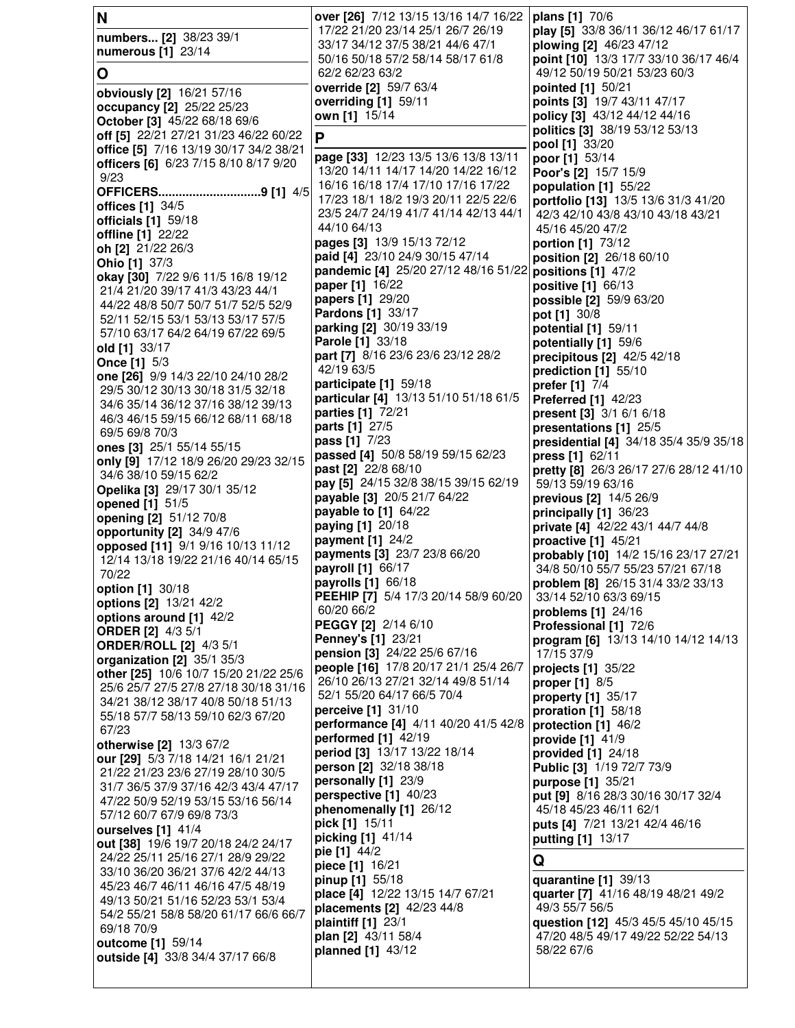## N

**numbers... [2]** 38/23 39/1
**numerous [1]** 23/14

## O

**obviously [2]** 16/21 57/16
**occupancy [2]** 25/22 25/23
**October [3]** 45/22 68/18 69/6
**off [5]** 22/21 27/21 31/23 46/22 60/22
**office [5]** 7/16 13/19 30/17 34/2 38/21
**officers [6]** 6/23 7/15 8/10 8/17 9/20 9/23
**OFFICERS.............................9 [1]** 4/5
**offices [1]** 34/5
**officials [1]** 59/18
**offline [1]** 22/22
**oh [2]** 21/22 26/3
**Ohio [1]** 37/3
**okay [30]** 7/22 9/6 11/5 16/8 19/12 21/4 21/20 39/17 41/3 43/23 44/1 44/22 48/8 50/7 50/7 51/7 52/5 52/9 52/11 52/15 53/1 53/13 53/17 57/5 57/10 63/17 64/2 64/19 67/22 69/5
**old [1]** 33/17
**Once [1]** 5/3
**one [26]** 9/9 14/3 22/10 24/10 28/2 29/5 30/12 30/13 30/18 31/5 32/18 34/6 35/14 36/12 37/16 38/12 39/13 46/3 46/15 59/15 66/12 68/11 68/18 69/5 69/8 70/3
**ones [3]** 25/1 55/14 55/15
**only [9]** 17/12 18/9 26/20 29/23 32/15 34/6 38/10 59/15 62/2
**Opelika [3]** 29/17 30/1 35/12
**opened [1]** 51/5
**opening [2]** 51/12 70/8
**opportunity [2]** 34/9 47/6
**opposed [11]** 9/1 9/16 10/13 11/12 12/14 13/18 19/22 21/16 40/14 65/15 70/22
**option [1]** 30/18
**options [2]** 13/21 42/2
**options around [1]** 42/2
**ORDER [2]** 4/3 5/1
**ORDER/ROLL [2]** 4/3 5/1
**organization [2]** 35/1 35/3
**other [25]** 10/6 10/7 15/20 21/22 25/6 25/6 25/7 27/5 27/8 27/18 30/18 31/16 34/21 38/12 38/17 40/8 50/18 51/13 55/18 57/7 58/13 59/10 62/3 67/20 67/23
**otherwise [2]** 13/3 67/2
**our [29]** 5/3 7/18 14/21 16/1 21/21 21/22 21/23 23/6 27/19 28/10 30/5 31/7 36/5 37/9 37/16 42/3 43/4 47/17 47/22 50/9 52/19 53/15 53/16 56/14 57/12 60/7 67/9 69/8 73/3
**ourselves [1]** 41/4
**out [38]** 19/6 19/7 20/18 24/2 24/17 24/22 25/11 25/16 27/1 28/9 29/22 33/10 36/20 36/21 37/6 42/2 44/13 45/23 46/7 46/11 46/16 47/5 48/19 49/13 50/21 51/16 52/23 53/1 53/4 54/2 55/21 58/8 58/20 61/17 66/6 66/7 69/18 70/9
**outcome [1]** 59/14
**outside [4]** 33/8 34/4 37/17 66/8
**over [26]** 7/12 13/15 13/16 14/7 16/22 17/22 21/20 23/14 25/1 26/7 26/19 33/17 34/12 37/5 38/21 44/6 47/1 50/16 50/18 57/2 58/14 58/17 61/8 62/2 62/23 63/2
**override [2]** 59/7 63/4
**overriding [1]** 59/11
**own [1]** 15/14

## P

**page [33]** 12/23 13/5 13/6 13/8 13/11 13/20 14/11 14/17 14/20 14/22 16/12 16/16 16/18 17/4 17/10 17/16 17/22 17/23 18/1 18/2 19/3 20/11 22/5 22/6 23/5 24/7 24/19 41/7 41/14 42/13 44/1 44/10 64/13
**pages [3]** 13/9 15/13 72/12
**paid [4]** 23/10 24/9 30/15 47/14
**pandemic [4]** 25/20 27/12 48/16 51/22
**paper [1]** 16/22
**papers [1]** 29/20
**Pardons [1]** 33/17
**parking [2]** 30/19 33/19
**Parole [1]** 33/18
**part [7]** 8/16 23/6 23/6 23/12 28/2 42/19 63/5
**participate [1]** 59/18
**particular [4]** 13/13 51/10 51/18 61/5
**parties [1]** 72/21
**parts [1]** 27/5
**pass [1]** 7/23
**passed [4]** 50/8 58/19 59/15 62/23
**past [2]** 22/8 68/10
**pay [5]** 24/15 32/8 38/15 39/15 62/19
**payable [3]** 20/5 21/7 64/22
**payable to [1]** 64/22
**paying [1]** 20/18
**payment [1]** 24/2
**payments [3]** 23/7 23/8 66/20
**payroll [1]** 66/17
**payrolls [1]** 66/18
**PEEHIP [7]** 5/4 17/3 20/14 58/9 60/20 60/20 66/2
**PEGGY [2]** 2/14 6/10
**Penney's [1]** 23/21
**pension [3]** 24/22 25/6 67/16
**people [16]** 17/8 20/17 21/1 25/4 26/7 26/10 26/13 27/21 32/14 49/8 51/14 52/1 55/20 64/17 66/5 70/4
**perceive [1]** 31/10
**performance [4]** 4/11 40/20 41/5 42/8
**performed [1]** 42/19
**period [3]** 13/17 13/22 18/14
**person [2]** 32/18 38/18
**personally [1]** 23/9
**perspective [1]** 40/23
**phenomenally [1]** 26/12
**pick [1]** 15/11
**picking [1]** 41/14
**pie [1]** 44/2
**piece [1]** 16/21
**pinup [1]** 55/18
**place [4]** 12/22 13/15 14/7 67/21
**placements [2]** 42/23 44/8
**plaintiff [1]** 23/1
**plan [2]** 43/11 58/4
**planned [1]** 43/12
**plans [1]** 70/6
**play [5]** 33/8 36/11 36/12 46/17 61/17
**plowing [2]** 46/23 47/12
**point [10]** 13/3 17/7 33/10 36/17 46/4 49/12 50/19 50/21 53/23 60/3
**pointed [1]** 50/21
**points [3]** 19/7 43/11 47/17
**policy [3]** 43/12 44/12 44/16
**politics [3]** 38/19 53/12 53/13
**pool [1]** 33/20
**poor [1]** 53/14
**Poor's [2]** 15/7 15/9
**population [1]** 55/22
**portfolio [13]** 13/5 13/6 31/3 41/20 42/3 42/10 43/8 43/10 43/18 43/21 45/16 45/20 47/2
**portion [1]** 73/12
**position [2]** 26/18 60/10
**positions [1]** 47/2
**positive [1]** 66/13
**possible [2]** 59/9 63/20
**pot [1]** 30/8
**potential [1]** 59/11
**potentially [1]** 59/6
**precipitous [2]** 42/5 42/18
**prediction [1]** 55/10
**prefer [1]** 7/4
**Preferred [1]** 42/23
**present [3]** 3/1 6/1 6/18
**presentations [1]** 25/5
**presidential [4]** 34/18 35/4 35/9 35/18
**press [1]** 62/11
**pretty [8]** 26/3 26/17 27/6 28/12 41/10 59/13 59/19 63/16
**previous [2]** 14/5 26/9
**principally [1]** 36/23
**private [4]** 42/22 43/1 44/7 44/8
**proactive [1]** 45/21
**probably [10]** 14/2 15/16 23/17 27/21 34/8 50/10 55/7 55/23 57/21 67/18
**problem [8]** 26/15 31/4 33/2 33/13 33/14 52/10 63/3 69/15
**problems [1]** 24/16
**Professional [1]** 72/6
**program [6]** 13/13 14/10 14/12 14/13 17/15 37/9
**projects [1]** 35/22
**proper [1]** 8/5
**property [1]** 35/17
**proration [1]** 58/18
**protection [1]** 46/2
**provide [1]** 41/9
**provided [1]** 24/18
**Public [3]** 1/19 72/7 73/9
**purpose [1]** 35/21
**put [9]** 8/16 28/3 30/16 30/17 32/4 45/18 45/23 46/11 62/1
**puts [4]** 7/21 13/21 42/4 46/16
**putting [1]** 13/17

## Q

**quarantine [1]** 39/13
**quarter [7]** 41/16 48/19 48/21 49/2 49/3 55/7 56/5
**question [12]** 45/3 45/5 45/10 45/15 47/20 48/5 49/17 49/22 52/22 54/13 58/22 67/6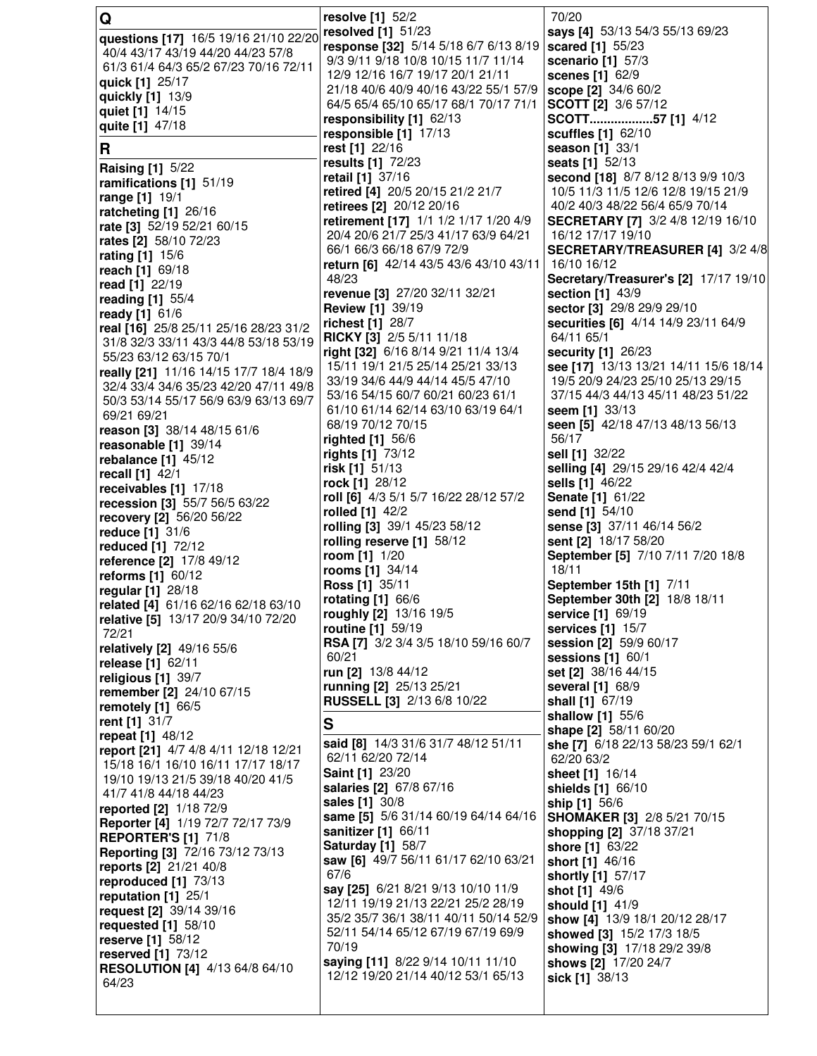## Q

**questions [17]** 16/5 19/16 21/10 22/20 40/4 43/17 43/19 44/20 44/23 57/8 61/3 61/4 64/3 65/2 67/23 70/16 72/11
**quick [1]** 25/17
**quickly [1]** 13/9
**quiet [1]** 14/15
**quite [1]** 47/18

## R

**Raising [1]** 5/22
**ramifications [1]** 51/19
**range [1]** 19/1
**ratcheting [1]** 26/16
**rate [3]** 52/19 52/21 60/15
**rates [2]** 58/10 72/23
**rating [1]** 15/6
**reach [1]** 69/18
**read [1]** 22/19
**reading [1]** 55/4
**ready [1]** 61/6
**real [16]** 25/8 25/11 25/16 28/23 31/2 31/8 32/3 33/11 43/3 44/8 53/18 53/19 55/23 63/12 63/15 70/1
**really [21]** 11/16 14/15 17/7 18/4 18/9 32/4 33/4 34/6 35/23 42/20 47/11 49/8 50/3 53/14 55/17 56/9 63/9 63/13 69/7 69/21 69/21
**reason [3]** 38/14 48/15 61/6
**reasonable [1]** 39/14
**rebalance [1]** 45/12
**recall [1]** 42/1
**receivables [1]** 17/18
**recession [3]** 55/7 56/5 63/22
**recovery [2]** 56/20 56/22
**reduce [1]** 31/6
**reduced [1]** 72/12
**reference [2]** 17/8 49/12
**reforms [1]** 60/12
**regular [1]** 28/18
**related [4]** 61/16 62/16 62/18 63/10
**relative [5]** 13/17 20/9 34/10 72/20 72/21
**relatively [2]** 49/16 55/6
**release [1]** 62/11
**religious [1]** 39/7
**remember [2]** 24/10 67/15
**remotely [1]** 66/5
**rent [1]** 31/7
**repeat [1]** 48/12
**report [21]** 4/7 4/8 4/11 12/18 12/21 15/18 16/1 16/10 16/11 17/17 18/17 19/10 19/13 21/5 39/18 40/20 41/5 41/7 41/8 44/18 44/23
**reported [2]** 1/18 72/9
**Reporter [4]** 1/19 72/7 72/17 73/9
**REPORTER'S [1]** 71/8
**Reporting [3]** 72/16 73/12 73/13
**reports [2]** 21/21 40/8
**reproduced [1]** 73/13
**reputation [1]** 25/1
**request [2]** 39/14 39/16
**requested [1]** 58/10
**reserve [1]** 58/12
**reserved [1]** 73/12
**RESOLUTION [4]** 4/13 64/8 64/10 64/23
**resolve [1]** 52/2
**resolved [1]** 51/23
**response [32]** 5/14 5/18 6/7 6/13 8/19 9/3 9/11 9/18 10/8 10/15 11/7 11/14 12/9 12/16 16/7 19/17 20/1 21/11 21/18 40/6 40/9 40/16 43/22 55/1 57/9 64/5 65/4 65/10 65/17 68/1 70/17 71/1
**responsibility [1]** 62/13
**responsible [1]** 17/13
**rest [1]** 22/16
**results [1]** 72/23
**retail [1]** 37/16
**retired [4]** 20/5 20/15 21/2 21/7
**retirees [2]** 20/12 20/16
**retirement [17]** 1/1 1/2 1/17 1/20 4/9 20/4 20/6 21/7 25/3 41/17 63/9 64/21 66/1 66/3 66/18 67/9 72/9
**return [6]** 42/14 43/5 43/6 43/10 43/11 48/23
**revenue [3]** 27/20 32/11 32/21
**Review [1]** 39/19
**richest [1]** 28/7
**RICKY [3]** 2/5 5/11 11/18
**right [32]** 6/16 8/14 9/21 11/4 13/4 15/11 19/1 21/5 25/14 25/21 33/13 33/19 34/6 44/9 44/14 45/5 47/10 53/16 54/15 60/7 60/21 60/23 61/1 61/10 61/14 62/14 63/10 63/19 64/1 68/19 70/12 70/15
**righted [1]** 56/6
**rights [1]** 73/12
**risk [1]** 51/13
**rock [1]** 28/12
**roll [6]** 4/3 5/1 5/7 16/22 28/12 57/2
**rolled [1]** 42/2
**rolling [3]** 39/1 45/23 58/12
**rolling reserve [1]** 58/12
**room [1]** 1/20
**rooms [1]** 34/14
**Ross [1]** 35/11
**rotating [1]** 66/6
**roughly [2]** 13/16 19/5
**routine [1]** 59/19
**RSA [7]** 3/2 3/4 3/5 18/10 59/16 60/7 60/21
**run [2]** 13/8 44/12
**running [2]** 25/13 25/21
**RUSSELL [3]** 2/13 6/8 10/22

## S

**said [8]** 14/3 31/6 31/7 48/12 51/11 62/11 62/20 72/14
**Saint [1]** 23/20
**salaries [2]** 67/8 67/16
**sales [1]** 30/8
**same [5]** 5/6 31/14 60/19 64/14 64/16
**sanitizer [1]** 66/11
**Saturday [1]** 58/7
**saw [6]** 49/7 56/11 61/17 62/10 63/21 67/6
**say [25]** 6/21 8/21 9/13 10/10 11/9 12/11 19/19 21/13 22/21 25/2 28/19 35/2 35/7 36/1 38/11 40/11 50/14 52/9 52/11 54/14 65/12 67/19 67/19 69/9 70/19
**saying [11]** 8/22 9/14 10/11 11/10 12/12 19/20 21/14 40/12 53/1 65/13 70/20
**says [4]** 53/13 54/3 55/13 69/23
**scared [1]** 55/23
**scenario [1]** 57/3
**scenes [1]** 62/9
**scope [2]** 34/6 60/2
**SCOTT [2]** 3/6 57/12
**SCOTT..................57 [1]** 4/12
**scuffles [1]** 62/10
**season [1]** 33/1
**seats [1]** 52/13
**second [18]** 8/7 8/12 8/13 9/9 10/3 10/5 11/3 11/5 12/6 12/8 19/15 21/9 40/2 40/3 48/22 56/4 65/9 70/14
**SECRETARY [7]** 3/2 4/8 12/19 16/10 16/12 17/17 19/10
**SECRETARY/TREASURER [4]** 3/2 4/8 16/10 16/12
**Secretary/Treasurer's [2]** 17/17 19/10
**section [1]** 43/9
**sector [3]** 29/8 29/9 29/10
**securities [6]** 4/14 14/9 23/11 64/9 64/11 65/1
**security [1]** 26/23
**see [17]** 13/13 13/21 14/11 15/6 18/14 19/5 20/9 24/23 25/10 25/13 29/15 37/15 44/3 44/13 45/11 48/23 51/22
**seem [1]** 33/13
**seen [5]** 42/18 47/13 48/13 56/13 56/17
**sell [1]** 32/22
**selling [4]** 29/15 29/16 42/4 42/4
**sells [1]** 46/22
**Senate [1]** 61/22
**send [1]** 54/10
**sense [3]** 37/11 46/14 56/2
**sent [2]** 18/17 58/20
**September [5]** 7/10 7/11 7/20 18/8 18/11
**September 15th [1]** 7/11
**September 30th [2]** 18/8 18/11
**service [1]** 69/19
**services [1]** 15/7
**session [2]** 59/9 60/17
**sessions [1]** 60/1
**set [2]** 38/16 44/15
**several [1]** 68/9
**shall [1]** 67/19
**shallow [1]** 55/6
**shape [2]** 58/11 60/20
**she [7]** 6/18 22/13 58/23 59/1 62/1 62/20 63/2
**sheet [1]** 16/14
**shields [1]** 66/10
**ship [1]** 56/6
**SHOMAKER [3]** 2/8 5/21 70/15
**shopping [2]** 37/18 37/21
**shore [1]** 63/22
**short [1]** 46/16
**shortly [1]** 57/17
**shot [1]** 49/6
**should [1]** 41/9
**show [4]** 13/9 18/1 20/12 28/17
**showed [3]** 15/2 17/3 18/5
**showing [3]** 17/18 29/2 39/8
**shows [2]** 17/20 24/7
**sick [1]** 38/13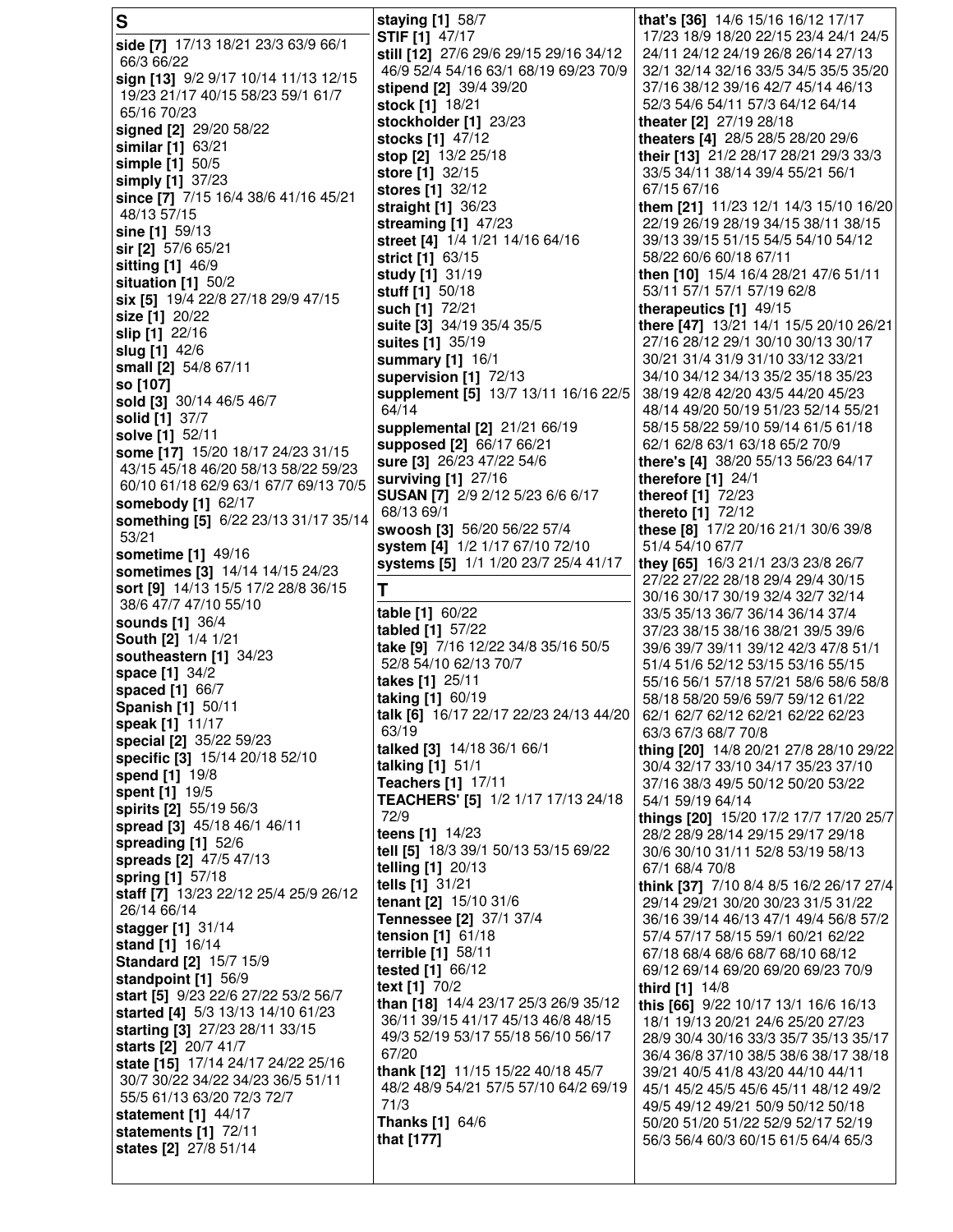## S

**side [7]** 17/13 18/21 23/3 63/9 66/1 66/3 66/22
**sign [13]** 9/2 9/17 10/14 11/13 12/15 19/23 21/17 40/15 58/23 59/1 61/7 65/16 70/23
**signed [2]** 29/20 58/22
**similar [1]** 63/21
**simple [1]** 50/5
**simply [1]** 37/23
**since [7]** 7/15 16/4 38/6 41/16 45/21 48/13 57/15
**sine [1]** 59/13
**sir [2]** 57/6 65/21
**sitting [1]** 46/9
**situation [1]** 50/2
**six [5]** 19/4 22/8 27/18 29/9 47/15
**size [1]** 20/22
**slip [1]** 22/16
**slug [1]** 42/6
**small [2]** 54/8 67/11
**so [107]**
**sold [3]** 30/14 46/5 46/7
**solid [1]** 37/7
**solve [1]** 52/11
**some [17]** 15/20 18/17 24/23 31/15 43/15 45/18 46/20 58/13 58/22 59/23 60/10 61/18 62/9 63/1 67/7 69/13 70/5
**somebody [1]** 62/17
**something [5]** 6/22 23/13 31/17 35/14 53/21
**sometime [1]** 49/16
**sometimes [3]** 14/14 14/15 24/23
**sort [9]** 14/13 15/5 17/2 28/8 36/15 38/6 47/7 47/10 55/10
**sounds [1]** 36/4
**South [2]** 1/4 1/21
**southeastern [1]** 34/23
**space [1]** 34/2
**spaced [1]** 66/7
**Spanish [1]** 50/11
**speak [1]** 11/17
**special [2]** 35/22 59/23
**specific [3]** 15/14 20/18 52/10
**spend [1]** 19/8
**spent [1]** 19/5
**spirits [2]** 55/19 56/3
**spread [3]** 45/18 46/1 46/11
**spreading [1]** 52/6
**spreads [2]** 47/5 47/13
**spring [1]** 57/18
**staff [7]** 13/23 22/12 25/4 25/9 26/12 26/14 66/14
**stagger [1]** 31/14
**stand [1]** 16/14
**Standard [2]** 15/7 15/9
**standpoint [1]** 56/9
**start [5]** 9/23 22/6 27/22 53/2 56/7
**started [4]** 5/3 13/13 14/10 61/23
**starting [3]** 27/23 28/11 33/15
**starts [2]** 20/7 41/7
**state [15]** 17/14 24/17 24/22 25/16 30/7 30/22 34/22 34/23 36/5 51/11 55/5 61/13 63/20 72/3 72/7
**statement [1]** 44/17
**statements [1]** 72/11
**states [2]** 27/8 51/14
**staying [1]** 58/7
**STIF [1]** 47/17
**still [12]** 27/6 29/6 29/15 29/16 34/12 46/9 52/4 54/16 63/1 68/19 69/23 70/9
**stipend [2]** 39/4 39/20
**stock [1]** 18/21
**stockholder [1]** 23/23
**stocks [1]** 47/12
**stop [2]** 13/2 25/18
**store [1]** 32/15
**stores [1]** 32/12
**straight [1]** 36/23
**streaming [1]** 47/23
**street [4]** 1/4 1/21 14/16 64/16
**strict [1]** 63/15
**study [1]** 31/19
**stuff [1]** 50/18
**such [1]** 72/21
**suite [3]** 34/19 35/4 35/5
**suites [1]** 35/19
**summary [1]** 16/1
**supervision [1]** 72/13
**supplement [5]** 13/7 13/11 16/16 22/5 64/14
**supplemental [2]** 21/21 66/19
**supposed [2]** 66/17 66/21
**sure [3]** 26/23 47/22 54/6
**surviving [1]** 27/16
**SUSAN [7]** 2/9 2/12 5/23 6/6 6/17 68/13 69/1
**swoosh [3]** 56/20 56/22 57/4
**system [4]** 1/2 1/17 67/10 72/10
**systems [5]** 1/1 1/20 23/7 25/4 41/17

## T

**table [1]** 60/22
**tabled [1]** 57/22
**take [9]** 7/16 12/22 34/8 35/16 50/5 52/8 54/10 62/13 70/7
**takes [1]** 25/11
**taking [1]** 60/19
**talk [6]** 16/17 22/17 22/23 24/13 44/20 63/19
**talked [3]** 14/18 36/1 66/1
**talking [1]** 51/1
**Teachers [1]** 17/11
**TEACHERS' [5]** 1/2 1/17 17/13 24/18 72/9
**teens [1]** 14/23
**tell [5]** 18/3 39/1 50/13 53/15 69/22
**telling [1]** 20/13
**tells [1]** 31/21
**tenant [2]** 15/10 31/6
**Tennessee [2]** 37/1 37/4
**tension [1]** 61/18
**terrible [1]** 58/11
**tested [1]** 66/12
**text [1]** 70/2
**than [18]** 14/4 23/17 25/3 26/9 35/12 36/11 39/15 41/17 45/13 46/8 48/15 49/3 52/19 53/17 55/18 56/10 56/17 67/20
**thank [12]** 11/15 15/22 40/18 45/7 48/2 48/9 54/21 57/5 57/10 64/2 69/19 71/3
**Thanks [1]** 64/6
**that [177]**
**that's [36]** 14/6 15/16 16/12 17/17 17/23 18/9 18/20 22/15 23/4 24/1 24/5 24/11 24/12 24/19 26/8 26/14 27/13 32/1 32/14 32/16 33/5 34/5 35/5 35/20 37/16 38/12 39/16 42/7 45/14 46/13 52/3 54/6 54/11 57/3 64/12 64/14
**theater [2]** 27/19 28/18
**theaters [4]** 28/5 28/5 28/20 29/6
**their [13]** 21/2 28/17 28/21 29/3 33/3 33/5 34/11 38/14 39/4 55/21 56/1 67/15 67/16
**them [21]** 11/23 12/1 14/3 15/10 16/20 22/19 26/19 28/19 34/15 38/11 38/15 39/13 39/15 51/15 54/5 54/10 54/12 58/22 60/6 60/18 67/11
**then [10]** 15/4 16/4 28/21 47/6 51/11 53/11 57/1 57/1 57/19 62/8
**therapeutics [1]** 49/15
**there [47]** 13/21 14/1 15/5 20/10 26/21 27/16 28/12 29/1 30/10 30/13 30/17 30/21 31/4 31/9 31/10 33/12 33/21 34/10 34/12 34/13 35/2 35/18 35/23 38/19 42/8 42/20 43/5 44/20 45/23 48/14 49/20 50/19 51/23 52/14 55/21 58/15 58/22 59/10 59/14 61/5 61/18 62/1 62/8 63/1 63/18 65/2 70/9
**there's [4]** 38/20 55/13 56/23 64/17
**therefore [1]** 24/1
**thereof [1]** 72/23
**thereto [1]** 72/12
**these [8]** 17/2 20/16 21/1 30/6 39/8 51/4 54/10 67/7
**they [65]** 16/3 21/1 23/3 23/8 26/7 27/22 27/22 28/18 29/4 29/4 30/15 30/16 30/17 30/19 32/4 32/7 32/14 33/5 35/13 36/7 36/14 36/14 37/4 37/23 38/15 38/16 38/21 39/5 39/6 39/6 39/7 39/11 39/12 42/3 47/8 51/1 51/4 51/6 52/12 53/15 53/16 55/15 55/16 56/1 57/18 57/21 58/6 58/6 58/8 58/18 58/20 59/6 59/7 59/12 61/22 62/1 62/7 62/12 62/21 62/22 62/23 63/3 67/3 68/7 70/8
**thing [20]** 14/8 20/21 27/8 28/10 29/22 30/4 32/17 33/10 34/17 35/23 37/10 37/16 38/3 49/5 50/12 50/20 53/22 54/1 59/19 64/14
**things [20]** 15/20 17/2 17/7 17/20 25/7 28/2 28/9 28/14 29/15 29/17 29/18 30/6 30/10 31/11 52/8 53/19 58/13 67/1 68/4 70/8
**think [37]** 7/10 8/4 8/5 16/2 26/17 27/4 29/14 29/21 30/20 30/23 31/5 31/22 36/16 39/14 46/13 47/1 49/4 56/8 57/2 57/4 57/17 58/15 59/1 60/21 62/22 67/18 68/4 68/6 68/7 68/10 68/12 69/12 69/14 69/20 69/20 69/23 70/9
**third [1]** 14/8
**this [66]** 9/22 10/17 13/1 16/6 16/13 18/1 19/13 20/21 24/6 25/20 27/23 28/9 30/4 30/16 33/3 35/7 35/13 35/17 36/4 36/8 37/10 38/5 38/6 38/17 38/18 39/21 40/5 41/8 43/20 44/10 44/11 45/1 45/2 45/5 45/6 45/11 48/12 49/2 49/5 49/12 49/21 50/9 50/12 50/18 50/20 51/20 51/22 52/9 52/17 52/19 56/3 56/4 60/3 60/15 61/5 64/4 65/3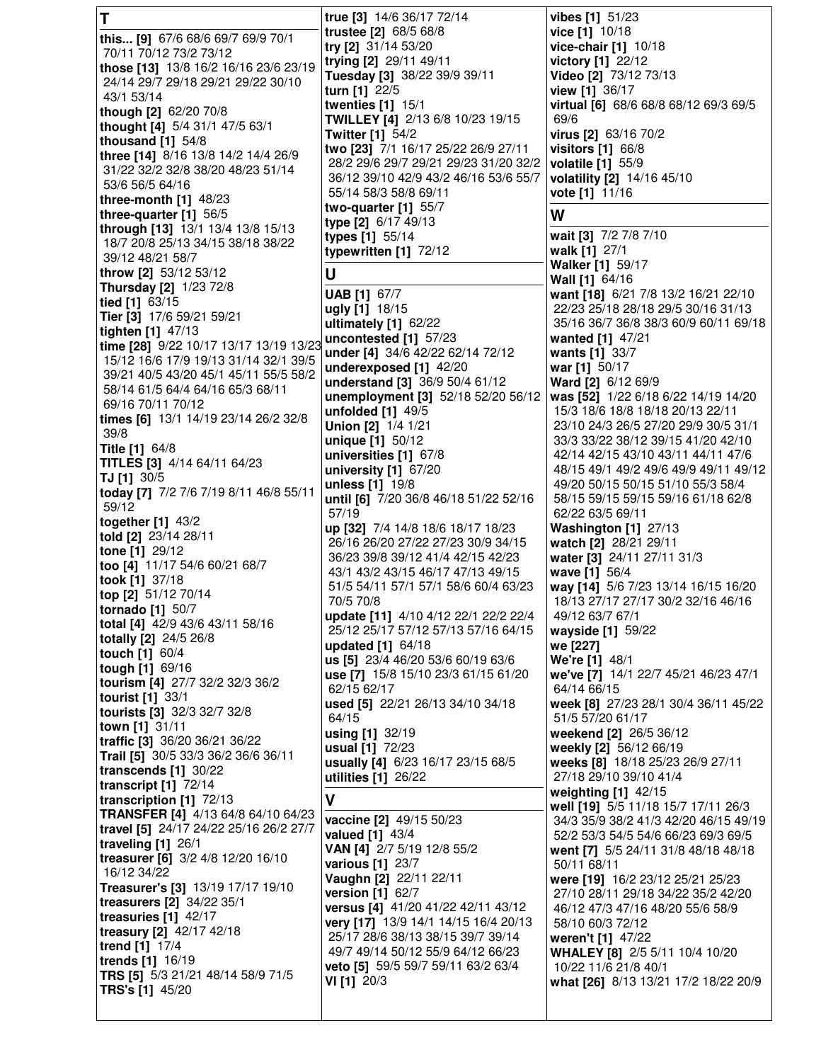## T

**this... [9]** 67/6 68/6 69/7 69/9 70/1 70/11 70/12 73/2 73/12
**those [13]** 13/8 16/2 16/16 23/6 23/19 24/14 29/7 29/18 29/21 29/22 30/10 43/1 53/14
**though [2]** 62/20 70/8
**thought [4]** 5/4 31/1 47/5 63/1
**thousand [1]** 54/8
**three [14]** 8/16 13/8 14/2 14/4 26/9 31/22 32/2 32/8 38/20 48/23 51/14 53/6 56/5 64/16
**three-month [1]** 48/23
**three-quarter [1]** 56/5
**through [13]** 13/1 13/4 13/8 15/13 18/7 20/8 25/13 34/15 38/18 38/22 39/12 48/21 58/7
**throw [2]** 53/12 53/12
**Thursday [2]** 1/23 72/8
**tied [1]** 63/15
**Tier [3]** 17/6 59/21 59/21
**tighten [1]** 47/13
**time [28]** 9/22 10/17 13/17 13/19 13/23 15/12 16/6 17/9 19/13 31/14 32/1 39/5 39/21 40/5 43/20 45/1 45/11 55/5 58/2 58/14 61/5 64/4 64/16 65/3 68/11 69/16 70/11 70/12
**times [6]** 13/1 14/19 23/14 26/2 32/8 39/8
**Title [1]** 64/8
**TITLES [3]** 4/14 64/11 64/23
**TJ [1]** 30/5
**today [7]** 7/2 7/6 7/19 8/11 46/8 55/11 59/12
**together [1]** 43/2
**told [2]** 23/14 28/11
**tone [1]** 29/12
**too [4]** 11/17 54/6 60/21 68/7
**took [1]** 37/18
**top [2]** 51/12 70/14
**tornado [1]** 50/7
**total [4]** 42/9 43/6 43/11 58/16
**totally [2]** 24/5 26/8
**touch [1]** 60/4
**tough [1]** 69/16
**tourism [4]** 27/7 32/2 32/3 36/2
**tourist [1]** 33/1
**tourists [3]** 32/3 32/7 32/8
**town [1]** 31/11
**traffic [3]** 36/20 36/21 36/22
**Trail [5]** 30/5 33/3 36/2 36/6 36/11
**transcends [1]** 30/22
**transcript [1]** 72/14
**transcription [1]** 72/13
**TRANSFER [4]** 4/13 64/8 64/10 64/23
**travel [5]** 24/17 24/22 25/16 26/2 27/7
**traveling [1]** 26/1
**treasurer [6]** 3/2 4/8 12/20 16/10 16/12 34/22
**Treasurer's [3]** 13/19 17/17 19/10
**treasurers [2]** 34/22 35/1
**treasuries [1]** 42/17
**treasury [2]** 42/17 42/18
**trend [1]** 17/4
**trends [1]** 16/19
**TRS [5]** 5/3 21/21 48/14 58/9 71/5
**TRS's [1]** 45/20
**true [3]** 14/6 36/17 72/14
**trustee [2]** 68/5 68/8
**try [2]** 31/14 53/20
**trying [2]** 29/11 49/11
**Tuesday [3]** 38/22 39/9 39/11
**turn [1]** 22/5
**twenties [1]** 15/1
**TWILLEY [4]** 2/13 6/8 10/23 19/15
**Twitter [1]** 54/2
**two [23]** 7/1 16/17 25/22 26/9 27/11 28/2 29/6 29/7 29/21 29/23 31/20 32/2 36/12 39/10 42/9 43/2 46/16 53/6 55/7 55/14 58/3 58/8 69/11
**two-quarter [1]** 55/7
**type [2]** 6/17 49/13
**types [1]** 55/14
**typewritten [1]** 72/12

## U

**UAB [1]** 67/7
**ugly [1]** 18/15
**ultimately [1]** 62/22
**uncontested [1]** 57/23
**under [4]** 34/6 42/22 62/14 72/12
**underexposed [1]** 42/20
**understand [3]** 36/9 50/4 61/12
**unemployment [3]** 52/18 52/20 56/12
**unfolded [1]** 49/5
**Union [2]** 1/4 1/21
**unique [1]** 50/12
**universities [1]** 67/8
**university [1]** 67/20
**unless [1]** 19/8
**until [6]** 7/20 36/8 46/18 51/22 52/16 57/19
**up [32]** 7/4 14/8 18/6 18/17 18/23 26/16 26/20 27/22 27/23 30/9 34/15 36/23 39/8 39/12 41/4 42/15 42/23 43/1 43/2 43/15 46/17 47/13 49/15 51/5 54/11 57/1 57/1 58/6 60/4 63/23 70/5 70/8
**update [11]** 4/10 4/12 22/1 22/2 22/4 25/12 25/17 57/12 57/13 57/16 64/15
**updated [1]** 64/18
**us [5]** 23/4 46/20 53/6 60/19 63/6
**use [7]** 15/8 15/10 23/3 61/15 61/20 62/15 62/17
**used [5]** 22/21 26/13 34/10 34/18 64/15
**using [1]** 32/19
**usual [1]** 72/23
**usually [4]** 6/23 16/17 23/15 68/5
**utilities [1]** 26/22

## V

**vaccine [2]** 49/15 50/23
**valued [1]** 43/4
**VAN [4]** 2/7 5/19 12/8 55/2
**various [1]** 23/7
**Vaughn [2]** 22/11 22/11
**version [1]** 62/7
**versus [4]** 41/20 41/22 42/11 43/12
**very [17]** 13/9 14/1 14/15 16/4 20/13 25/17 28/6 38/13 38/15 39/7 39/14 49/7 49/14 50/12 55/9 64/12 66/23
**veto [5]** 59/5 59/7 59/11 63/2 63/4
**VI [1]** 20/3
**vibes [1]** 51/23
**vice [1]** 10/18
**vice-chair [1]** 10/18
**victory [1]** 22/12
**Video [2]** 73/12 73/13
**view [1]** 36/17
**virtual [6]** 68/6 68/8 68/12 69/3 69/5 69/6
**virus [2]** 63/16 70/2
**visitors [1]** 66/8
**volatile [1]** 55/9
**volatility [2]** 14/16 45/10
**vote [1]** 11/16

## W

**wait [3]** 7/2 7/8 7/10
**walk [1]** 27/1
**Walker [1]** 59/17
**Wall [1]** 64/16
**want [18]** 6/21 7/8 13/2 16/21 22/10 22/23 25/18 28/18 29/5 30/16 31/13 35/16 36/7 36/8 38/3 60/9 60/11 69/18
**wanted [1]** 47/21
**wants [1]** 33/7
**war [1]** 50/17
**Ward [2]** 6/12 69/9
**was [52]** 1/22 6/18 6/22 14/19 14/20 15/3 18/6 18/8 18/18 20/13 22/11 23/10 24/3 26/5 27/20 29/9 30/5 31/1 33/3 33/22 38/12 39/15 41/20 42/10 42/14 42/15 43/10 43/11 44/11 47/6 48/15 49/1 49/2 49/6 49/9 49/11 49/12 49/20 50/15 50/15 51/10 55/3 58/4 58/15 59/15 59/15 59/16 61/18 62/8 62/22 63/5 69/11
**Washington [1]** 27/13
**watch [2]** 28/21 29/11
**water [3]** 24/11 27/11 31/3
**wave [1]** 56/4
**way [14]** 5/6 7/23 13/14 16/15 16/20 18/13 27/17 27/17 30/2 32/16 46/16 49/12 63/7 67/1
**wayside [1]** 59/22
**we [227]**
**We're [1]** 48/1
**we've [7]** 14/1 22/7 45/21 46/23 47/1 64/14 66/15
**week [8]** 27/23 28/1 30/4 36/11 45/22 51/5 57/20 61/17
**weekend [2]** 26/5 36/12
**weekly [2]** 56/12 66/19
**weeks [8]** 18/18 25/23 26/9 27/11 27/18 29/10 39/10 41/4
**weighting [1]** 42/15
**well [19]** 5/5 11/18 15/7 17/11 26/3 34/3 35/9 38/2 41/3 42/20 46/15 49/19 52/2 53/2 54/5 54/6 66/23 69/3 69/5
**went [7]** 5/5 24/11 31/8 48/18 48/18 50/11 68/11
**were [19]** 16/2 23/12 25/21 25/23 27/10 28/11 29/18 34/22 35/2 42/20 46/12 47/3 47/16 48/20 55/6 58/9 58/10 60/3 72/12
**weren't [1]** 47/22
**WHALEY [8]** 2/5 5/11 10/4 10/20 10/22 11/6 21/8 40/1
**what [26]** 8/13 13/21 17/2 18/22 20/9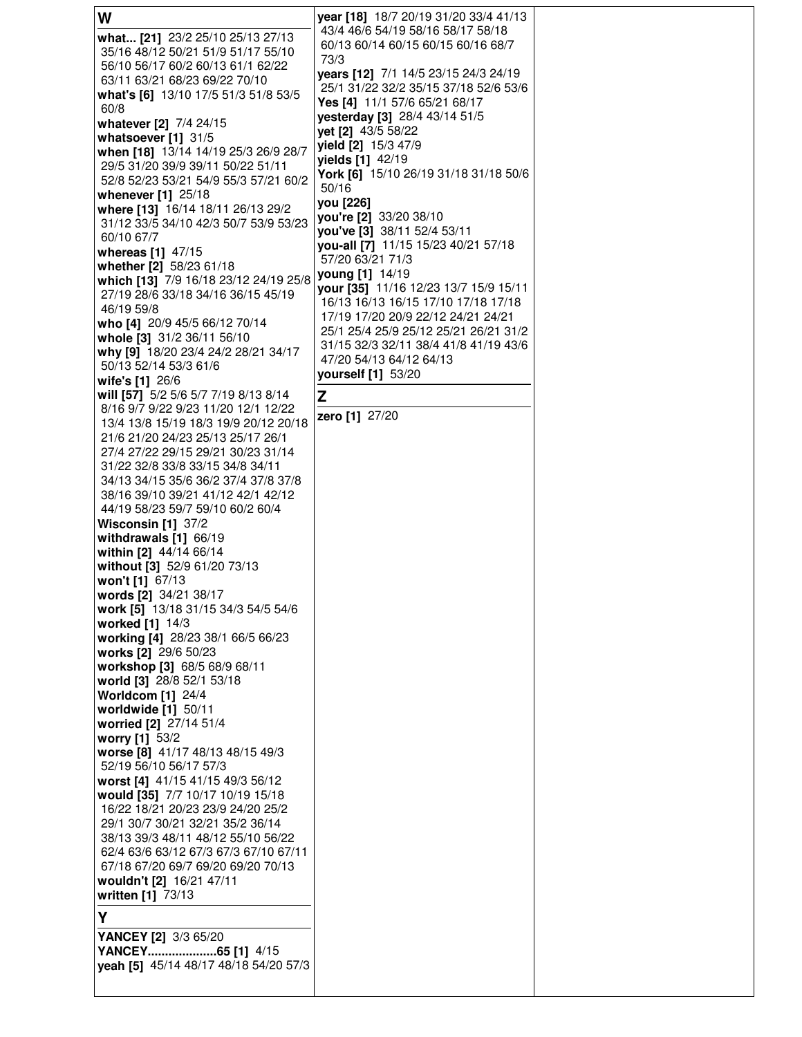## W

**what... [21]** 23/2 25/10 25/13 27/13 35/16 48/12 50/21 51/9 51/17 55/10 56/10 56/17 60/2 60/13 61/1 62/22 63/11 63/21 68/23 69/22 70/10
**what's [6]** 13/10 17/5 51/3 51/8 53/5 60/8
**whatever [2]** 7/4 24/15
**whatsoever [1]** 31/5
**when [18]** 13/14 14/19 25/3 26/9 28/7 29/5 31/20 39/9 39/11 50/22 51/11 52/8 52/23 53/21 54/9 55/3 57/21 60/2
**whenever [1]** 25/18
**where [13]** 16/14 18/11 26/13 29/2 31/12 33/5 34/10 42/3 50/7 53/9 53/23 60/10 67/7
**whereas [1]** 47/15
**whether [2]** 58/23 61/18
**which [13]** 7/9 16/18 23/12 24/19 25/8 27/19 28/6 33/18 34/16 36/15 45/19 46/19 59/8
**who [4]** 20/9 45/5 66/12 70/14
**whole [3]** 31/2 36/11 56/10
**why [9]** 18/20 23/4 24/2 28/21 34/17 50/13 52/14 53/3 61/6
**wife's [1]** 26/6
**will [57]** 5/2 5/6 5/7 7/19 8/13 8/14 8/16 9/7 9/22 9/23 11/20 12/1 12/22 13/4 13/8 15/19 18/3 19/9 20/12 20/18 21/6 21/20 24/23 25/13 25/17 26/1 27/4 27/22 29/15 29/21 30/23 31/14 31/22 32/8 33/8 33/15 34/8 34/11 34/13 34/15 35/6 36/2 37/4 37/8 37/8 38/16 39/10 39/21 41/12 42/1 42/12 44/19 58/23 59/7 59/10 60/2 60/4
**Wisconsin [1]** 37/2
**withdrawals [1]** 66/19
**within [2]** 44/14 66/14
**without [3]** 52/9 61/20 73/13
**won't [1]** 67/13
**words [2]** 34/21 38/17
**work [5]** 13/18 31/15 34/3 54/5 54/6
**worked [1]** 14/3
**working [4]** 28/23 38/1 66/5 66/23
**works [2]** 29/6 50/23
**workshop [3]** 68/5 68/9 68/11
**world [3]** 28/8 52/1 53/18
**Worldcom [1]** 24/4
**worldwide [1]** 50/11
**worried [2]** 27/14 51/4
**worry [1]** 53/2
**worse [8]** 41/17 48/13 48/15 49/3 52/19 56/10 56/17 57/3
**worst [4]** 41/15 41/15 49/3 56/12
**would [35]** 7/7 10/17 10/19 15/18 16/22 18/21 20/23 23/9 24/20 25/2 29/1 30/7 30/21 32/21 35/2 36/14 38/13 39/3 48/11 48/12 55/10 56/22 62/4 63/6 63/12 67/3 67/3 67/10 67/11 67/18 67/20 69/7 69/20 69/20 70/13
**wouldn't [2]** 16/21 47/11
**written [1]** 73/13

## Y

**YANCEY [2]** 3/3 65/20
**YANCEY....................65 [1]** 4/15
**yeah [5]** 45/14 48/17 48/18 54/20 57/3
**year [18]** 18/7 20/19 31/20 33/4 41/13 43/4 46/6 54/19 58/16 58/17 58/18 60/13 60/14 60/15 60/15 60/16 68/7 73/3
**years [12]** 7/1 14/5 23/15 24/3 24/19 25/1 31/22 32/2 35/15 37/18 52/6 53/6
**Yes [4]** 11/1 57/6 65/21 68/17
**yesterday [3]** 28/4 43/14 51/5
**yet [2]** 43/5 58/22
**yield [2]** 15/3 47/9
**yields [1]** 42/19
**York [6]** 15/10 26/19 31/18 31/18 50/6 50/16
**you [226]**
**you're [2]** 33/20 38/10
**you've [3]** 38/11 52/4 53/11
**you-all [7]** 11/15 15/23 40/21 57/18 57/20 63/21 71/3
**young [1]** 14/19
**your [35]** 11/16 12/23 13/7 15/9 15/11 16/13 16/13 16/15 17/10 17/18 17/18 17/19 17/20 20/9 22/12 24/21 24/21 25/1 25/4 25/9 25/12 25/21 26/21 31/2 31/15 32/3 32/11 38/4 41/8 41/19 43/6 47/20 54/13 64/12 64/13
**yourself [1]** 53/20

## Z

**zero [1]** 27/20